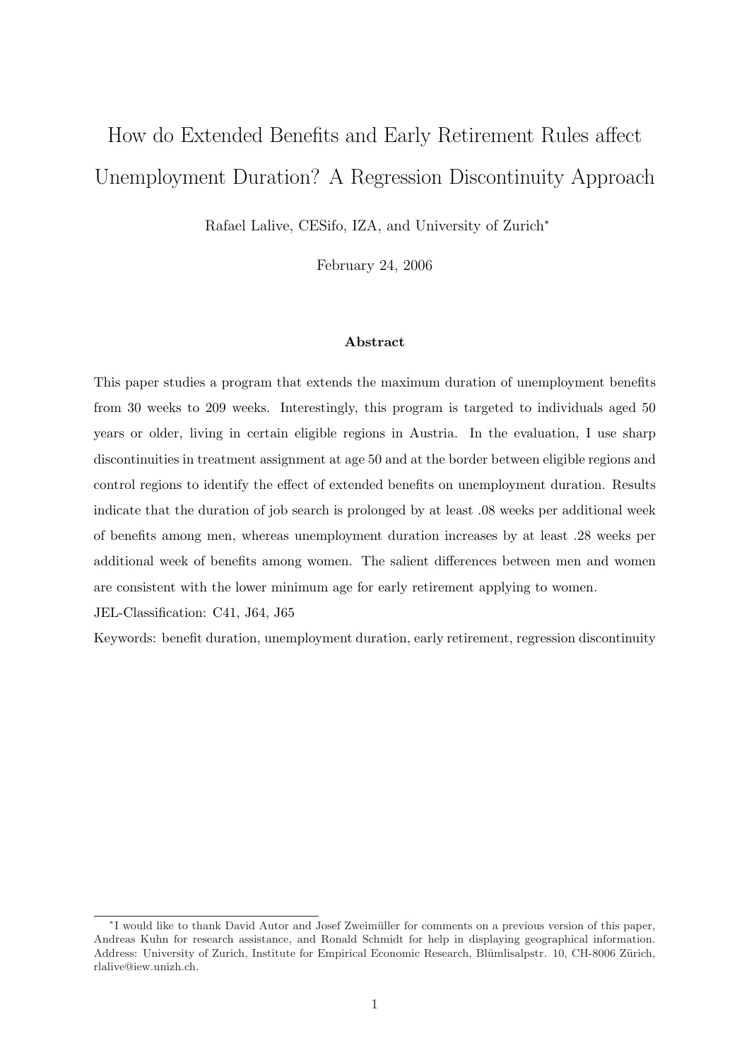# How do Extended Benefits and Early Retirement Rules affect Unemployment Duration? A Regression Discontinuity Approach

Rafael Lalive, CESifo, IZA, and University of Zurich*

February 24, 2006

### Abstract

This paper studies a program that extends the maximum duration of unemployment benefits from 30 weeks to 209 weeks. Interestingly, this program is targeted to individuals aged 50 years or older, living in certain eligible regions in Austria. In the evaluation, I use sharp discontinuities in treatment assignment at age 50 and at the border between eligible regions and control regions to identify the effect of extended benefits on unemployment duration. Results indicate that the duration of job search is prolonged by at least .08 weeks per additional week of benefits among men, whereas unemployment duration increases by at least .28 weeks per additional week of benefits among women. The salient differences between men and women are consistent with the lower minimum age for early retirement applying to women.

JEL-Classification: C41, J64, J65

Keywords: benefit duration, unemployment duration, early retirement, regression discontinuity

---

*I would like to thank David Autor and Josef Zweimüller for comments on a previous version of this paper, Andreas Kuhn for research assistance, and Ronald Schmidt for help in displaying geographical information. Address: University of Zurich, Institute for Empirical Economic Research, Blümlisalpstr. 10, CH-8006 Zürich, rlalive@iew.unizh.ch.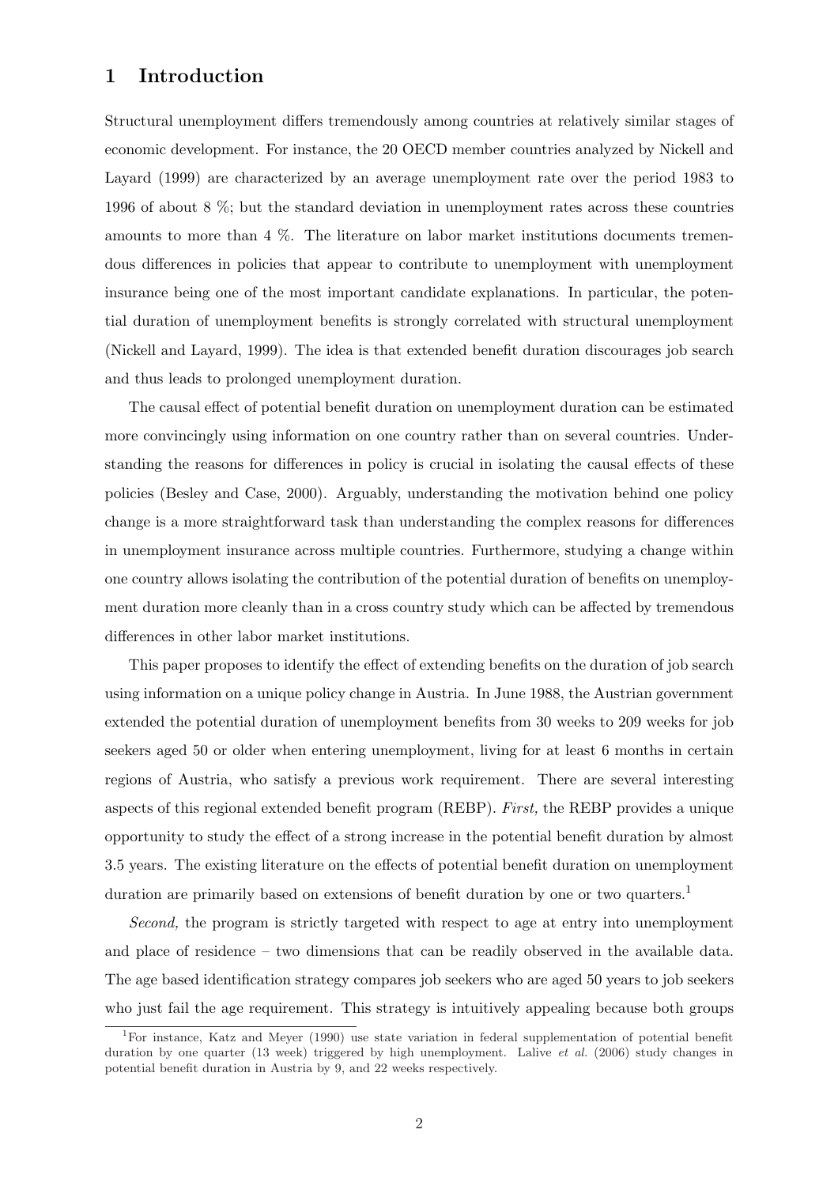# 1 Introduction

Structural unemployment differs tremendously among countries at relatively similar stages of economic development. For instance, the 20 OECD member countries analyzed by Nickell and Layard (1999) are characterized by an average unemployment rate over the period 1983 to 1996 of about 8 %; but the standard deviation in unemployment rates across these countries amounts to more than 4 %. The literature on labor market institutions documents tremendous differences in policies that appear to contribute to unemployment with unemployment insurance being one of the most important candidate explanations. In particular, the potential duration of unemployment benefits is strongly correlated with structural unemployment (Nickell and Layard, 1999). The idea is that extended benefit duration discourages job search and thus leads to prolonged unemployment duration.

The causal effect of potential benefit duration on unemployment duration can be estimated more convincingly using information on one country rather than on several countries. Understanding the reasons for differences in policy is crucial in isolating the causal effects of these policies (Besley and Case, 2000). Arguably, understanding the motivation behind one policy change is a more straightforward task than understanding the complex reasons for differences in unemployment insurance across multiple countries. Furthermore, studying a change within one country allows isolating the contribution of the potential duration of benefits on unemployment duration more cleanly than in a cross country study which can be affected by tremendous differences in other labor market institutions.

This paper proposes to identify the effect of extending benefits on the duration of job search using information on a unique policy change in Austria. In June 1988, the Austrian government extended the potential duration of unemployment benefits from 30 weeks to 209 weeks for job seekers aged 50 or older when entering unemployment, living for at least 6 months in certain regions of Austria, who satisfy a previous work requirement. There are several interesting aspects of this regional extended benefit program (REBP). *First,* the REBP provides a unique opportunity to study the effect of a strong increase in the potential benefit duration by almost 3.5 years. The existing literature on the effects of potential benefit duration on unemployment duration are primarily based on extensions of benefit duration by one or two quarters.[1]

*Second,* the program is strictly targeted with respect to age at entry into unemployment and place of residence – two dimensions that can be readily observed in the available data. The age based identification strategy compares job seekers who are aged 50 years to job seekers who just fail the age requirement. This strategy is intuitively appealing because both groups

[1]For instance, Katz and Meyer (1990) use state variation in federal supplementation of potential benefit duration by one quarter (13 week) triggered by high unemployment. Lalive *et al.* (2006) study changes in potential benefit duration in Austria by 9, and 22 weeks respectively.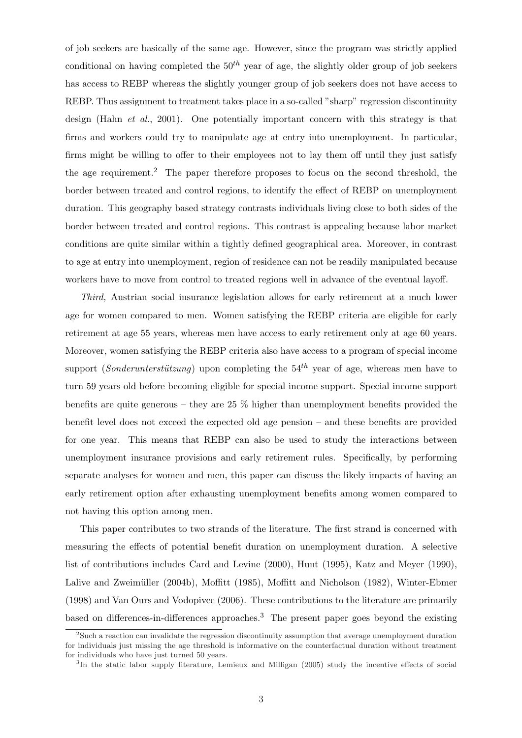of job seekers are basically of the same age. However, since the program was strictly applied conditional on having completed the $50^{th}$ year of age, the slightly older group of job seekers has access to REBP whereas the slightly younger group of job seekers does not have access to REBP. Thus assignment to treatment takes place in a so-called "sharp" regression discontinuity design (Hahn *et al.*, 2001). One potentially important concern with this strategy is that firms and workers could try to manipulate age at entry into unemployment. In particular, firms might be willing to offer to their employees not to lay them off until they just satisfy the age requirement.[2] The paper therefore proposes to focus on the second threshold, the border between treated and control regions, to identify the effect of REBP on unemployment duration. This geography based strategy contrasts individuals living close to both sides of the border between treated and control regions. This contrast is appealing because labor market conditions are quite similar within a tightly defined geographical area. Moreover, in contrast to age at entry into unemployment, region of residence can not be readily manipulated because workers have to move from control to treated regions well in advance of the eventual layoff.

*Third,* Austrian social insurance legislation allows for early retirement at a much lower age for women compared to men. Women satisfying the REBP criteria are eligible for early retirement at age 55 years, whereas men have access to early retirement only at age 60 years. Moreover, women satisfying the REBP criteria also have access to a program of special income support (*Sonderunterstützung*) upon completing the $54^{th}$ year of age, whereas men have to turn 59 years old before becoming eligible for special income support. Special income support benefits are quite generous – they are 25 % higher than unemployment benefits provided the benefit level does not exceed the expected old age pension – and these benefits are provided for one year. This means that REBP can also be used to study the interactions between unemployment insurance provisions and early retirement rules. Specifically, by performing separate analyses for women and men, this paper can discuss the likely impacts of having an early retirement option after exhausting unemployment benefits among women compared to not having this option among men.

This paper contributes to two strands of the literature. The first strand is concerned with measuring the effects of potential benefit duration on unemployment duration. A selective list of contributions includes Card and Levine (2000), Hunt (1995), Katz and Meyer (1990), Lalive and Zweimüller (2004b), Moffitt (1985), Moffitt and Nicholson (1982), Winter-Ebmer (1998) and Van Ours and Vodopivec (2006). These contributions to the literature are primarily based on differences-in-differences approaches.[3] The present paper goes beyond the existing

[2] Such a reaction can invalidate the regression discontinuity assumption that average unemployment duration for individuals just missing the age threshold is informative on the counterfactual duration without treatment for individuals who have just turned 50 years.

[3] In the static labor supply literature, Lemieux and Milligan (2005) study the incentive effects of social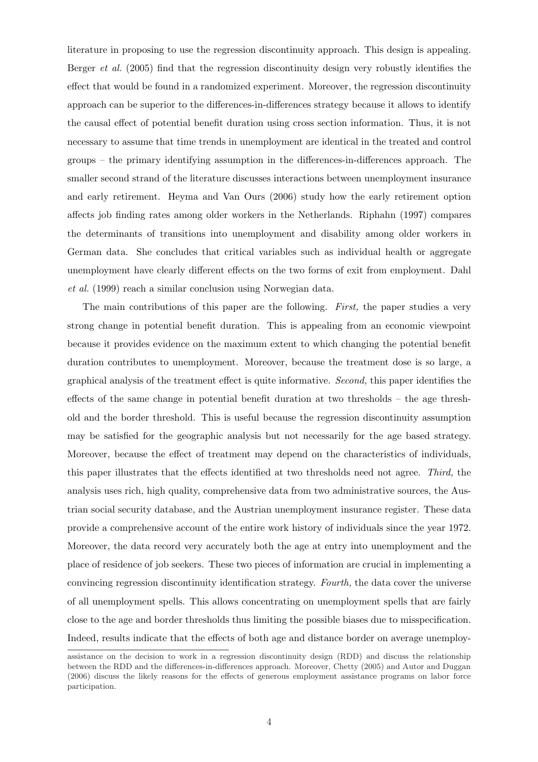literature in proposing to use the regression discontinuity approach. This design is appealing. Berger *et al.* (2005) find that the regression discontinuity design very robustly identifies the effect that would be found in a randomized experiment. Moreover, the regression discontinuity approach can be superior to the differences-in-differences strategy because it allows to identify the causal effect of potential benefit duration using cross section information. Thus, it is not necessary to assume that time trends in unemployment are identical in the treated and control groups – the primary identifying assumption in the differences-in-differences approach. The smaller second strand of the literature discusses interactions between unemployment insurance and early retirement. Heyma and Van Ours (2006) study how the early retirement option affects job finding rates among older workers in the Netherlands. Riphahn (1997) compares the determinants of transitions into unemployment and disability among older workers in German data. She concludes that critical variables such as individual health or aggregate unemployment have clearly different effects on the two forms of exit from employment. Dahl *et al.* (1999) reach a similar conclusion using Norwegian data.

The main contributions of this paper are the following. *First,* the paper studies a very strong change in potential benefit duration. This is appealing from an economic viewpoint because it provides evidence on the maximum extent to which changing the potential benefit duration contributes to unemployment. Moreover, because the treatment dose is so large, a graphical analysis of the treatment effect is quite informative. *Second,* this paper identifies the effects of the same change in potential benefit duration at two thresholds – the age threshold and the border threshold. This is useful because the regression discontinuity assumption may be satisfied for the geographic analysis but not necessarily for the age based strategy. Moreover, because the effect of treatment may depend on the characteristics of individuals, this paper illustrates that the effects identified at two thresholds need not agree. *Third,* the analysis uses rich, high quality, comprehensive data from two administrative sources, the Austrian social security database, and the Austrian unemployment insurance register. These data provide a comprehensive account of the entire work history of individuals since the year 1972. Moreover, the data record very accurately both the age at entry into unemployment and the place of residence of job seekers. These two pieces of information are crucial in implementing a convincing regression discontinuity identification strategy. *Fourth,* the data cover the universe of all unemployment spells. This allows concentrating on unemployment spells that are fairly close to the age and border thresholds thus limiting the possible biases due to misspecification. Indeed, results indicate that the effects of both age and distance border on average unemploy-

assistance on the decision to work in a regression discontinuity design (RDD) and discuss the relationship between the RDD and the differences-in-differences approach. Moreover, Chetty (2005) and Autor and Duggan (2006) discuss the likely reasons for the effects of generous employment assistance programs on labor force participation.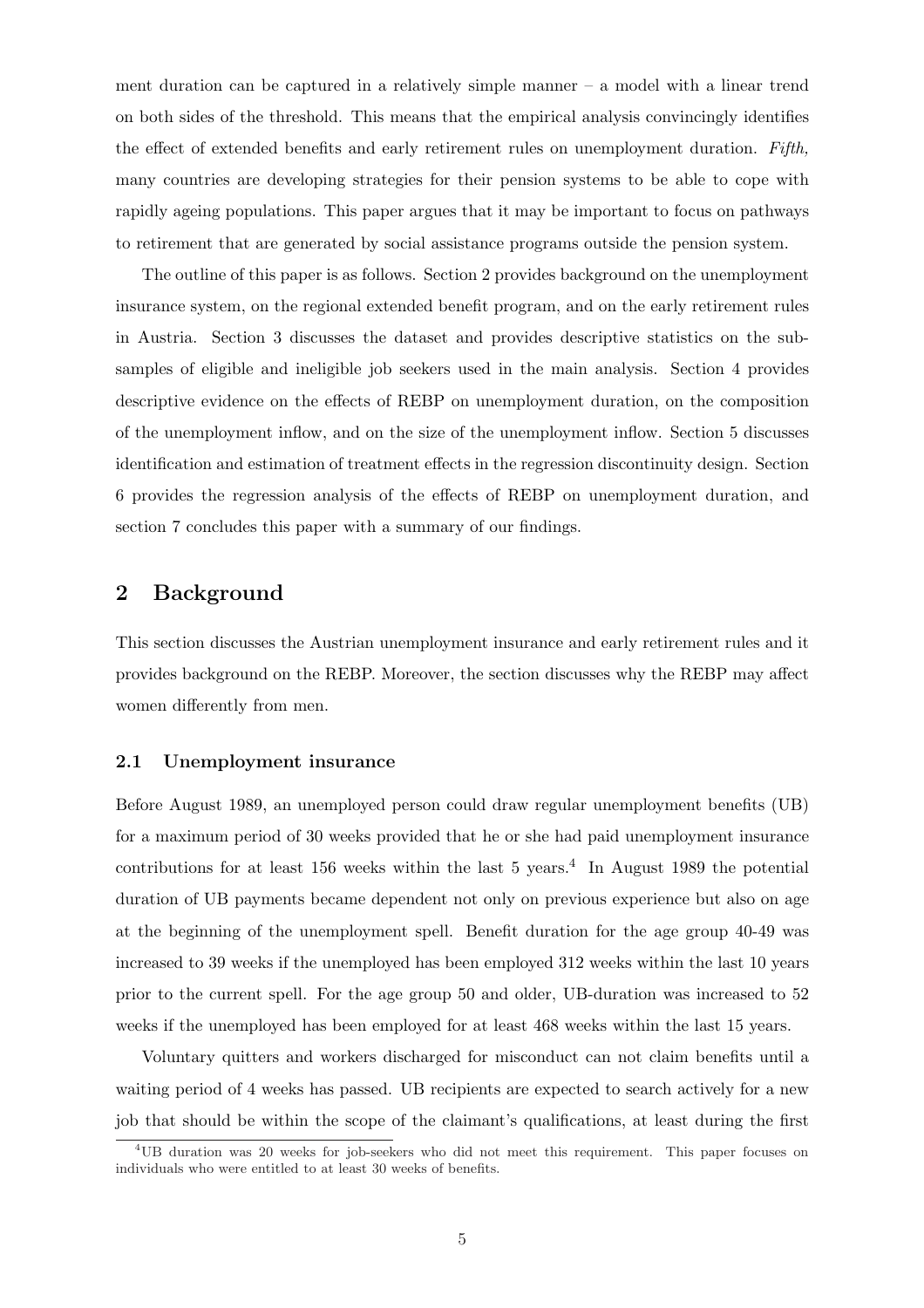ment duration can be captured in a relatively simple manner – a model with a linear trend on both sides of the threshold. This means that the empirical analysis convincingly identifies the effect of extended benefits and early retirement rules on unemployment duration. *Fifth,* many countries are developing strategies for their pension systems to be able to cope with rapidly ageing populations. This paper argues that it may be important to focus on pathways to retirement that are generated by social assistance programs outside the pension system.

The outline of this paper is as follows. Section 2 provides background on the unemployment insurance system, on the regional extended benefit program, and on the early retirement rules in Austria. Section 3 discusses the dataset and provides descriptive statistics on the subsamples of eligible and ineligible job seekers used in the main analysis. Section 4 provides descriptive evidence on the effects of REBP on unemployment duration, on the composition of the unemployment inflow, and on the size of the unemployment inflow. Section 5 discusses identification and estimation of treatment effects in the regression discontinuity design. Section 6 provides the regression analysis of the effects of REBP on unemployment duration, and section 7 concludes this paper with a summary of our findings.

## 2 Background

This section discusses the Austrian unemployment insurance and early retirement rules and it provides background on the REBP. Moreover, the section discusses why the REBP may affect women differently from men.

### 2.1 Unemployment insurance

Before August 1989, an unemployed person could draw regular unemployment benefits (UB) for a maximum period of 30 weeks provided that he or she had paid unemployment insurance contributions for at least 156 weeks within the last 5 years.[4] In August 1989 the potential duration of UB payments became dependent not only on previous experience but also on age at the beginning of the unemployment spell. Benefit duration for the age group 40-49 was increased to 39 weeks if the unemployed has been employed 312 weeks within the last 10 years prior to the current spell. For the age group 50 and older, UB-duration was increased to 52 weeks if the unemployed has been employed for at least 468 weeks within the last 15 years.

Voluntary quitters and workers discharged for misconduct can not claim benefits until a waiting period of 4 weeks has passed. UB recipients are expected to search actively for a new job that should be within the scope of the claimant's qualifications, at least during the first

[4] UB duration was 20 weeks for job-seekers who did not meet this requirement. This paper focuses on individuals who were entitled to at least 30 weeks of benefits.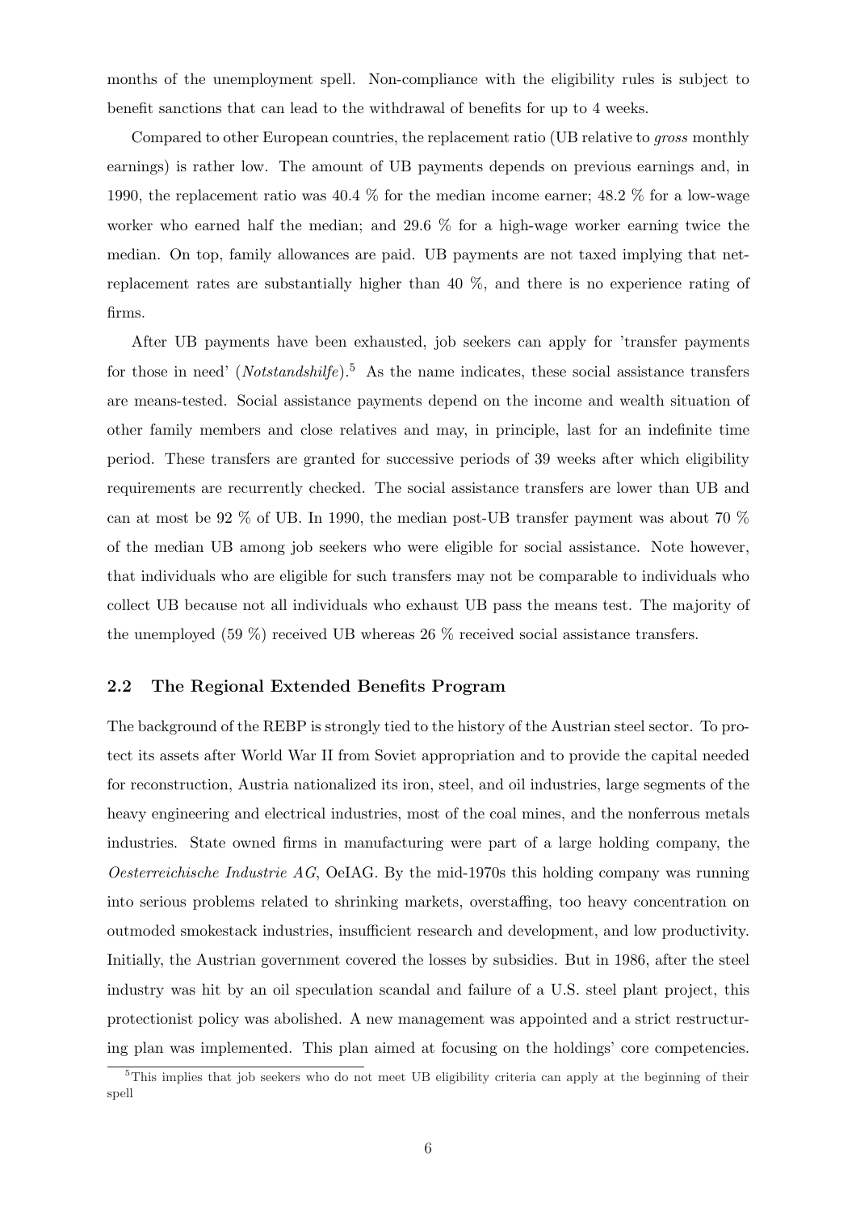months of the unemployment spell. Non-compliance with the eligibility rules is subject to benefit sanctions that can lead to the withdrawal of benefits for up to 4 weeks.

Compared to other European countries, the replacement ratio (UB relative to *gross* monthly earnings) is rather low. The amount of UB payments depends on previous earnings and, in 1990, the replacement ratio was 40.4 % for the median income earner; 48.2 % for a low-wage worker who earned half the median; and 29.6 % for a high-wage worker earning twice the median. On top, family allowances are paid. UB payments are not taxed implying that net-replacement rates are substantially higher than 40 %, and there is no experience rating of firms.

After UB payments have been exhausted, job seekers can apply for 'transfer payments for those in need' (*Notstandshilfe*).[5] As the name indicates, these social assistance transfers are means-tested. Social assistance payments depend on the income and wealth situation of other family members and close relatives and may, in principle, last for an indefinite time period. These transfers are granted for successive periods of 39 weeks after which eligibility requirements are recurrently checked. The social assistance transfers are lower than UB and can at most be 92 % of UB. In 1990, the median post-UB transfer payment was about 70 % of the median UB among job seekers who were eligible for social assistance. Note however, that individuals who are eligible for such transfers may not be comparable to individuals who collect UB because not all individuals who exhaust UB pass the means test. The majority of the unemployed (59 %) received UB whereas 26 % received social assistance transfers.

## 2.2 The Regional Extended Benefits Program

The background of the REBP is strongly tied to the history of the Austrian steel sector. To protect its assets after World War II from Soviet appropriation and to provide the capital needed for reconstruction, Austria nationalized its iron, steel, and oil industries, large segments of the heavy engineering and electrical industries, most of the coal mines, and the nonferrous metals industries. State owned firms in manufacturing were part of a large holding company, the *Oesterreichische Industrie AG*, OeIAG. By the mid-1970s this holding company was running into serious problems related to shrinking markets, overstaffing, too heavy concentration on outmoded smokestack industries, insufficient research and development, and low productivity. Initially, the Austrian government covered the losses by subsidies. But in 1986, after the steel industry was hit by an oil speculation scandal and failure of a U.S. steel plant project, this protectionist policy was abolished. A new management was appointed and a strict restructuring plan was implemented. This plan aimed at focusing on the holdings' core competencies.

[5] This implies that job seekers who do not meet UB eligibility criteria can apply at the beginning of their spell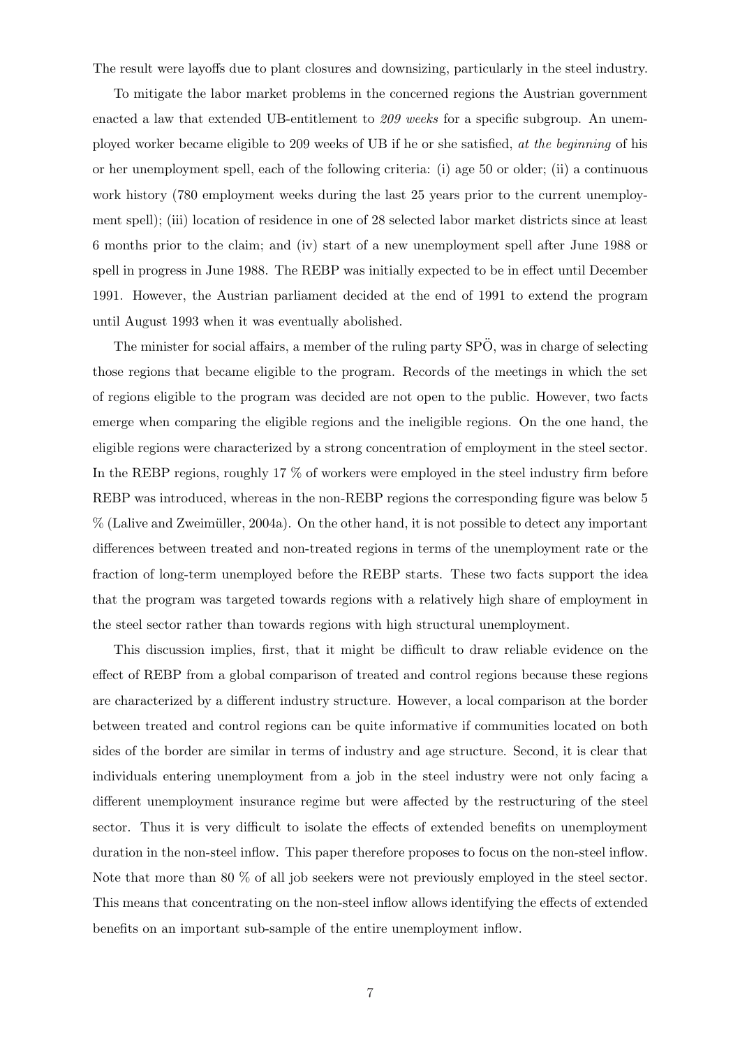The result were layoffs due to plant closures and downsizing, particularly in the steel industry.

To mitigate the labor market problems in the concerned regions the Austrian government enacted a law that extended UB-entitlement to *209 weeks* for a specific subgroup. An unemployed worker became eligible to 209 weeks of UB if he or she satisfied, *at the beginning* of his or her unemployment spell, each of the following criteria: (i) age 50 or older; (ii) a continuous work history (780 employment weeks during the last 25 years prior to the current unemployment spell); (iii) location of residence in one of 28 selected labor market districts since at least 6 months prior to the claim; and (iv) start of a new unemployment spell after June 1988 or spell in progress in June 1988. The REBP was initially expected to be in effect until December 1991. However, the Austrian parliament decided at the end of 1991 to extend the program until August 1993 when it was eventually abolished.

The minister for social affairs, a member of the ruling party SPÖ, was in charge of selecting those regions that became eligible to the program. Records of the meetings in which the set of regions eligible to the program was decided are not open to the public. However, two facts emerge when comparing the eligible regions and the ineligible regions. On the one hand, the eligible regions were characterized by a strong concentration of employment in the steel sector. In the REBP regions, roughly 17 % of workers were employed in the steel industry firm before REBP was introduced, whereas in the non-REBP regions the corresponding figure was below 5 % (Lalive and Zweimüller, 2004a). On the other hand, it is not possible to detect any important differences between treated and non-treated regions in terms of the unemployment rate or the fraction of long-term unemployed before the REBP starts. These two facts support the idea that the program was targeted towards regions with a relatively high share of employment in the steel sector rather than towards regions with high structural unemployment.

This discussion implies, first, that it might be difficult to draw reliable evidence on the effect of REBP from a global comparison of treated and control regions because these regions are characterized by a different industry structure. However, a local comparison at the border between treated and control regions can be quite informative if communities located on both sides of the border are similar in terms of industry and age structure. Second, it is clear that individuals entering unemployment from a job in the steel industry were not only facing a different unemployment insurance regime but were affected by the restructuring of the steel sector. Thus it is very difficult to isolate the effects of extended benefits on unemployment duration in the non-steel inflow. This paper therefore proposes to focus on the non-steel inflow. Note that more than 80 % of all job seekers were not previously employed in the steel sector. This means that concentrating on the non-steel inflow allows identifying the effects of extended benefits on an important sub-sample of the entire unemployment inflow.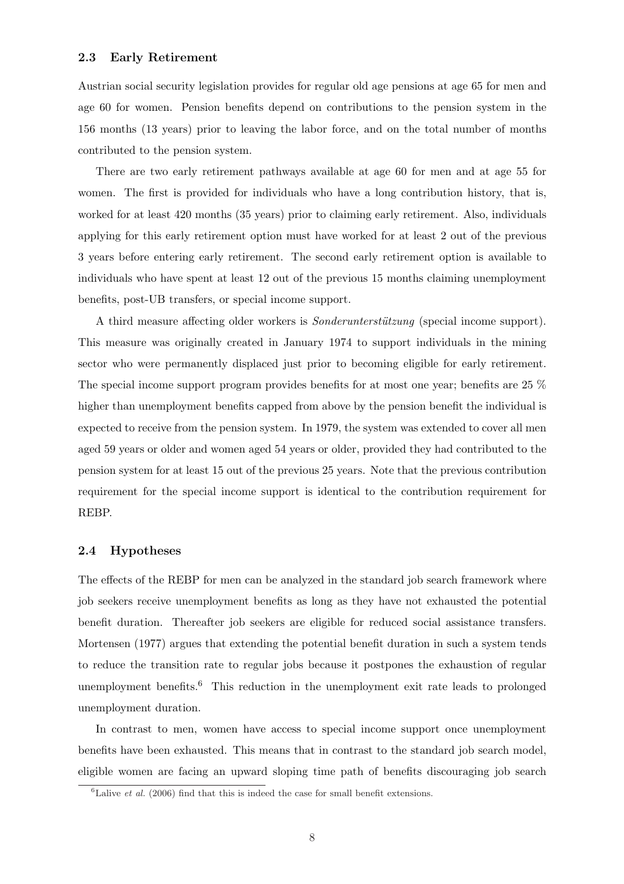### 2.3 Early Retirement

Austrian social security legislation provides for regular old age pensions at age 65 for men and age 60 for women. Pension benefits depend on contributions to the pension system in the 156 months (13 years) prior to leaving the labor force, and on the total number of months contributed to the pension system.

There are two early retirement pathways available at age 60 for men and at age 55 for women. The first is provided for individuals who have a long contribution history, that is, worked for at least 420 months (35 years) prior to claiming early retirement. Also, individuals applying for this early retirement option must have worked for at least 2 out of the previous 3 years before entering early retirement. The second early retirement option is available to individuals who have spent at least 12 out of the previous 15 months claiming unemployment benefits, post-UB transfers, or special income support.

A third measure affecting older workers is *Sonderunterstützung* (special income support). This measure was originally created in January 1974 to support individuals in the mining sector who were permanently displaced just prior to becoming eligible for early retirement. The special income support program provides benefits for at most one year; benefits are 25 % higher than unemployment benefits capped from above by the pension benefit the individual is expected to receive from the pension system. In 1979, the system was extended to cover all men aged 59 years or older and women aged 54 years or older, provided they had contributed to the pension system for at least 15 out of the previous 25 years. Note that the previous contribution requirement for the special income support is identical to the contribution requirement for REBP.

### 2.4 Hypotheses

The effects of the REBP for men can be analyzed in the standard job search framework where job seekers receive unemployment benefits as long as they have not exhausted the potential benefit duration. Thereafter job seekers are eligible for reduced social assistance transfers. Mortensen (1977) argues that extending the potential benefit duration in such a system tends to reduce the transition rate to regular jobs because it postpones the exhaustion of regular unemployment benefits.[6] This reduction in the unemployment exit rate leads to prolonged unemployment duration.

In contrast to men, women have access to special income support once unemployment benefits have been exhausted. This means that in contrast to the standard job search model, eligible women are facing an upward sloping time path of benefits discouraging job search

[6] Lalive *et al.* (2006) find that this is indeed the case for small benefit extensions.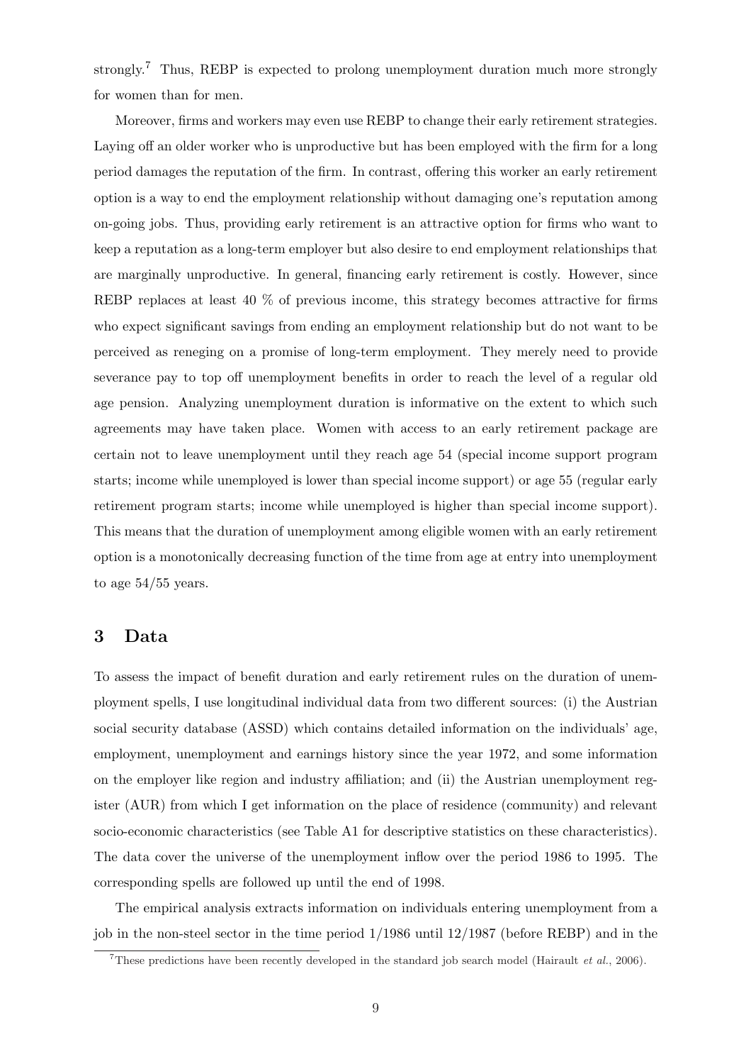strongly.[7] Thus, REBP is expected to prolong unemployment duration much more strongly for women than for men.

Moreover, firms and workers may even use REBP to change their early retirement strategies. Laying off an older worker who is unproductive but has been employed with the firm for a long period damages the reputation of the firm. In contrast, offering this worker an early retirement option is a way to end the employment relationship without damaging one's reputation among on-going jobs. Thus, providing early retirement is an attractive option for firms who want to keep a reputation as a long-term employer but also desire to end employment relationships that are marginally unproductive. In general, financing early retirement is costly. However, since REBP replaces at least 40 % of previous income, this strategy becomes attractive for firms who expect significant savings from ending an employment relationship but do not want to be perceived as reneging on a promise of long-term employment. They merely need to provide severance pay to top off unemployment benefits in order to reach the level of a regular old age pension. Analyzing unemployment duration is informative on the extent to which such agreements may have taken place. Women with access to an early retirement package are certain not to leave unemployment until they reach age 54 (special income support program starts; income while unemployed is lower than special income support) or age 55 (regular early retirement program starts; income while unemployed is higher than special income support). This means that the duration of unemployment among eligible women with an early retirement option is a monotonically decreasing function of the time from age at entry into unemployment to age 54/55 years.

## 3 Data

To assess the impact of benefit duration and early retirement rules on the duration of unemployment spells, I use longitudinal individual data from two different sources: (i) the Austrian social security database (ASSD) which contains detailed information on the individuals' age, employment, unemployment and earnings history since the year 1972, and some information on the employer like region and industry affiliation; and (ii) the Austrian unemployment register (AUR) from which I get information on the place of residence (community) and relevant socio-economic characteristics (see Table A1 for descriptive statistics on these characteristics). The data cover the universe of the unemployment inflow over the period 1986 to 1995. The corresponding spells are followed up until the end of 1998.

The empirical analysis extracts information on individuals entering unemployment from a job in the non-steel sector in the time period 1/1986 until 12/1987 (before REBP) and in the

[7] These predictions have been recently developed in the standard job search model (Hairault *et al.*, 2006).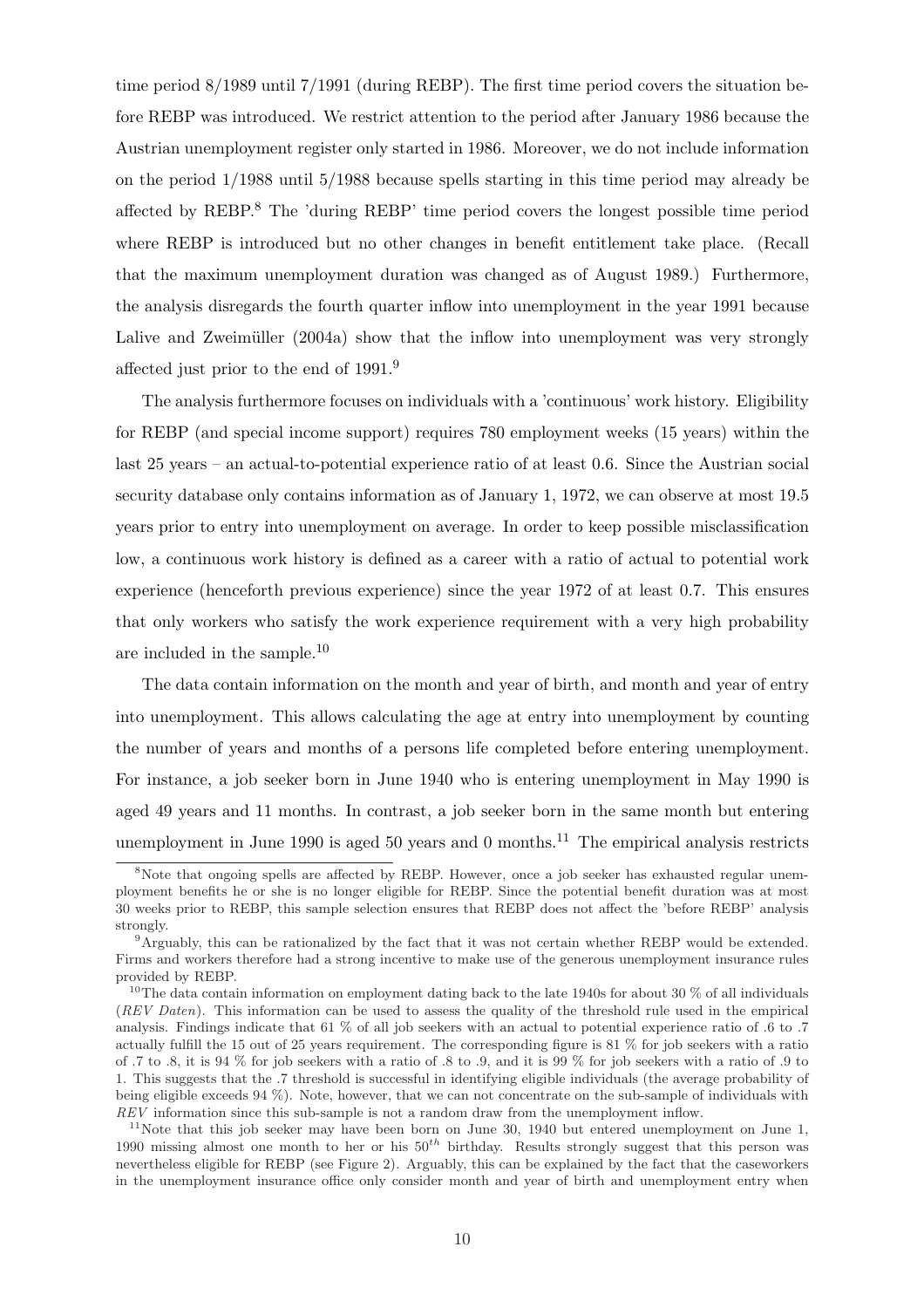time period 8/1989 until 7/1991 (during REBP). The first time period covers the situation before REBP was introduced. We restrict attention to the period after January 1986 because the Austrian unemployment register only started in 1986. Moreover, we do not include information on the period 1/1988 until 5/1988 because spells starting in this time period may already be affected by REBP.[8] The 'during REBP' time period covers the longest possible time period where REBP is introduced but no other changes in benefit entitlement take place. (Recall that the maximum unemployment duration was changed as of August 1989.) Furthermore, the analysis disregards the fourth quarter inflow into unemployment in the year 1991 because Lalive and Zweimüller (2004a) show that the inflow into unemployment was very strongly affected just prior to the end of 1991.[9]

The analysis furthermore focuses on individuals with a 'continuous' work history. Eligibility for REBP (and special income support) requires 780 employment weeks (15 years) within the last 25 years – an actual-to-potential experience ratio of at least 0.6. Since the Austrian social security database only contains information as of January 1, 1972, we can observe at most 19.5 years prior to entry into unemployment on average. In order to keep possible misclassification low, a continuous work history is defined as a career with a ratio of actual to potential work experience (henceforth previous experience) since the year 1972 of at least 0.7. This ensures that only workers who satisfy the work experience requirement with a very high probability are included in the sample.[10]

The data contain information on the month and year of birth, and month and year of entry into unemployment. This allows calculating the age at entry into unemployment by counting the number of years and months of a persons life completed before entering unemployment. For instance, a job seeker born in June 1940 who is entering unemployment in May 1990 is aged 49 years and 11 months. In contrast, a job seeker born in the same month but entering unemployment in June 1990 is aged 50 years and 0 months.[11] The empirical analysis restricts

[8] Note that ongoing spells are affected by REBP. However, once a job seeker has exhausted regular unemployment benefits he or she is no longer eligible for REBP. Since the potential benefit duration was at most 30 weeks prior to REBP, this sample selection ensures that REBP does not affect the 'before REBP' analysis strongly.

[9] Arguably, this can be rationalized by the fact that it was not certain whether REBP would be extended. Firms and workers therefore had a strong incentive to make use of the generous unemployment insurance rules provided by REBP.

[10] The data contain information on employment dating back to the late 1940s for about 30 % of all individuals (*REV Daten*). This information can be used to assess the quality of the threshold rule used in the empirical analysis. Findings indicate that 61 % of all job seekers with an actual to potential experience ratio of .6 to .7 actually fulfill the 15 out of 25 years requirement. The corresponding figure is 81 % for job seekers with a ratio of .7 to .8, it is 94 % for job seekers with a ratio of .8 to .9, and it is 99 % for job seekers with a ratio of .9 to 1. This suggests that the .7 threshold is successful in identifying eligible individuals (the average probability of being eligible exceeds 94 %). Note, however, that we can not concentrate on the sub-sample of individuals with *REV* information since this sub-sample is not a random draw from the unemployment inflow.

[11] Note that this job seeker may have been born on June 30, 1940 but entered unemployment on June 1, 1990 missing almost one month to her or his $50^{th}$ birthday. Results strongly suggest that this person was nevertheless eligible for REBP (see Figure 2). Arguably, this can be explained by the fact that the caseworkers in the unemployment insurance office only consider month and year of birth and unemployment entry when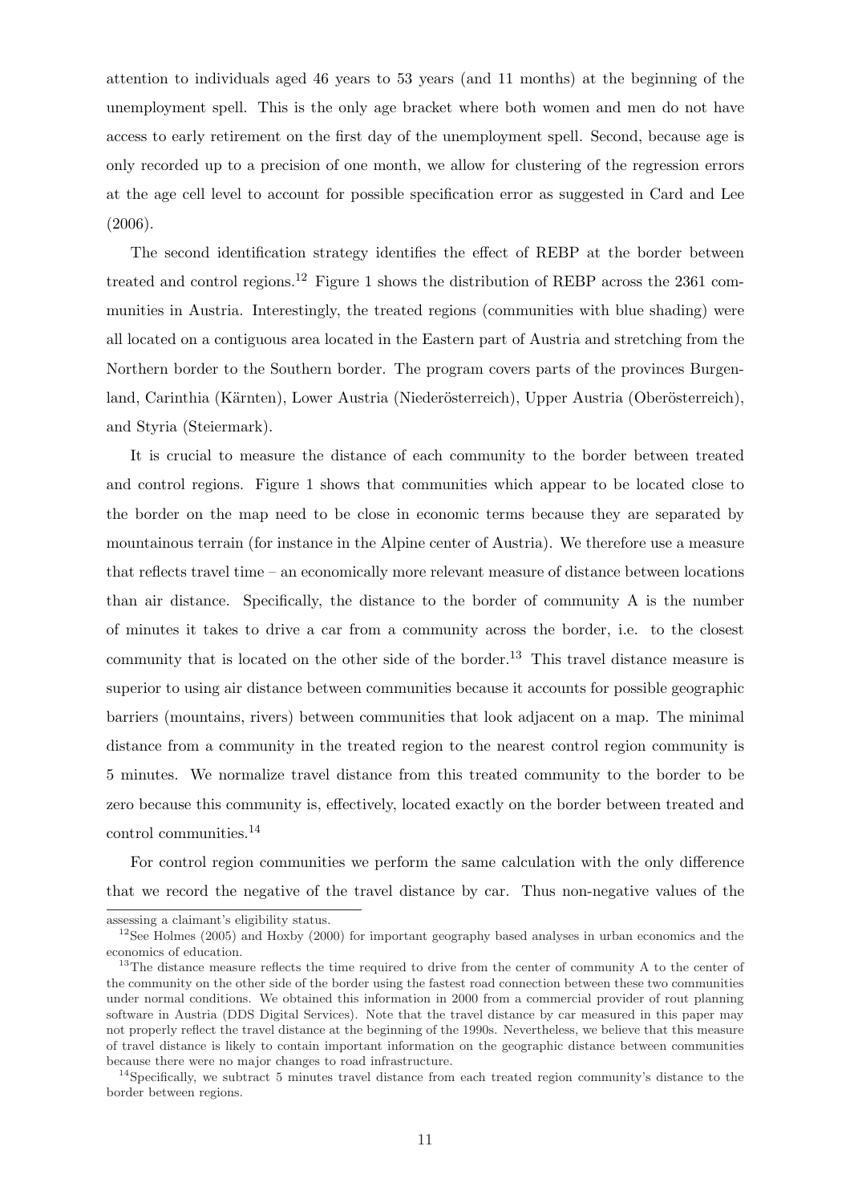attention to individuals aged 46 years to 53 years (and 11 months) at the beginning of the unemployment spell. This is the only age bracket where both women and men do not have access to early retirement on the first day of the unemployment spell. Second, because age is only recorded up to a precision of one month, we allow for clustering of the regression errors at the age cell level to account for possible specification error as suggested in Card and Lee (2006).

The second identification strategy identifies the effect of REBP at the border between treated and control regions.[12] Figure 1 shows the distribution of REBP across the 2361 communities in Austria. Interestingly, the treated regions (communities with blue shading) were all located on a contiguous area located in the Eastern part of Austria and stretching from the Northern border to the Southern border. The program covers parts of the provinces Burgenland, Carinthia (Kärnten), Lower Austria (Niederösterreich), Upper Austria (Oberösterreich), and Styria (Steiermark).

It is crucial to measure the distance of each community to the border between treated and control regions. Figure 1 shows that communities which appear to be located close to the border on the map need to be close in economic terms because they are separated by mountainous terrain (for instance in the Alpine center of Austria). We therefore use a measure that reflects travel time – an economically more relevant measure of distance between locations than air distance. Specifically, the distance to the border of community A is the number of minutes it takes to drive a car from a community across the border, i.e. to the closest community that is located on the other side of the border.[13] This travel distance measure is superior to using air distance between communities because it accounts for possible geographic barriers (mountains, rivers) between communities that look adjacent on a map. The minimal distance from a community in the treated region to the nearest control region community is 5 minutes. We normalize travel distance from this treated community to the border to be zero because this community is, effectively, located exactly on the border between treated and control communities.[14]

For control region communities we perform the same calculation with the only difference that we record the negative of the travel distance by car. Thus non-negative values of the

---

assessing a claimant's eligibility status.

[12] See Holmes (2005) and Hoxby (2000) for important geography based analyses in urban economics and the economics of education.

[13] The distance measure reflects the time required to drive from the center of community A to the center of the community on the other side of the border using the fastest road connection between these two communities under normal conditions. We obtained this information in 2000 from a commercial provider of rout planning software in Austria (DDS Digital Services). Note that the travel distance by car measured in this paper may not properly reflect the travel distance at the beginning of the 1990s. Nevertheless, we believe that this measure of travel distance is likely to contain important information on the geographic distance between communities because there were no major changes to road infrastructure.

[14] Specifically, we subtract 5 minutes travel distance from each treated region community's distance to the border between regions.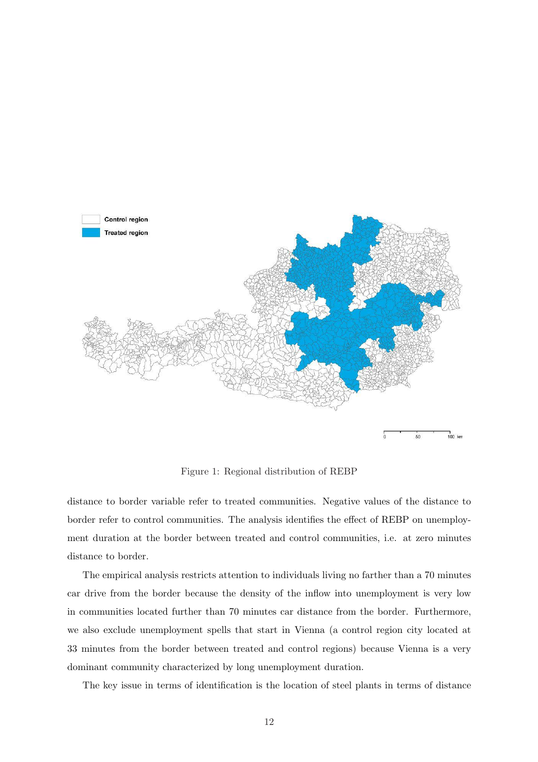Figure 1: Regional distribution of REBP

distance to border variable refer to treated communities. Negative values of the distance to border refer to control communities. The analysis identifies the effect of REBP on unemployment duration at the border between treated and control communities, i.e. at zero minutes distance to border.

The empirical analysis restricts attention to individuals living no farther than a 70 minutes car drive from the border because the density of the inflow into unemployment is very low in communities located further than 70 minutes car distance from the border. Furthermore, we also exclude unemployment spells that start in Vienna (a control region city located at 33 minutes from the border between treated and control regions) because Vienna is a very dominant community characterized by long unemployment duration.

The key issue in terms of identification is the location of steel plants in terms of distance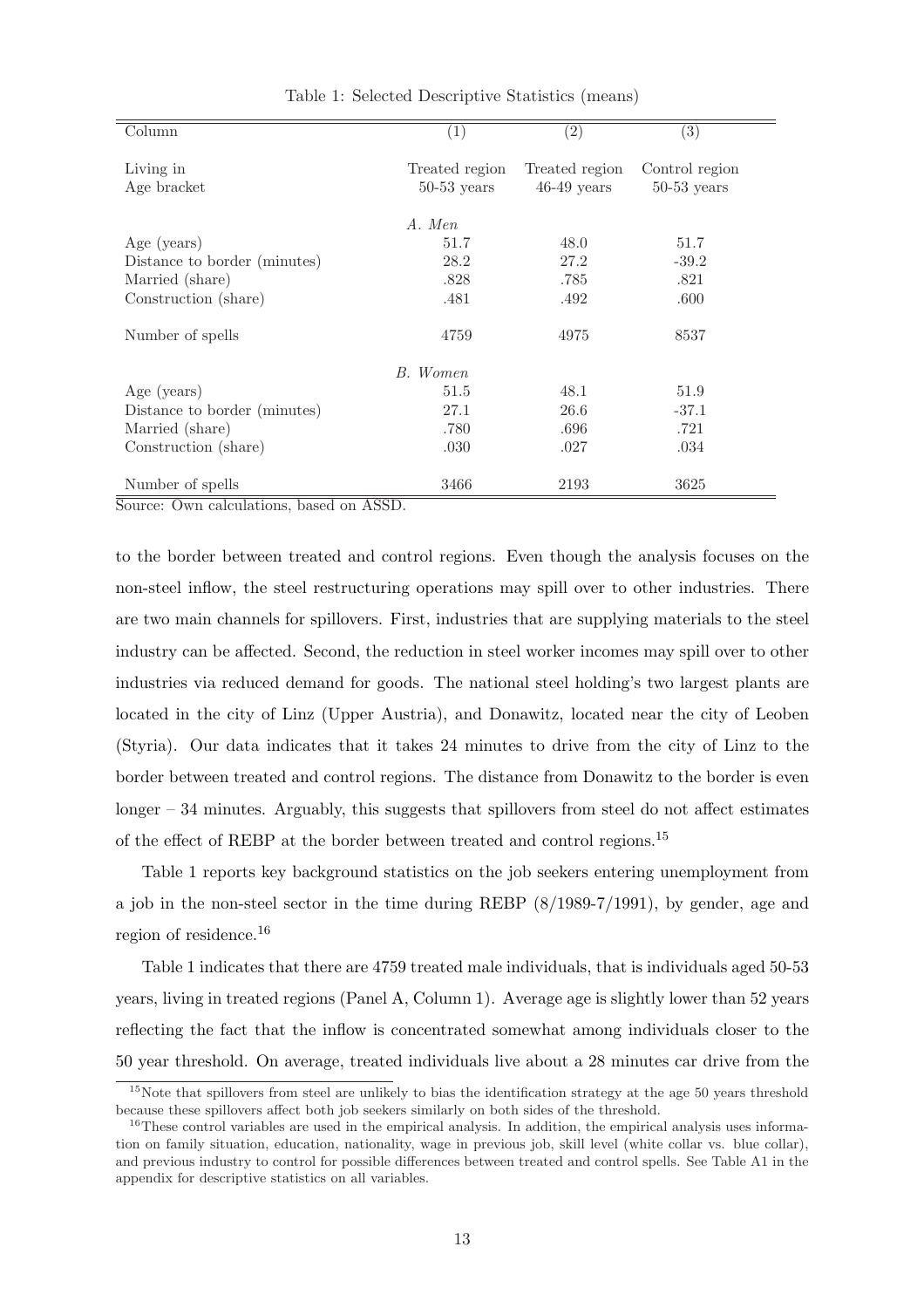Table 1: Selected Descriptive Statistics (means)

| Column | (1) | (2) | (3) |
|---|---|---|---|
| Living in | Treated region | Treated region | Control region |
| Age bracket | 50-53 years | 46-49 years | 50-53 years |
| | *A. Men* | | |
| Age (years) | 51.7 | 48.0 | 51.7 |
| Distance to border (minutes) | 28.2 | 27.2 | -39.2 |
| Married (share) | .828 | .785 | .821 |
| Construction (share) | .481 | .492 | .600 |
| Number of spells | 4759 | 4975 | 8537 |
| | *B. Women* | | |
| Age (years) | 51.5 | 48.1 | 51.9 |
| Distance to border (minutes) | 27.1 | 26.6 | -37.1 |
| Married (share) | .780 | .696 | .721 |
| Construction (share) | .030 | .027 | .034 |
| Number of spells | 3466 | 2193 | 3625 |

Source: Own calculations, based on ASSD.

to the border between treated and control regions. Even though the analysis focuses on the non-steel inflow, the steel restructuring operations may spill over to other industries. There are two main channels for spillovers. First, industries that are supplying materials to the steel industry can be affected. Second, the reduction in steel worker incomes may spill over to other industries via reduced demand for goods. The national steel holding's two largest plants are located in the city of Linz (Upper Austria), and Donawitz, located near the city of Leoben (Styria). Our data indicates that it takes 24 minutes to drive from the city of Linz to the border between treated and control regions. The distance from Donawitz to the border is even longer – 34 minutes. Arguably, this suggests that spillovers from steel do not affect estimates of the effect of REBP at the border between treated and control regions.[15]

Table 1 reports key background statistics on the job seekers entering unemployment from a job in the non-steel sector in the time during REBP (8/1989-7/1991), by gender, age and region of residence.[16]

Table 1 indicates that there are 4759 treated male individuals, that is individuals aged 50-53 years, living in treated regions (Panel A, Column 1). Average age is slightly lower than 52 years reflecting the fact that the inflow is concentrated somewhat among individuals closer to the 50 year threshold. On average, treated individuals live about a 28 minutes car drive from the

[15] Note that spillovers from steel are unlikely to bias the identification strategy at the age 50 years threshold because these spillovers affect both job seekers similarly on both sides of the threshold.

[16] These control variables are used in the empirical analysis. In addition, the empirical analysis uses information on family situation, education, nationality, wage in previous job, skill level (white collar vs. blue collar), and previous industry to control for possible differences between treated and control spells. See Table A1 in the appendix for descriptive statistics on all variables.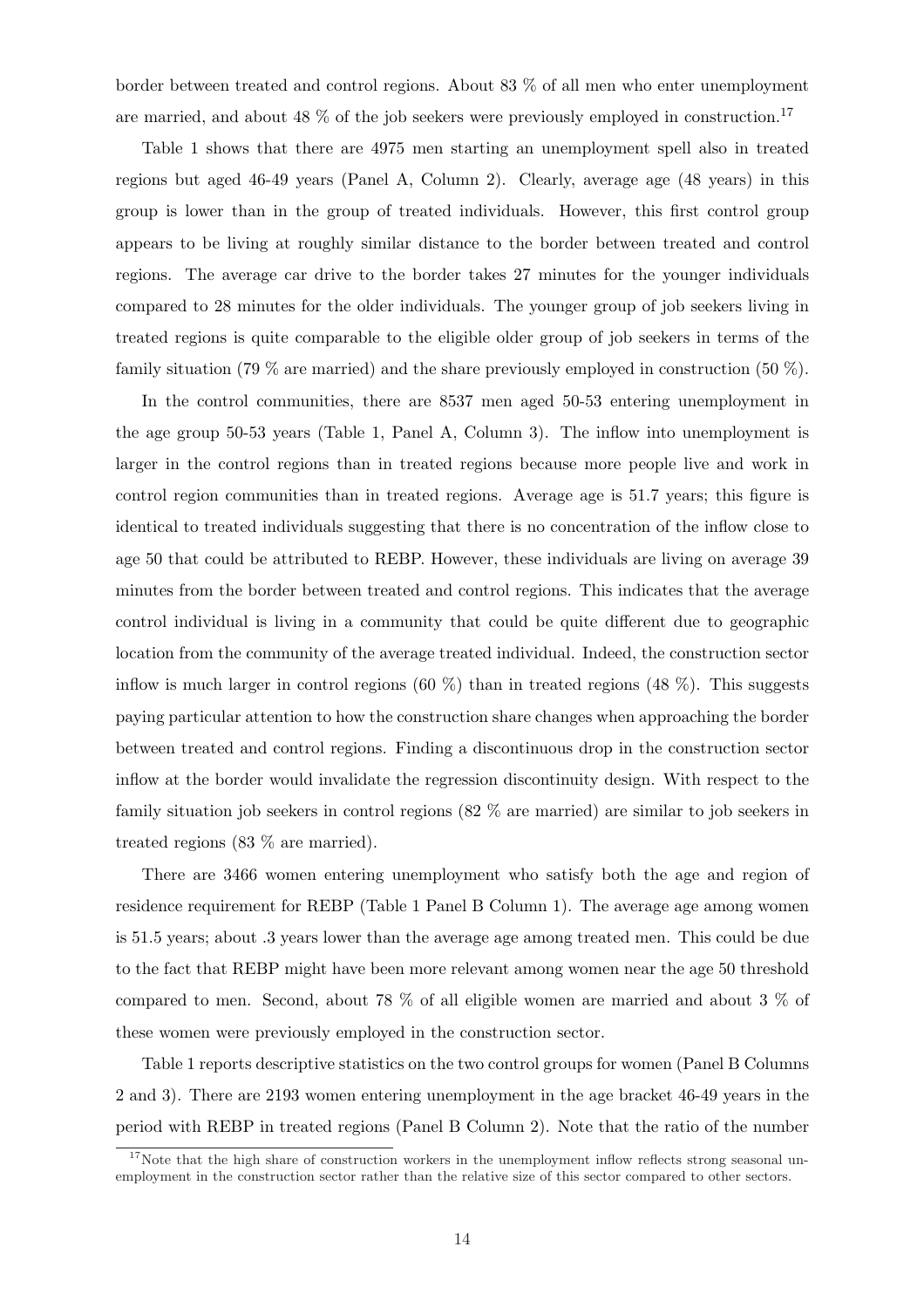border between treated and control regions. About 83 % of all men who enter unemployment are married, and about 48 % of the job seekers were previously employed in construction.[17]

Table 1 shows that there are 4975 men starting an unemployment spell also in treated regions but aged 46-49 years (Panel A, Column 2). Clearly, average age (48 years) in this group is lower than in the group of treated individuals. However, this first control group appears to be living at roughly similar distance to the border between treated and control regions. The average car drive to the border takes 27 minutes for the younger individuals compared to 28 minutes for the older individuals. The younger group of job seekers living in treated regions is quite comparable to the eligible older group of job seekers in terms of the family situation (79 % are married) and the share previously employed in construction (50 %).

In the control communities, there are 8537 men aged 50-53 entering unemployment in the age group 50-53 years (Table 1, Panel A, Column 3). The inflow into unemployment is larger in the control regions than in treated regions because more people live and work in control region communities than in treated regions. Average age is 51.7 years; this figure is identical to treated individuals suggesting that there is no concentration of the inflow close to age 50 that could be attributed to REBP. However, these individuals are living on average 39 minutes from the border between treated and control regions. This indicates that the average control individual is living in a community that could be quite different due to geographic location from the community of the average treated individual. Indeed, the construction sector inflow is much larger in control regions (60 %) than in treated regions (48 %). This suggests paying particular attention to how the construction share changes when approaching the border between treated and control regions. Finding a discontinuous drop in the construction sector inflow at the border would invalidate the regression discontinuity design. With respect to the family situation job seekers in control regions (82 % are married) are similar to job seekers in treated regions (83 % are married).

There are 3466 women entering unemployment who satisfy both the age and region of residence requirement for REBP (Table 1 Panel B Column 1). The average age among women is 51.5 years; about .3 years lower than the average age among treated men. This could be due to the fact that REBP might have been more relevant among women near the age 50 threshold compared to men. Second, about 78 % of all eligible women are married and about 3 % of these women were previously employed in the construction sector.

Table 1 reports descriptive statistics on the two control groups for women (Panel B Columns 2 and 3). There are 2193 women entering unemployment in the age bracket 46-49 years in the period with REBP in treated regions (Panel B Column 2). Note that the ratio of the number

[17] Note that the high share of construction workers in the unemployment inflow reflects strong seasonal unemployment in the construction sector rather than the relative size of this sector compared to other sectors.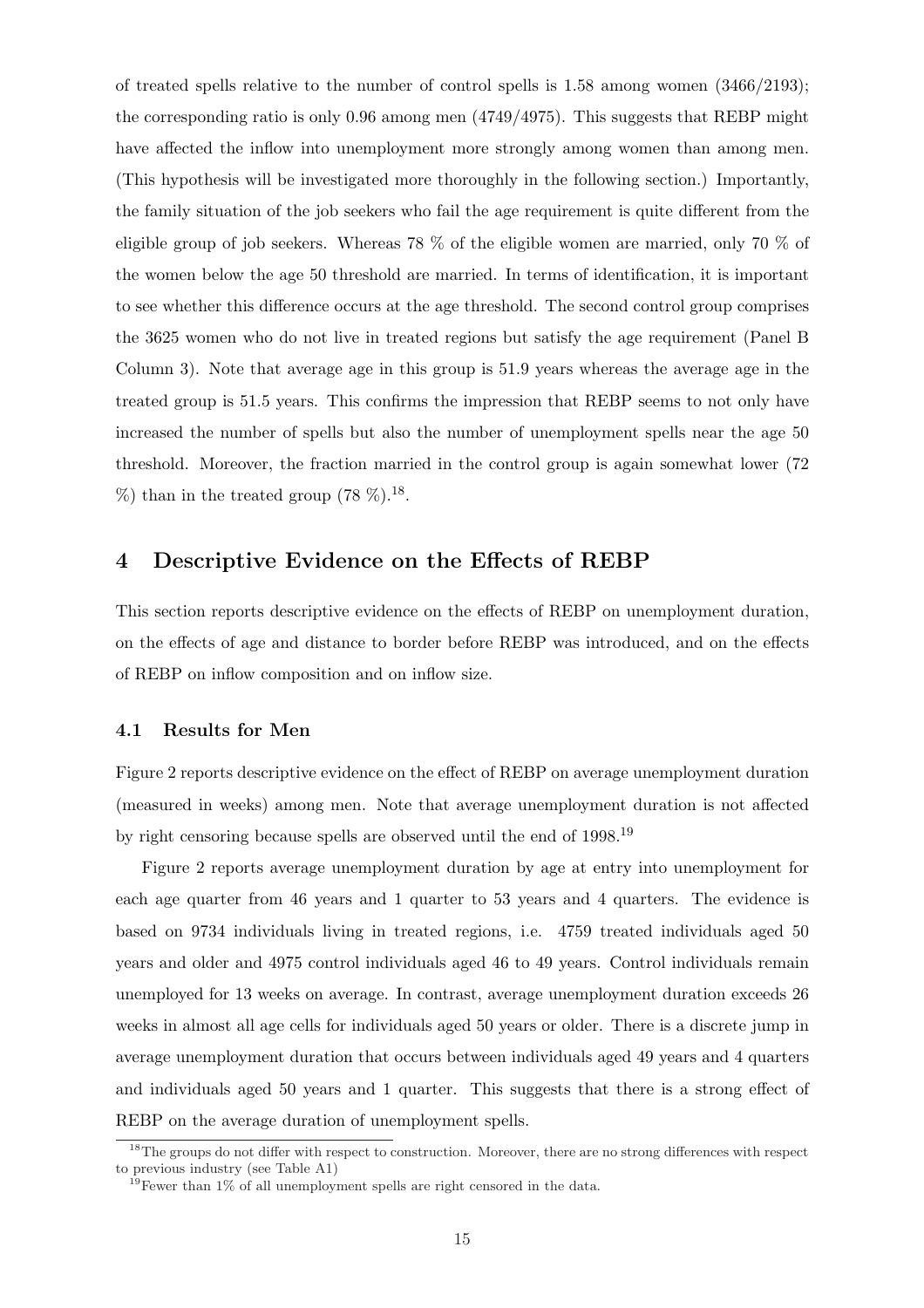of treated spells relative to the number of control spells is 1.58 among women (3466/2193); the corresponding ratio is only 0.96 among men (4749/4975). This suggests that REBP might have affected the inflow into unemployment more strongly among women than among men. (This hypothesis will be investigated more thoroughly in the following section.) Importantly, the family situation of the job seekers who fail the age requirement is quite different from the eligible group of job seekers. Whereas 78 % of the eligible women are married, only 70 % of the women below the age 50 threshold are married. In terms of identification, it is important to see whether this difference occurs at the age threshold. The second control group comprises the 3625 women who do not live in treated regions but satisfy the age requirement (Panel B Column 3). Note that average age in this group is 51.9 years whereas the average age in the treated group is 51.5 years. This confirms the impression that REBP seems to not only have increased the number of spells but also the number of unemployment spells near the age 50 threshold. Moreover, the fraction married in the control group is again somewhat lower (72 %) than in the treated group (78 %).[18].

# 4 Descriptive Evidence on the Effects of REBP

This section reports descriptive evidence on the effects of REBP on unemployment duration, on the effects of age and distance to border before REBP was introduced, and on the effects of REBP on inflow composition and on inflow size.

## 4.1 Results for Men

Figure 2 reports descriptive evidence on the effect of REBP on average unemployment duration (measured in weeks) among men. Note that average unemployment duration is not affected by right censoring because spells are observed until the end of 1998.[19]

Figure 2 reports average unemployment duration by age at entry into unemployment for each age quarter from 46 years and 1 quarter to 53 years and 4 quarters. The evidence is based on 9734 individuals living in treated regions, i.e. 4759 treated individuals aged 50 years and older and 4975 control individuals aged 46 to 49 years. Control individuals remain unemployed for 13 weeks on average. In contrast, average unemployment duration exceeds 26 weeks in almost all age cells for individuals aged 50 years or older. There is a discrete jump in average unemployment duration that occurs between individuals aged 49 years and 4 quarters and individuals aged 50 years and 1 quarter. This suggests that there is a strong effect of REBP on the average duration of unemployment spells.

[18] The groups do not differ with respect to construction. Moreover, there are no strong differences with respect to previous industry (see Table A1)

[19] Fewer than 1% of all unemployment spells are right censored in the data.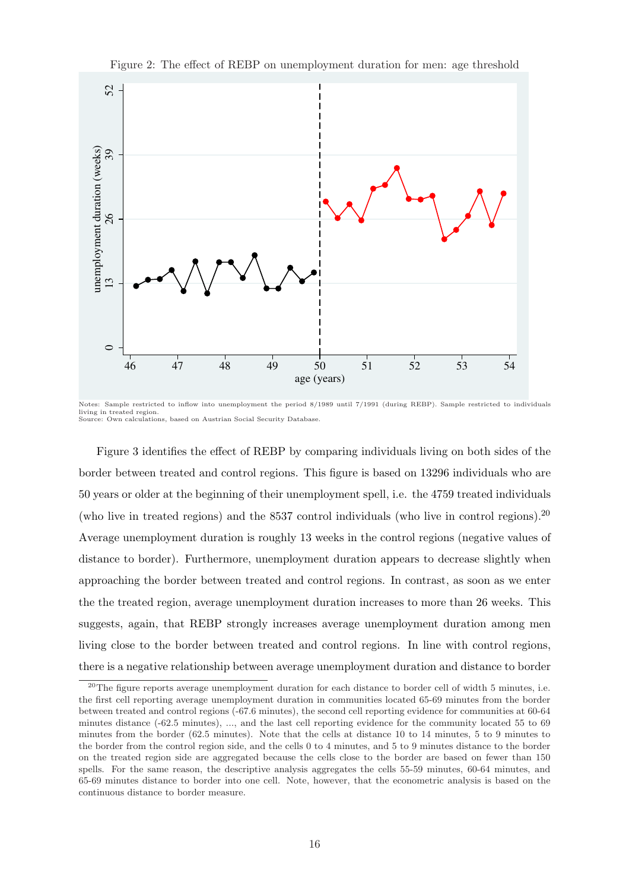Figure 2: The effect of REBP on unemployment duration for men: age threshold

Notes: Sample restricted to inflow into unemployment the period 8/1989 until 7/1991 (during REBP). Sample restricted to individuals living in treated region.
Source: Own calculations, based on Austrian Social Security Database.

Figure 3 identifies the effect of REBP by comparing individuals living on both sides of the border between treated and control regions. This figure is based on 13296 individuals who are 50 years or older at the beginning of their unemployment spell, i.e. the 4759 treated individuals (who live in treated regions) and the 8537 control individuals (who live in control regions).[20] Average unemployment duration is roughly 13 weeks in the control regions (negative values of distance to border). Furthermore, unemployment duration appears to decrease slightly when approaching the border between treated and control regions. In contrast, as soon as we enter the the treated region, average unemployment duration increases to more than 26 weeks. This suggests, again, that REBP strongly increases average unemployment duration among men living close to the border between treated and control regions. In line with control regions, there is a negative relationship between average unemployment duration and distance to border

[20] The figure reports average unemployment duration for each distance to border cell of width 5 minutes, i.e. the first cell reporting average unemployment duration in communities located 65-69 minutes from the border between treated and control regions (-67.6 minutes), the second cell reporting evidence for communities at 60-64 minutes distance (-62.5 minutes), ..., and the last cell reporting evidence for the community located 55 to 69 minutes from the border (62.5 minutes). Note that the cells at distance 10 to 14 minutes, 5 to 9 minutes to the border from the control region side, and the cells 0 to 4 minutes, and 5 to 9 minutes distance to the border on the treated region side are aggregated because the cells close to the border are based on fewer than 150 spells. For the same reason, the descriptive analysis aggregates the cells 55-59 minutes, 60-64 minutes, and 65-69 minutes distance to border into one cell. Note, however, that the econometric analysis is based on the continuous distance to border measure.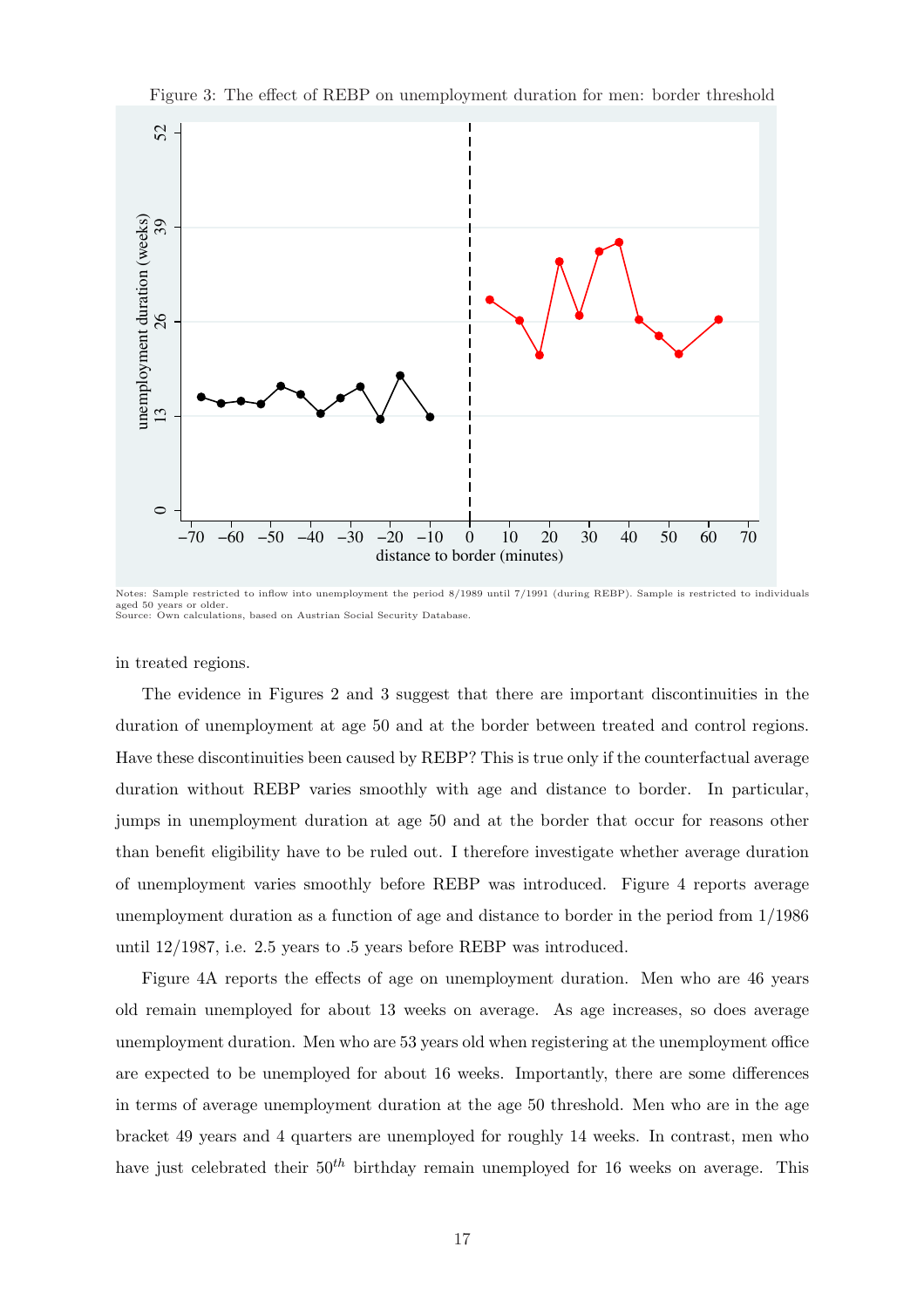Figure 3: The effect of REBP on unemployment duration for men: border threshold

Notes: Sample restricted to inflow into unemployment the period 8/1989 until 7/1991 (during REBP). Sample is restricted to individuals aged 50 years or older.
Source: Own calculations, based on Austrian Social Security Database.

in treated regions.

The evidence in Figures 2 and 3 suggest that there are important discontinuities in the duration of unemployment at age 50 and at the border between treated and control regions. Have these discontinuities been caused by REBP? This is true only if the counterfactual average duration without REBP varies smoothly with age and distance to border. In particular, jumps in unemployment duration at age 50 and at the border that occur for reasons other than benefit eligibility have to be ruled out. I therefore investigate whether average duration of unemployment varies smoothly before REBP was introduced. Figure 4 reports average unemployment duration as a function of age and distance to border in the period from 1/1986 until 12/1987, i.e. 2.5 years to .5 years before REBP was introduced.

Figure 4A reports the effects of age on unemployment duration. Men who are 46 years old remain unemployed for about 13 weeks on average. As age increases, so does average unemployment duration. Men who are 53 years old when registering at the unemployment office are expected to be unemployed for about 16 weeks. Importantly, there are some differences in terms of average unemployment duration at the age 50 threshold. Men who are in the age bracket 49 years and 4 quarters are unemployed for roughly 14 weeks. In contrast, men who have just celebrated their $50^{th}$ birthday remain unemployed for 16 weeks on average. This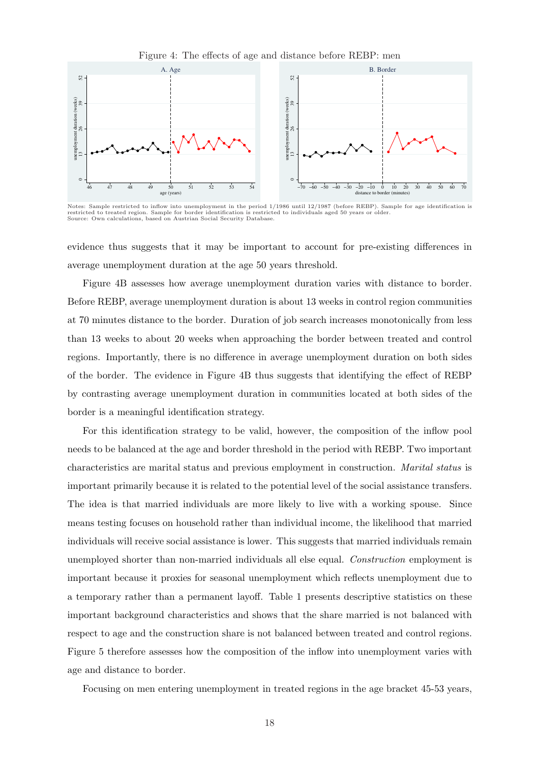Figure 4: The effects of age and distance before REBP: men

Notes: Sample restricted to inflow into unemployment in the period 1/1986 until 12/1987 (before REBP). Sample for age identification is restricted to treated region. Sample for border identification is restricted to individuals aged 50 years or older.
Source: Own calculations, based on Austrian Social Security Database.

evidence thus suggests that it may be important to account for pre-existing differences in average unemployment duration at the age 50 years threshold.

Figure 4B assesses how average unemployment duration varies with distance to border. Before REBP, average unemployment duration is about 13 weeks in control region communities at 70 minutes distance to the border. Duration of job search increases monotonically from less than 13 weeks to about 20 weeks when approaching the border between treated and control regions. Importantly, there is no difference in average unemployment duration on both sides of the border. The evidence in Figure 4B thus suggests that identifying the effect of REBP by contrasting average unemployment duration in communities located at both sides of the border is a meaningful identification strategy.

For this identification strategy to be valid, however, the composition of the inflow pool needs to be balanced at the age and border threshold in the period with REBP. Two important characteristics are marital status and previous employment in construction. *Marital status* is important primarily because it is related to the potential level of the social assistance transfers. The idea is that married individuals are more likely to live with a working spouse. Since means testing focuses on household rather than individual income, the likelihood that married individuals will receive social assistance is lower. This suggests that married individuals remain unemployed shorter than non-married individuals all else equal. *Construction* employment is important because it proxies for seasonal unemployment which reflects unemployment due to a temporary rather than a permanent layoff. Table 1 presents descriptive statistics on these important background characteristics and shows that the share married is not balanced with respect to age and the construction share is not balanced between treated and control regions. Figure 5 therefore assesses how the composition of the inflow into unemployment varies with age and distance to border.

Focusing on men entering unemployment in treated regions in the age bracket 45-53 years,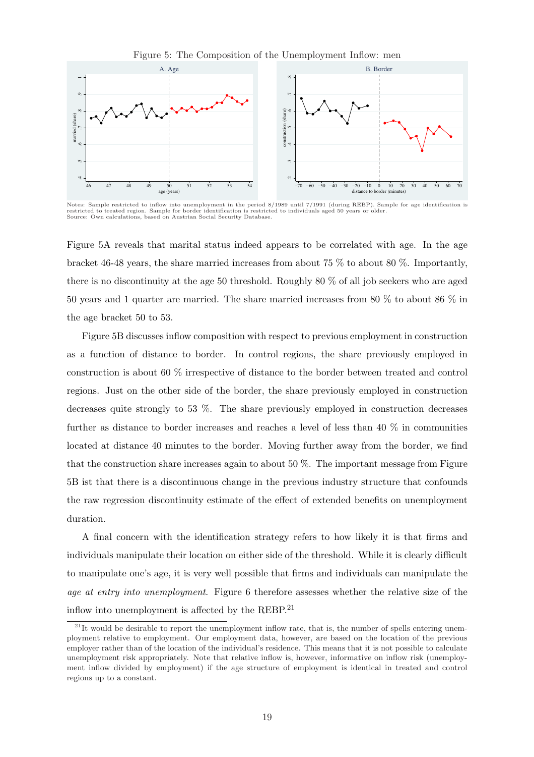Figure 5: The Composition of the Unemployment Inflow: men

Notes: Sample restricted to inflow into unemployment in the period 8/1989 until 7/1991 (during REBP). Sample for age identification is restricted to treated region. Sample for border identification is restricted to individuals aged 50 years or older.
Source: Own calculations, based on Austrian Social Security Database.

Figure 5A reveals that marital status indeed appears to be correlated with age. In the age bracket 46-48 years, the share married increases from about 75 % to about 80 %. Importantly, there is no discontinuity at the age 50 threshold. Roughly 80 % of all job seekers who are aged 50 years and 1 quarter are married. The share married increases from 80 % to about 86 % in the age bracket 50 to 53.

Figure 5B discusses inflow composition with respect to previous employment in construction as a function of distance to border. In control regions, the share previously employed in construction is about 60 % irrespective of distance to the border between treated and control regions. Just on the other side of the border, the share previously employed in construction decreases quite strongly to 53 %. The share previously employed in construction decreases further as distance to border increases and reaches a level of less than 40 % in communities located at distance 40 minutes to the border. Moving further away from the border, we find that the construction share increases again to about 50 %. The important message from Figure 5B ist that there is a discontinuous change in the previous industry structure that confounds the raw regression discontinuity estimate of the effect of extended benefits on unemployment duration.

A final concern with the identification strategy refers to how likely it is that firms and individuals manipulate their location on either side of the threshold. While it is clearly difficult to manipulate one's age, it is very well possible that firms and individuals can manipulate the *age at entry into unemployment*. Figure 6 therefore assesses whether the relative size of the inflow into unemployment is affected by the REBP.[21]

[21] It would be desirable to report the unemployment inflow rate, that is, the number of spells entering unemployment relative to employment. Our employment data, however, are based on the location of the previous employer rather than of the location of the individual's residence. This means that it is not possible to calculate unemployment risk appropriately. Note that relative inflow is, however, informative on inflow risk (unemployment inflow divided by employment) if the age structure of employment is identical in treated and control regions up to a constant.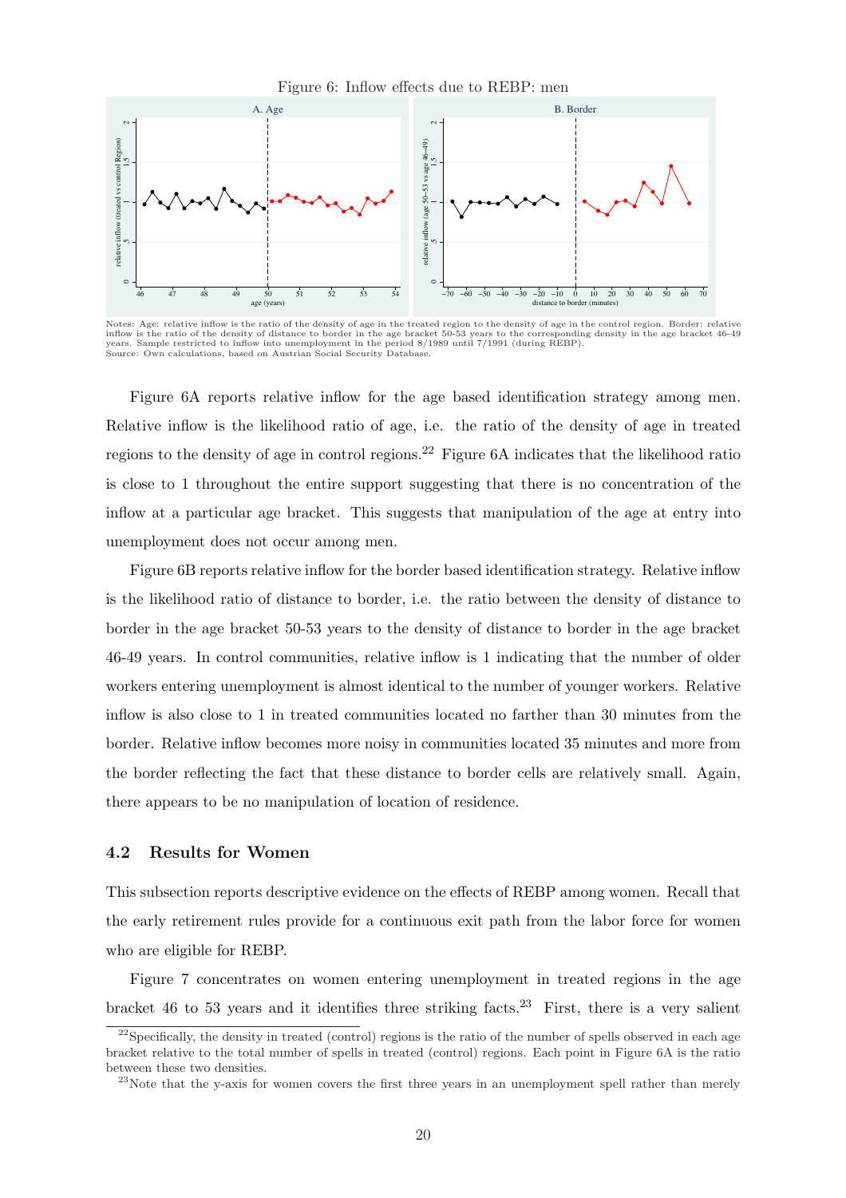Figure 6: Inflow effects due to REBP: men

Notes: Age: relative inflow is the ratio of the density of age in the treated region to the density of age in the control region. Border: relative inflow is the ratio of the density of distance to border in the age bracket 50-53 years to the corresponding density in the age bracket 46-49 years. Sample restricted to inflow into unemployment in the period 8/1989 until 7/1991 (during REBP).
Source: Own calculations, based on Austrian Social Security Database.

Figure 6A reports relative inflow for the age based identification strategy among men. Relative inflow is the likelihood ratio of age, i.e. the ratio of the density of age in treated regions to the density of age in control regions.[22] Figure 6A indicates that the likelihood ratio is close to 1 throughout the entire support suggesting that there is no concentration of the inflow at a particular age bracket. This suggests that manipulation of the age at entry into unemployment does not occur among men.

Figure 6B reports relative inflow for the border based identification strategy. Relative inflow is the likelihood ratio of distance to border, i.e. the ratio between the density of distance to border in the age bracket 50-53 years to the density of distance to border in the age bracket 46-49 years. In control communities, relative inflow is 1 indicating that the number of older workers entering unemployment is almost identical to the number of younger workers. Relative inflow is also close to 1 in treated communities located no farther than 30 minutes from the border. Relative inflow becomes more noisy in communities located 35 minutes and more from the border reflecting the fact that these distance to border cells are relatively small. Again, there appears to be no manipulation of location of residence.

## 4.2 Results for Women

This subsection reports descriptive evidence on the effects of REBP among women. Recall that the early retirement rules provide for a continuous exit path from the labor force for women who are eligible for REBP.

Figure 7 concentrates on women entering unemployment in treated regions in the age bracket 46 to 53 years and it identifies three striking facts.[23] First, there is a very salient

[22] Specifically, the density in treated (control) regions is the ratio of the number of spells observed in each age bracket relative to the total number of spells in treated (control) regions. Each point in Figure 6A is the ratio between these two densities.

[23] Note that the y-axis for women covers the first three years in an unemployment spell rather than merely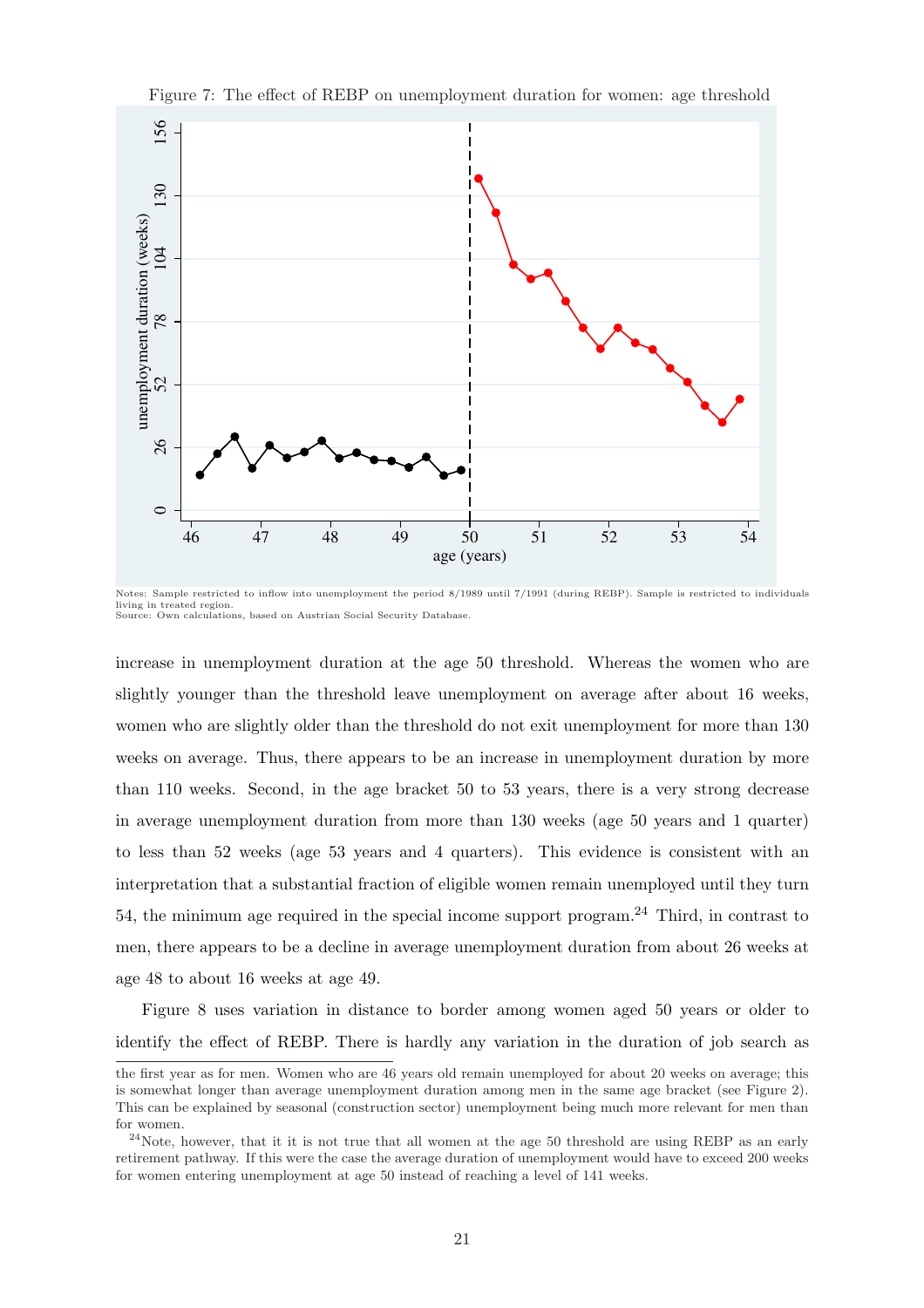Figure 7: The effect of REBP on unemployment duration for women: age threshold

Notes: Sample restricted to inflow into unemployment the period 8/1989 until 7/1991 (during REBP). Sample is restricted to individuals living in treated region.
Source: Own calculations, based on Austrian Social Security Database.

increase in unemployment duration at the age 50 threshold. Whereas the women who are slightly younger than the threshold leave unemployment on average after about 16 weeks, women who are slightly older than the threshold do not exit unemployment for more than 130 weeks on average. Thus, there appears to be an increase in unemployment duration by more than 110 weeks. Second, in the age bracket 50 to 53 years, there is a very strong decrease in average unemployment duration from more than 130 weeks (age 50 years and 1 quarter) to less than 52 weeks (age 53 years and 4 quarters). This evidence is consistent with an interpretation that a substantial fraction of eligible women remain unemployed until they turn 54, the minimum age required in the special income support program.[24] Third, in contrast to men, there appears to be a decline in average unemployment duration from about 26 weeks at age 48 to about 16 weeks at age 49.

Figure 8 uses variation in distance to border among women aged 50 years or older to identify the effect of REBP. There is hardly any variation in the duration of job search as

the first year as for men. Women who are 46 years old remain unemployed for about 20 weeks on average; this is somewhat longer than average unemployment duration among men in the same age bracket (see Figure 2). This can be explained by seasonal (construction sector) unemployment being much more relevant for men than for women.

[24] Note, however, that it it is not true that all women at the age 50 threshold are using REBP as an early retirement pathway. If this were the case the average duration of unemployment would have to exceed 200 weeks for women entering unemployment at age 50 instead of reaching a level of 141 weeks.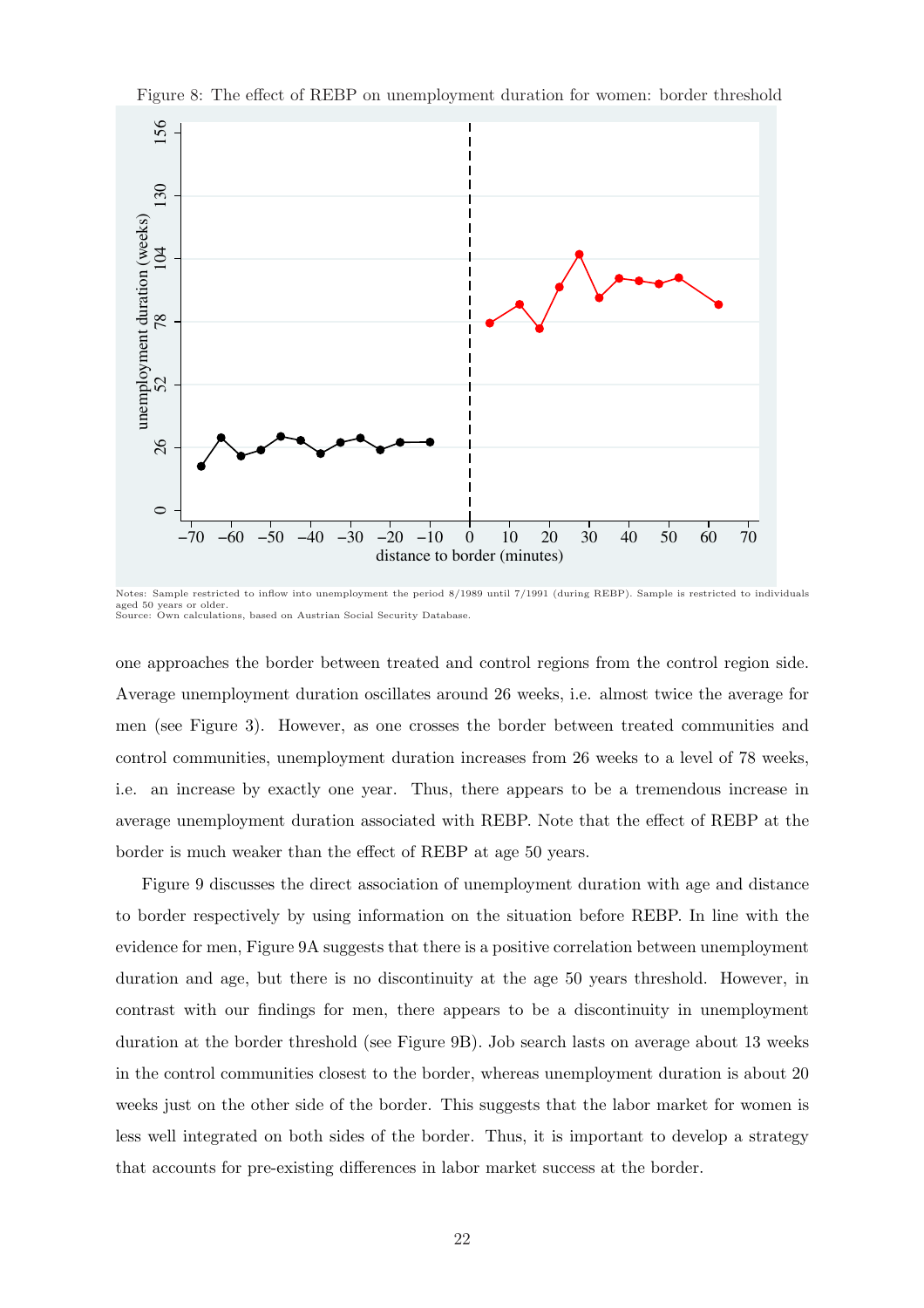Figure 8: The effect of REBP on unemployment duration for women: border threshold

Notes: Sample restricted to inflow into unemployment the period 8/1989 until 7/1991 (during REBP). Sample is restricted to individuals aged 50 years or older.
Source: Own calculations, based on Austrian Social Security Database.

one approaches the border between treated and control regions from the control region side. Average unemployment duration oscillates around 26 weeks, i.e. almost twice the average for men (see Figure 3). However, as one crosses the border between treated communities and control communities, unemployment duration increases from 26 weeks to a level of 78 weeks, i.e. an increase by exactly one year. Thus, there appears to be a tremendous increase in average unemployment duration associated with REBP. Note that the effect of REBP at the border is much weaker than the effect of REBP at age 50 years.

Figure 9 discusses the direct association of unemployment duration with age and distance to border respectively by using information on the situation before REBP. In line with the evidence for men, Figure 9A suggests that there is a positive correlation between unemployment duration and age, but there is no discontinuity at the age 50 years threshold. However, in contrast with our findings for men, there appears to be a discontinuity in unemployment duration at the border threshold (see Figure 9B). Job search lasts on average about 13 weeks in the control communities closest to the border, whereas unemployment duration is about 20 weeks just on the other side of the border. This suggests that the labor market for women is less well integrated on both sides of the border. Thus, it is important to develop a strategy that accounts for pre-existing differences in labor market success at the border.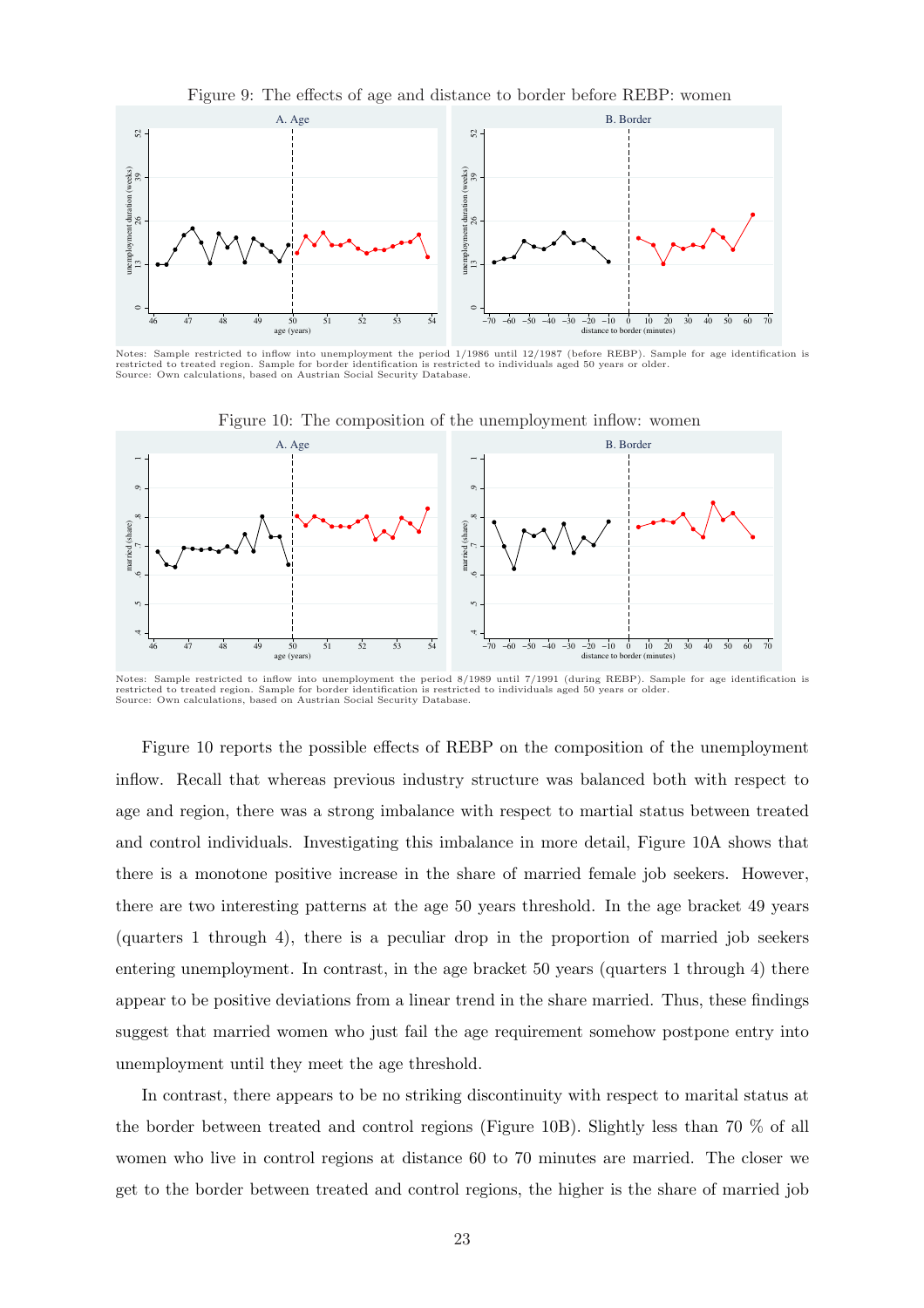Figure 9: The effects of age and distance to border before REBP: women

Notes: Sample restricted to inflow into unemployment the period 1/1986 until 12/1987 (before REBP). Sample for age identification is restricted to treated region. Sample for border identification is restricted to individuals aged 50 years or older.
Source: Own calculations, based on Austrian Social Security Database.

Figure 10: The composition of the unemployment inflow: women

Notes: Sample restricted to inflow into unemployment the period 8/1989 until 7/1991 (during REBP). Sample for age identification is restricted to treated region. Sample for border identification is restricted to individuals aged 50 years or older.
Source: Own calculations, based on Austrian Social Security Database.

Figure 10 reports the possible effects of REBP on the composition of the unemployment inflow. Recall that whereas previous industry structure was balanced both with respect to age and region, there was a strong imbalance with respect to martial status between treated and control individuals. Investigating this imbalance in more detail, Figure 10A shows that there is a monotone positive increase in the share of married female job seekers. However, there are two interesting patterns at the age 50 years threshold. In the age bracket 49 years (quarters 1 through 4), there is a peculiar drop in the proportion of married job seekers entering unemployment. In contrast, in the age bracket 50 years (quarters 1 through 4) there appear to be positive deviations from a linear trend in the share married. Thus, these findings suggest that married women who just fail the age requirement somehow postpone entry into unemployment until they meet the age threshold.

In contrast, there appears to be no striking discontinuity with respect to marital status at the border between treated and control regions (Figure 10B). Slightly less than 70 % of all women who live in control regions at distance 60 to 70 minutes are married. The closer we get to the border between treated and control regions, the higher is the share of married job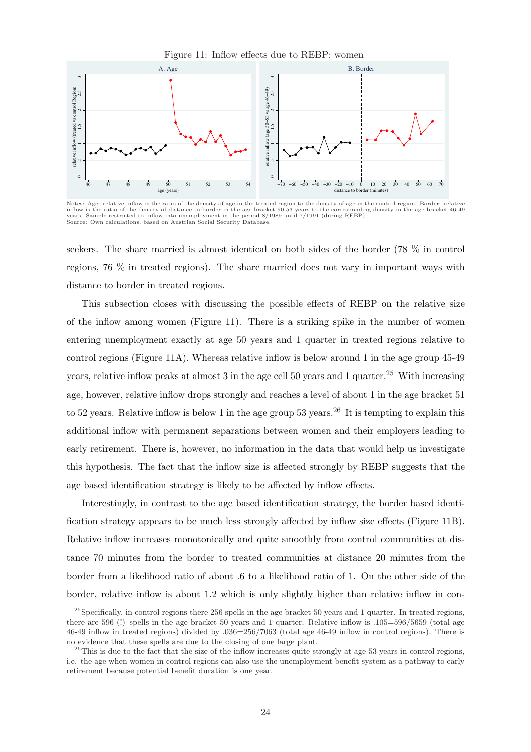Figure 11: Inflow effects due to REBP: women

Notes: Age: relative inflow is the ratio of the density of age in the treated region to the density of age in the control region. Border: relative inflow is the ratio of the density of distance to border in the age bracket 50-53 years to the corresponding density in the age bracket 46-49 years. Sample restricted to inflow into unemployment in the period 8/1989 until 7/1991 (during REBP).
Source: Own calculations, based on Austrian Social Security Database.

seekers. The share married is almost identical on both sides of the border (78 % in control regions, 76 % in treated regions). The share married does not vary in important ways with distance to border in treated regions.

This subsection closes with discussing the possible effects of REBP on the relative size of the inflow among women (Figure 11). There is a striking spike in the number of women entering unemployment exactly at age 50 years and 1 quarter in treated regions relative to control regions (Figure 11A). Whereas relative inflow is below around 1 in the age group 45-49 years, relative inflow peaks at almost 3 in the age cell 50 years and 1 quarter.[25] With increasing age, however, relative inflow drops strongly and reaches a level of about 1 in the age bracket 51 to 52 years. Relative inflow is below 1 in the age group 53 years.[26] It is tempting to explain this additional inflow with permanent separations between women and their employers leading to early retirement. There is, however, no information in the data that would help us investigate this hypothesis. The fact that the inflow size is affected strongly by REBP suggests that the age based identification strategy is likely to be affected by inflow effects.

Interestingly, in contrast to the age based identification strategy, the border based identification strategy appears to be much less strongly affected by inflow size effects (Figure 11B). Relative inflow increases monotonically and quite smoothly from control communities at distance 70 minutes from the border to treated communities at distance 20 minutes from the border from a likelihood ratio of about .6 to a likelihood ratio of 1. On the other side of the border, relative inflow is about 1.2 which is only slightly higher than relative inflow in con-

[25] Specifically, in control regions there 256 spells in the age bracket 50 years and 1 quarter. In treated regions, there are 596 (!) spells in the age bracket 50 years and 1 quarter. Relative inflow is .105=596/5659 (total age 46-49 inflow in treated regions) divided by .036=256/7063 (total age 46-49 inflow in control regions). There is no evidence that these spells are due to the closing of one large plant.

[26] This is due to the fact that the size of the inflow increases quite strongly at age 53 years in control regions, i.e. the age when women in control regions can also use the unemployment benefit system as a pathway to early retirement because potential benefit duration is one year.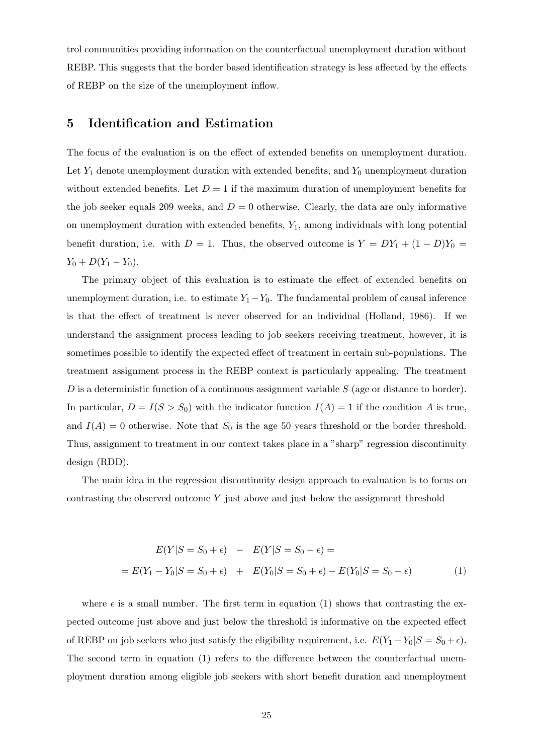trol communities providing information on the counterfactual unemployment duration without REBP. This suggests that the border based identification strategy is less affected by the effects of REBP on the size of the unemployment inflow.

## 5 Identification and Estimation

The focus of the evaluation is on the effect of extended benefits on unemployment duration. Let $Y_1$ denote unemployment duration with extended benefits, and $Y_0$ unemployment duration without extended benefits. Let $D = 1$ if the maximum duration of unemployment benefits for the job seeker equals 209 weeks, and $D = 0$ otherwise. Clearly, the data are only informative on unemployment duration with extended benefits, $Y_1$, among individuals with long potential benefit duration, i.e. with $D = 1$. Thus, the observed outcome is $Y = DY_1 + (1 - D)Y_0 = Y_0 + D(Y_1 - Y_0)$.

The primary object of this evaluation is to estimate the effect of extended benefits on unemployment duration, i.e. to estimate $Y_1 - Y_0$. The fundamental problem of causal inference is that the effect of treatment is never observed for an individual (Holland, 1986). If we understand the assignment process leading to job seekers receiving treatment, however, it is sometimes possible to identify the expected effect of treatment in certain sub-populations. The treatment assignment process in the REBP context is particularly appealing. The treatment $D$ is a deterministic function of a continuous assignment variable $S$ (age or distance to border). In particular, $D = I(S > S_0)$ with the indicator function $I(A) = 1$ if the condition $A$ is true, and $I(A) = 0$ otherwise. Note that $S_0$ is the age 50 years threshold or the border threshold. Thus, assignment to treatment in our context takes place in a "sharp" regression discontinuity design (RDD).

The main idea in the regression discontinuity design approach to evaluation is to focus on contrasting the observed outcome $Y$ just above and just below the assignment threshold

$$
\begin{aligned}
E(Y|S = S_0 + \epsilon) \quad &- \quad E(Y|S = S_0 - \epsilon) = \\
= E(Y_1 - Y_0|S = S_0 + \epsilon) \quad &+ \quad E(Y_0|S = S_0 + \epsilon) - E(Y_0|S = S_0 - \epsilon)
\end{aligned}
\tag{1}
$$

where $\epsilon$ is a small number. The first term in equation (1) shows that contrasting the expected outcome just above and just below the threshold is informative on the expected effect of REBP on job seekers who just satisfy the eligibility requirement, i.e. $E(Y_1 - Y_0|S = S_0 + \epsilon)$. The second term in equation (1) refers to the difference between the counterfactual unemployment duration among eligible job seekers with short benefit duration and unemployment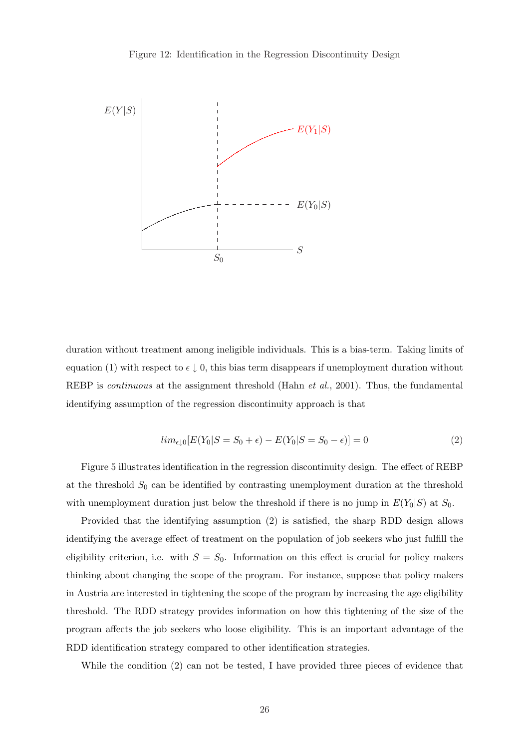Figure 12: Identification in the Regression Discontinuity Design

duration without treatment among ineligible individuals. This is a bias-term. Taking limits of equation (1) with respect to $\epsilon \downarrow 0$, this bias term disappears if unemployment duration without REBP is *continuous* at the assignment threshold (Hahn *et al.*, 2001). Thus, the fundamental identifying assumption of the regression discontinuity approach is that

$$lim_{\epsilon \downarrow 0}[E(Y_0|S = S_0 + \epsilon) - E(Y_0|S = S_0 - \epsilon)] = 0 \tag{2}$$

Figure 5 illustrates identification in the regression discontinuity design. The effect of REBP at the threshold $S_0$ can be identified by contrasting unemployment duration at the threshold with unemployment duration just below the threshold if there is no jump in $E(Y_0|S)$ at $S_0$.

Provided that the identifying assumption (2) is satisfied, the sharp RDD design allows identifying the average effect of treatment on the population of job seekers who just fulfill the eligibility criterion, i.e. with $S = S_0$. Information on this effect is crucial for policy makers thinking about changing the scope of the program. For instance, suppose that policy makers in Austria are interested in tightening the scope of the program by increasing the age eligibility threshold. The RDD strategy provides information on how this tightening of the size of the program affects the job seekers who loose eligibility. This is an important advantage of the RDD identification strategy compared to other identification strategies.

While the condition (2) can not be tested, I have provided three pieces of evidence that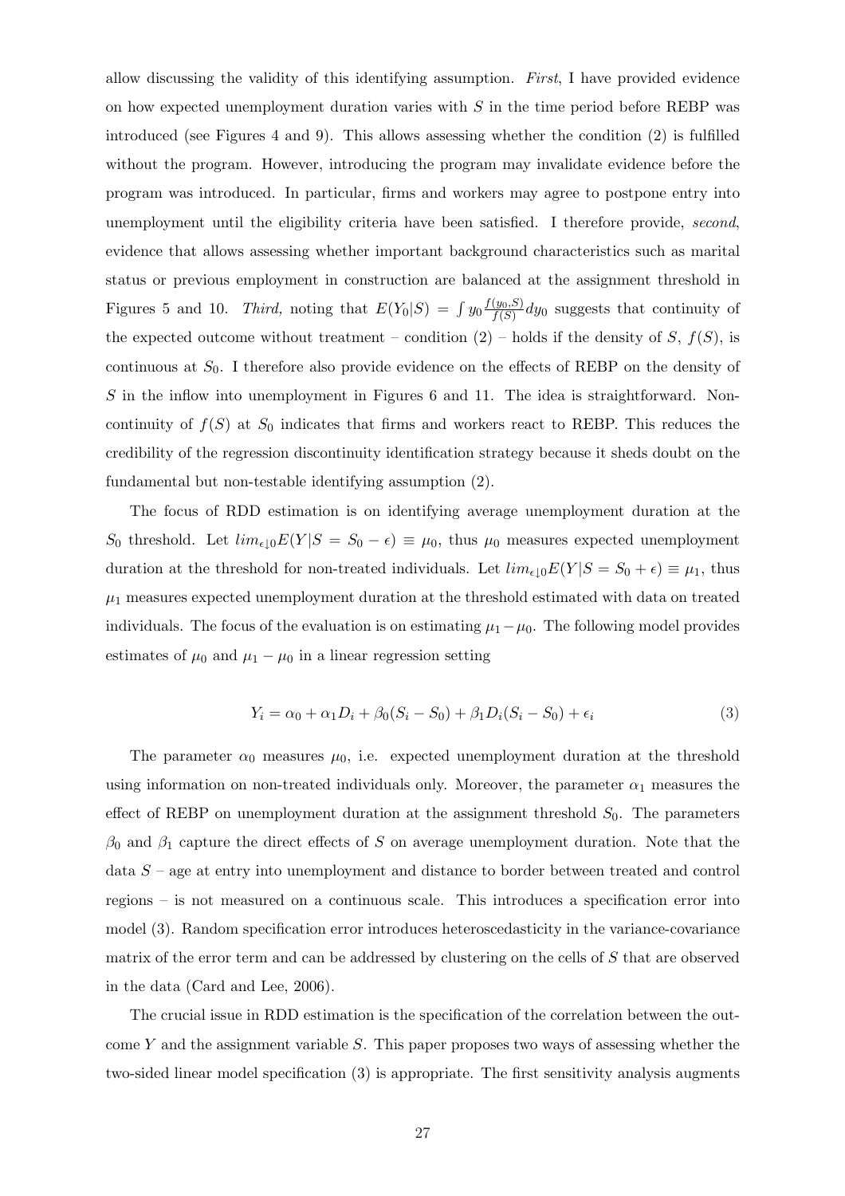allow discussing the validity of this identifying assumption. *First*, I have provided evidence on how expected unemployment duration varies with $S$ in the time period before REBP was introduced (see Figures 4 and 9). This allows assessing whether the condition (2) is fulfilled without the program. However, introducing the program may invalidate evidence before the program was introduced. In particular, firms and workers may agree to postpone entry into unemployment until the eligibility criteria have been satisfied. I therefore provide, *second*, evidence that allows assessing whether important background characteristics such as marital status or previous employment in construction are balanced at the assignment threshold in Figures 5 and 10. *Third,* noting that $E(Y_0|S) = \int y_0 \frac{f(y_0,S)}{f(S)} dy_0$ suggests that continuity of the expected outcome without treatment – condition (2) – holds if the density of $S$, $f(S)$, is continuous at $S_0$. I therefore also provide evidence on the effects of REBP on the density of $S$ in the inflow into unemployment in Figures 6 and 11. The idea is straightforward. Non-continuity of $f(S)$ at $S_0$ indicates that firms and workers react to REBP. This reduces the credibility of the regression discontinuity identification strategy because it sheds doubt on the fundamental but non-testable identifying assumption (2).

The focus of RDD estimation is on identifying average unemployment duration at the $S_0$ threshold. Let $lim_{\epsilon \downarrow 0} E(Y|S = S_0 - \epsilon) \equiv \mu_0$, thus $\mu_0$ measures expected unemployment duration at the threshold for non-treated individuals. Let $lim_{\epsilon \downarrow 0} E(Y|S = S_0 + \epsilon) \equiv \mu_1$, thus $\mu_1$ measures expected unemployment duration at the threshold estimated with data on treated individuals. The focus of the evaluation is on estimating $\mu_1 - \mu_0$. The following model provides estimates of $\mu_0$ and $\mu_1 - \mu_0$ in a linear regression setting

$$Y_i = \alpha_0 + \alpha_1 D_i + \beta_0 (S_i - S_0) + \beta_1 D_i (S_i - S_0) + \epsilon_i \tag{3}$$

The parameter $\alpha_0$ measures $\mu_0$, i.e. expected unemployment duration at the threshold using information on non-treated individuals only. Moreover, the parameter $\alpha_1$ measures the effect of REBP on unemployment duration at the assignment threshold $S_0$. The parameters $\beta_0$ and $\beta_1$ capture the direct effects of $S$ on average unemployment duration. Note that the data $S$ – age at entry into unemployment and distance to border between treated and control regions – is not measured on a continuous scale. This introduces a specification error into model (3). Random specification error introduces heteroscedasticity in the variance-covariance matrix of the error term and can be addressed by clustering on the cells of $S$ that are observed in the data (Card and Lee, 2006).

The crucial issue in RDD estimation is the specification of the correlation between the outcome $Y$ and the assignment variable $S$. This paper proposes two ways of assessing whether the two-sided linear model specification (3) is appropriate. The first sensitivity analysis augments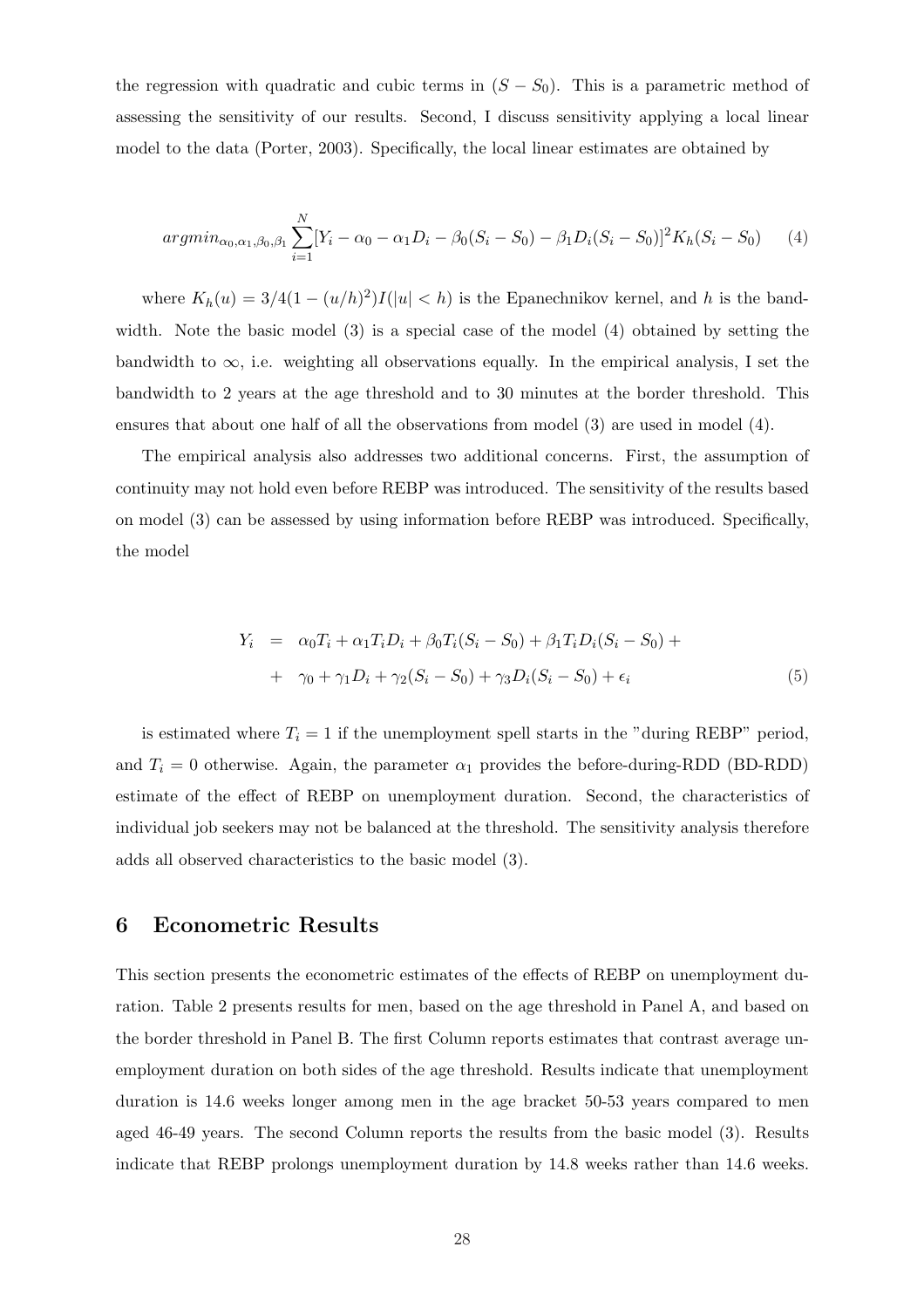the regression with quadratic and cubic terms in $(S - S_0)$. This is a parametric method of assessing the sensitivity of our results. Second, I discuss sensitivity applying a local linear model to the data (Porter, 2003). Specifically, the local linear estimates are obtained by

$$argmin_{\alpha_0,\alpha_1,\beta_0,\beta_1} \sum_{i=1}^{N} [Y_i - \alpha_0 - \alpha_1 D_i - \beta_0(S_i - S_0) - \beta_1 D_i(S_i - S_0)]^2 K_h(S_i - S_0) \qquad (4)$$

where $K_h(u) = 3/4(1 - (u/h)^2)I(|u| < h)$ is the Epanechnikov kernel, and $h$ is the bandwidth. Note the basic model (3) is a special case of the model (4) obtained by setting the bandwidth to $\infty$, i.e. weighting all observations equally. In the empirical analysis, I set the bandwidth to 2 years at the age threshold and to 30 minutes at the border threshold. This ensures that about one half of all the observations from model (3) are used in model (4).

The empirical analysis also addresses two additional concerns. First, the assumption of continuity may not hold even before REBP was introduced. The sensitivity of the results based on model (3) can be assessed by using information before REBP was introduced. Specifically, the model

$$\begin{aligned} Y_i &= \alpha_0 T_i + \alpha_1 T_i D_i + \beta_0 T_i (S_i - S_0) + \beta_1 T_i D_i (S_i - S_0) + \\ &+ \gamma_0 + \gamma_1 D_i + \gamma_2 (S_i - S_0) + \gamma_3 D_i (S_i - S_0) + \epsilon_i \end{aligned} \qquad (5)$$

is estimated where $T_i = 1$ if the unemployment spell starts in the "during REBP" period, and $T_i = 0$ otherwise. Again, the parameter $\alpha_1$ provides the before-during-RDD (BD-RDD) estimate of the effect of REBP on unemployment duration. Second, the characteristics of individual job seekers may not be balanced at the threshold. The sensitivity analysis therefore adds all observed characteristics to the basic model (3).

## 6 Econometric Results

This section presents the econometric estimates of the effects of REBP on unemployment duration. Table 2 presents results for men, based on the age threshold in Panel A, and based on the border threshold in Panel B. The first Column reports estimates that contrast average unemployment duration on both sides of the age threshold. Results indicate that unemployment duration is 14.6 weeks longer among men in the age bracket 50-53 years compared to men aged 46-49 years. The second Column reports the results from the basic model (3). Results indicate that REBP prolongs unemployment duration by 14.8 weeks rather than 14.6 weeks.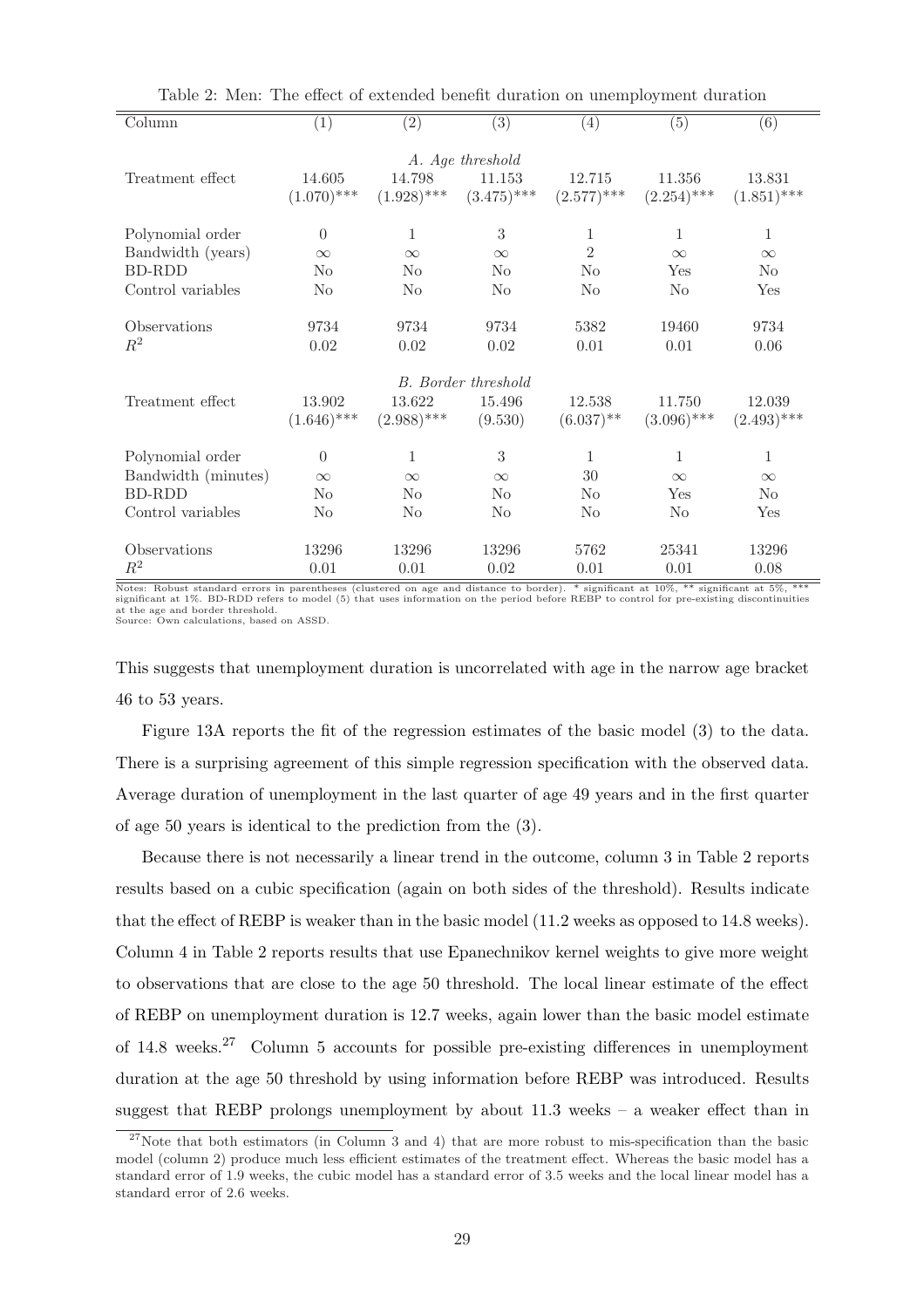Table 2: Men: The effect of extended benefit duration on unemployment duration

| Column | (1) | (2) | (3) | (4) | (5) | (6) |
|---|---|---|---|---|---|---|
| | | | *A. Age threshold* | | | |
| Treatment effect | 14.605 | 14.798 | 11.153 | 12.715 | 11.356 | 13.831 |
| | (1.070)*** | (1.928)*** | (3.475)*** | (2.577)*** | (2.254)*** | (1.851)*** |
| Polynomial order | 0 | 1 | 3 | 1 | 1 | 1 |
| Bandwidth (years) | $\infty$ | $\infty$ | $\infty$ | 2 | $\infty$ | $\infty$ |
| BD-RDD | No | No | No | No | Yes | No |
| Control variables | No | No | No | No | No | Yes |
| Observations | 9734 | 9734 | 9734 | 5382 | 19460 | 9734 |
| $R^2$ | 0.02 | 0.02 | 0.02 | 0.01 | 0.01 | 0.06 |
| | | | *B. Border threshold* | | | |
| Treatment effect | 13.902 | 13.622 | 15.496 | 12.538 | 11.750 | 12.039 |
| | (1.646)*** | (2.988)*** | (9.530) | (6.037)** | (3.096)*** | (2.493)*** |
| Polynomial order | 0 | 1 | 3 | 1 | 1 | 1 |
| Bandwidth (minutes) | $\infty$ | $\infty$ | $\infty$ | 30 | $\infty$ | $\infty$ |
| BD-RDD | No | No | No | No | Yes | No |
| Control variables | No | No | No | No | No | Yes |
| Observations | 13296 | 13296 | 13296 | 5762 | 25341 | 13296 |
| $R^2$ | 0.01 | 0.01 | 0.02 | 0.01 | 0.01 | 0.08 |

Notes: Robust standard errors in parentheses (clustered on age and distance to border). * significant at 10%, ** significant at 5%, *** significant at 1%. BD-RDD refers to model (5) that uses information on the period before REBP to control for pre-existing discontinuities at the age and border threshold.
Source: Own calculations, based on ASSD.

This suggests that unemployment duration is uncorrelated with age in the narrow age bracket 46 to 53 years.

Figure 13A reports the fit of the regression estimates of the basic model (3) to the data. There is a surprising agreement of this simple regression specification with the observed data. Average duration of unemployment in the last quarter of age 49 years and in the first quarter of age 50 years is identical to the prediction from the (3).

Because there is not necessarily a linear trend in the outcome, column 3 in Table 2 reports results based on a cubic specification (again on both sides of the threshold). Results indicate that the effect of REBP is weaker than in the basic model (11.2 weeks as opposed to 14.8 weeks). Column 4 in Table 2 reports results that use Epanechnikov kernel weights to give more weight to observations that are close to the age 50 threshold. The local linear estimate of the effect of REBP on unemployment duration is 12.7 weeks, again lower than the basic model estimate of 14.8 weeks.[27] Column 5 accounts for possible pre-existing differences in unemployment duration at the age 50 threshold by using information before REBP was introduced. Results suggest that REBP prolongs unemployment by about 11.3 weeks – a weaker effect than in

[27] Note that both estimators (in Column 3 and 4) that are more robust to mis-specification than the basic model (column 2) produce much less efficient estimates of the treatment effect. Whereas the basic model has a standard error of 1.9 weeks, the cubic model has a standard error of 3.5 weeks and the local linear model has a standard error of 2.6 weeks.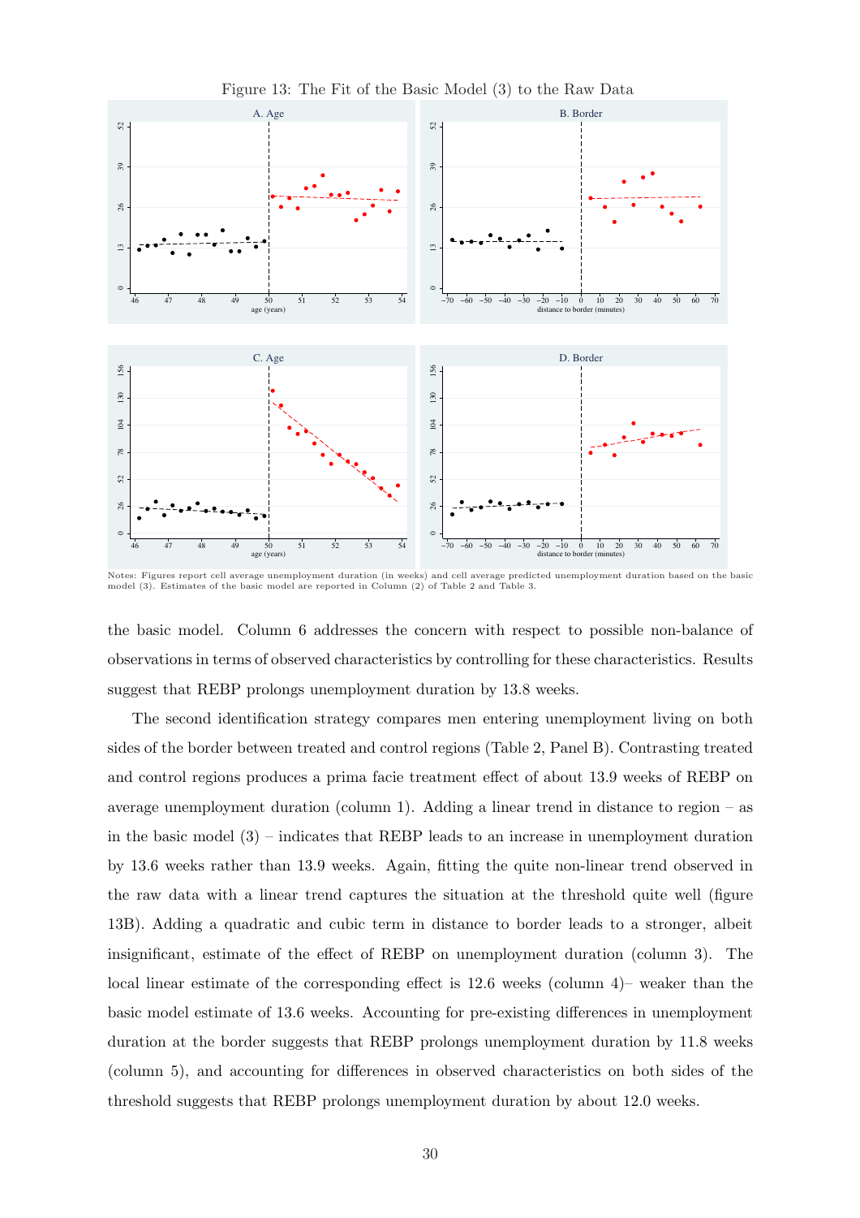Figure 13: The Fit of the Basic Model (3) to the Raw Data

Notes: Figures report cell average unemployment duration (in weeks) and cell average predicted unemployment duration based on the basic model (3). Estimates of the basic model are reported in Column (2) of Table 2 and Table 3.

the basic model. Column 6 addresses the concern with respect to possible non-balance of observations in terms of observed characteristics by controlling for these characteristics. Results suggest that REBP prolongs unemployment duration by 13.8 weeks.

The second identification strategy compares men entering unemployment living on both sides of the border between treated and control regions (Table 2, Panel B). Contrasting treated and control regions produces a prima facie treatment effect of about 13.9 weeks of REBP on average unemployment duration (column 1). Adding a linear trend in distance to region – as in the basic model (3) – indicates that REBP leads to an increase in unemployment duration by 13.6 weeks rather than 13.9 weeks. Again, fitting the quite non-linear trend observed in the raw data with a linear trend captures the situation at the threshold quite well (figure 13B). Adding a quadratic and cubic term in distance to border leads to a stronger, albeit insignificant, estimate of the effect of REBP on unemployment duration (column 3). The local linear estimate of the corresponding effect is 12.6 weeks (column 4)– weaker than the basic model estimate of 13.6 weeks. Accounting for pre-existing differences in unemployment duration at the border suggests that REBP prolongs unemployment duration by 11.8 weeks (column 5), and accounting for differences in observed characteristics on both sides of the threshold suggests that REBP prolongs unemployment duration by about 12.0 weeks.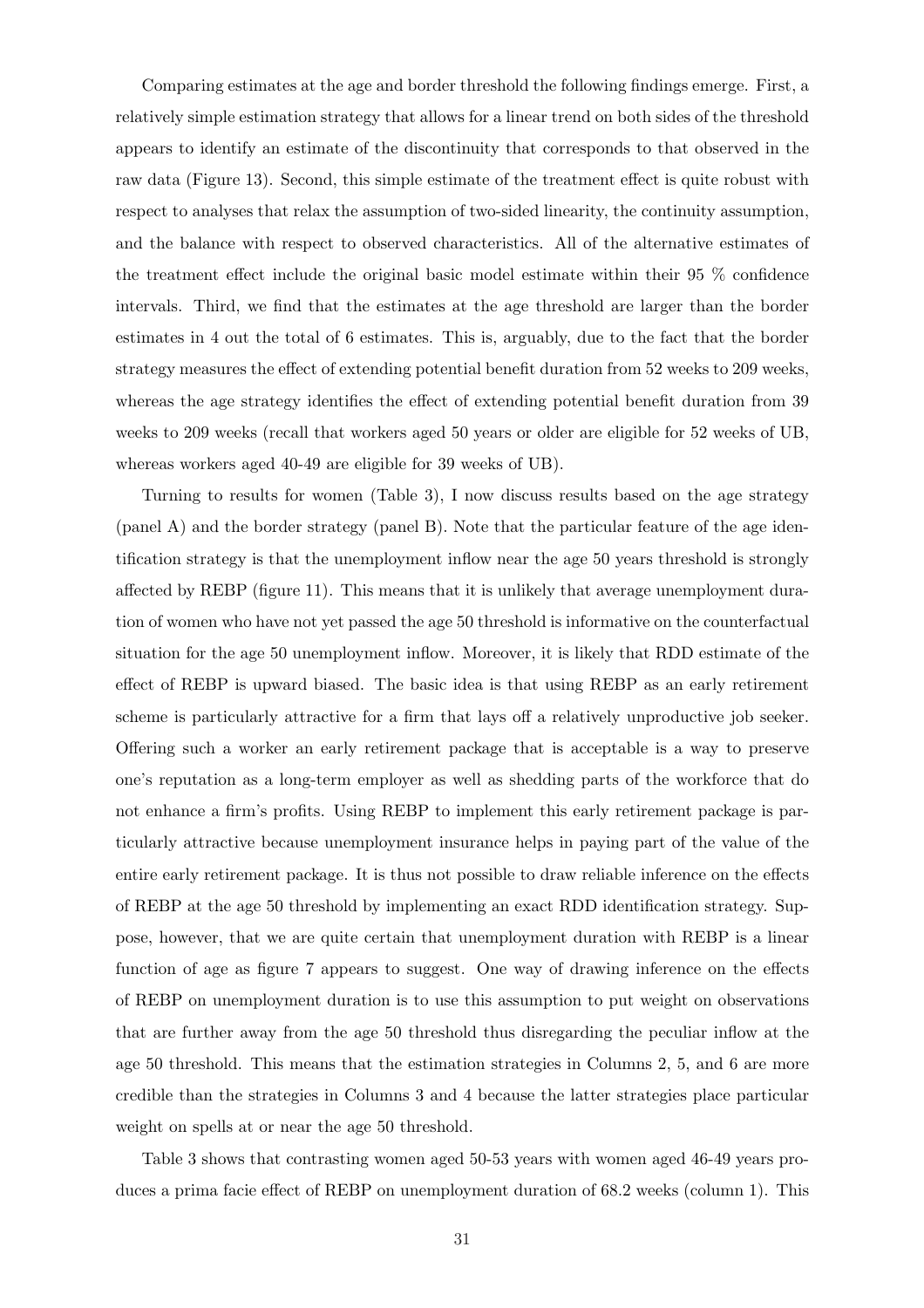Comparing estimates at the age and border threshold the following findings emerge. First, a relatively simple estimation strategy that allows for a linear trend on both sides of the threshold appears to identify an estimate of the discontinuity that corresponds to that observed in the raw data (Figure 13). Second, this simple estimate of the treatment effect is quite robust with respect to analyses that relax the assumption of two-sided linearity, the continuity assumption, and the balance with respect to observed characteristics. All of the alternative estimates of the treatment effect include the original basic model estimate within their 95 % confidence intervals. Third, we find that the estimates at the age threshold are larger than the border estimates in 4 out the total of 6 estimates. This is, arguably, due to the fact that the border strategy measures the effect of extending potential benefit duration from 52 weeks to 209 weeks, whereas the age strategy identifies the effect of extending potential benefit duration from 39 weeks to 209 weeks (recall that workers aged 50 years or older are eligible for 52 weeks of UB, whereas workers aged 40-49 are eligible for 39 weeks of UB).

Turning to results for women (Table 3), I now discuss results based on the age strategy (panel A) and the border strategy (panel B). Note that the particular feature of the age identification strategy is that the unemployment inflow near the age 50 years threshold is strongly affected by REBP (figure 11). This means that it is unlikely that average unemployment duration of women who have not yet passed the age 50 threshold is informative on the counterfactual situation for the age 50 unemployment inflow. Moreover, it is likely that RDD estimate of the effect of REBP is upward biased. The basic idea is that using REBP as an early retirement scheme is particularly attractive for a firm that lays off a relatively unproductive job seeker. Offering such a worker an early retirement package that is acceptable is a way to preserve one's reputation as a long-term employer as well as shedding parts of the workforce that do not enhance a firm's profits. Using REBP to implement this early retirement package is particularly attractive because unemployment insurance helps in paying part of the value of the entire early retirement package. It is thus not possible to draw reliable inference on the effects of REBP at the age 50 threshold by implementing an exact RDD identification strategy. Suppose, however, that we are quite certain that unemployment duration with REBP is a linear function of age as figure 7 appears to suggest. One way of drawing inference on the effects of REBP on unemployment duration is to use this assumption to put weight on observations that are further away from the age 50 threshold thus disregarding the peculiar inflow at the age 50 threshold. This means that the estimation strategies in Columns 2, 5, and 6 are more credible than the strategies in Columns 3 and 4 because the latter strategies place particular weight on spells at or near the age 50 threshold.

Table 3 shows that contrasting women aged 50-53 years with women aged 46-49 years produces a prima facie effect of REBP on unemployment duration of 68.2 weeks (column 1). This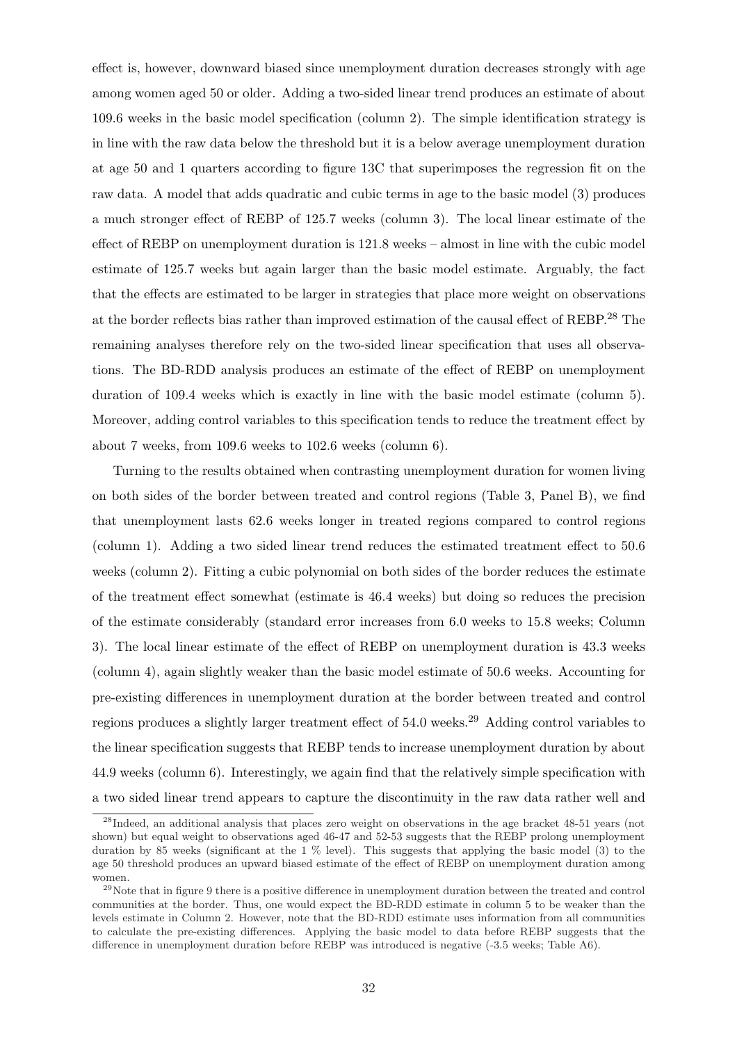effect is, however, downward biased since unemployment duration decreases strongly with age among women aged 50 or older. Adding a two-sided linear trend produces an estimate of about 109.6 weeks in the basic model specification (column 2). The simple identification strategy is in line with the raw data below the threshold but it is a below average unemployment duration at age 50 and 1 quarters according to figure 13C that superimposes the regression fit on the raw data. A model that adds quadratic and cubic terms in age to the basic model (3) produces a much stronger effect of REBP of 125.7 weeks (column 3). The local linear estimate of the effect of REBP on unemployment duration is 121.8 weeks – almost in line with the cubic model estimate of 125.7 weeks but again larger than the basic model estimate. Arguably, the fact that the effects are estimated to be larger in strategies that place more weight on observations at the border reflects bias rather than improved estimation of the causal effect of REBP.[28] The remaining analyses therefore rely on the two-sided linear specification that uses all observations. The BD-RDD analysis produces an estimate of the effect of REBP on unemployment duration of 109.4 weeks which is exactly in line with the basic model estimate (column 5). Moreover, adding control variables to this specification tends to reduce the treatment effect by about 7 weeks, from 109.6 weeks to 102.6 weeks (column 6).

Turning to the results obtained when contrasting unemployment duration for women living on both sides of the border between treated and control regions (Table 3, Panel B), we find that unemployment lasts 62.6 weeks longer in treated regions compared to control regions (column 1). Adding a two sided linear trend reduces the estimated treatment effect to 50.6 weeks (column 2). Fitting a cubic polynomial on both sides of the border reduces the estimate of the treatment effect somewhat (estimate is 46.4 weeks) but doing so reduces the precision of the estimate considerably (standard error increases from 6.0 weeks to 15.8 weeks; Column 3). The local linear estimate of the effect of REBP on unemployment duration is 43.3 weeks (column 4), again slightly weaker than the basic model estimate of 50.6 weeks. Accounting for pre-existing differences in unemployment duration at the border between treated and control regions produces a slightly larger treatment effect of 54.0 weeks.[29] Adding control variables to the linear specification suggests that REBP tends to increase unemployment duration by about 44.9 weeks (column 6). Interestingly, we again find that the relatively simple specification with a two sided linear trend appears to capture the discontinuity in the raw data rather well and

[28] Indeed, an additional analysis that places zero weight on observations in the age bracket 48-51 years (not shown) but equal weight to observations aged 46-47 and 52-53 suggests that the REBP prolong unemployment duration by 85 weeks (significant at the 1 % level). This suggests that applying the basic model (3) to the age 50 threshold produces an upward biased estimate of the effect of REBP on unemployment duration among women.

[29] Note that in figure 9 there is a positive difference in unemployment duration between the treated and control communities at the border. Thus, one would expect the BD-RDD estimate in column 5 to be weaker than the levels estimate in Column 2. However, note that the BD-RDD estimate uses information from all communities to calculate the pre-existing differences. Applying the basic model to data before REBP suggests that the difference in unemployment duration before REBP was introduced is negative (-3.5 weeks; Table A6).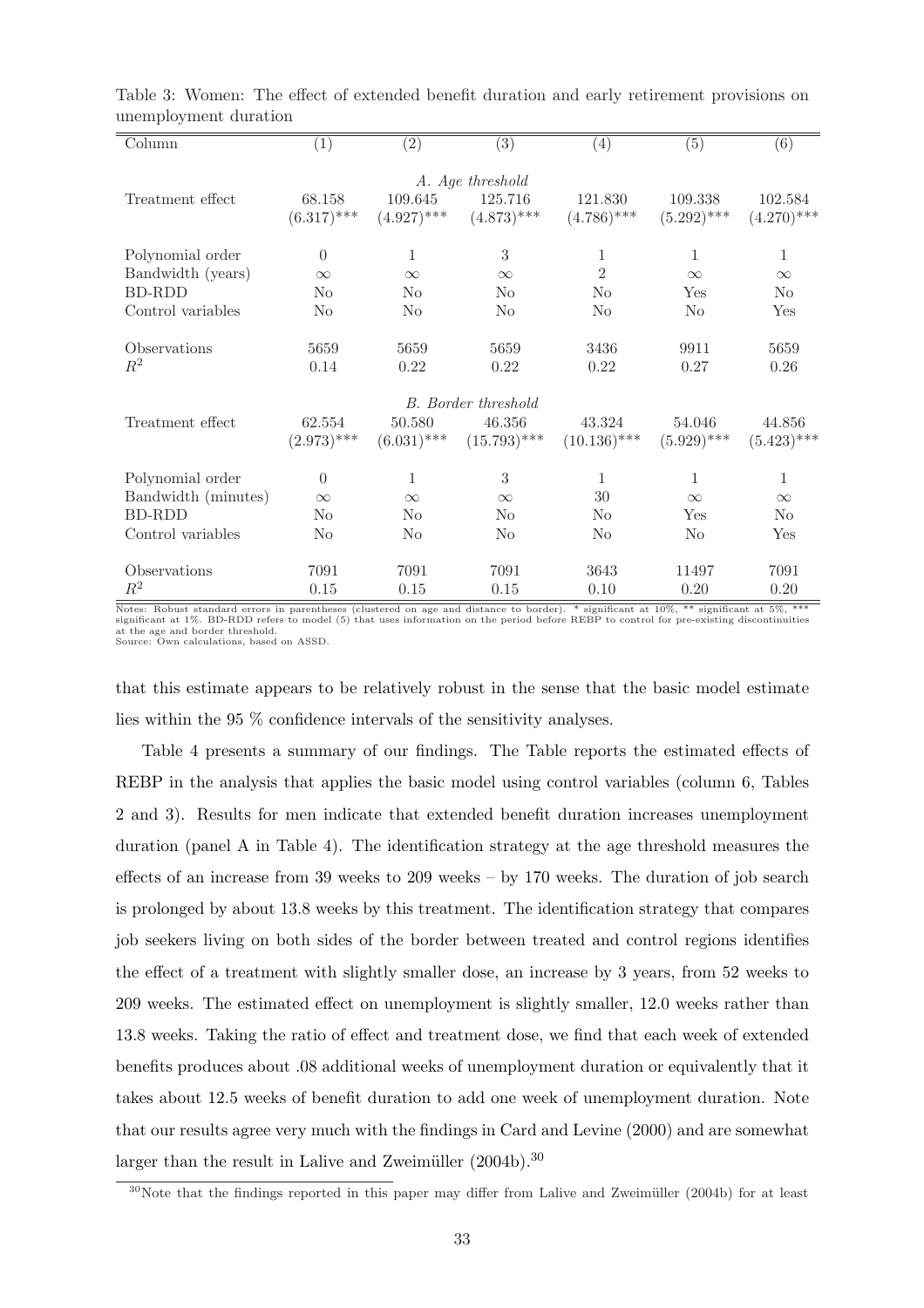Table 3: Women: The effect of extended benefit duration and early retirement provisions on unemployment duration

| Column | (1) | (2) | (3) | (4) | (5) | (6) |
|---|---|---|---|---|---|---|
| | | | *A. Age threshold* | | | |
| Treatment effect | 68.158 | 109.645 | 125.716 | 121.830 | 109.338 | 102.584 |
| | (6.317)*** | (4.927)*** | (4.873)*** | (4.786)*** | (5.292)*** | (4.270)*** |
| Polynomial order | 0 | 1 | 3 | 1 | 1 | 1 |
| Bandwidth (years) | $\infty$ | $\infty$ | $\infty$ | 2 | $\infty$ | $\infty$ |
| BD-RDD | No | No | No | No | Yes | No |
| Control variables | No | No | No | No | No | Yes |
| Observations | 5659 | 5659 | 5659 | 3436 | 9911 | 5659 |
| $R^2$ | 0.14 | 0.22 | 0.22 | 0.22 | 0.27 | 0.26 |
| | | | *B. Border threshold* | | | |
| Treatment effect | 62.554 | 50.580 | 46.356 | 43.324 | 54.046 | 44.856 |
| | (2.973)*** | (6.031)*** | (15.793)*** | (10.136)*** | (5.929)*** | (5.423)*** |
| Polynomial order | 0 | 1 | 3 | 1 | 1 | 1 |
| Bandwidth (minutes) | $\infty$ | $\infty$ | $\infty$ | 30 | $\infty$ | $\infty$ |
| BD-RDD | No | No | No | No | Yes | No |
| Control variables | No | No | No | No | No | Yes |
| Observations | 7091 | 7091 | 7091 | 3643 | 11497 | 7091 |
| $R^2$ | 0.15 | 0.15 | 0.15 | 0.10 | 0.20 | 0.20 |

Notes: Robust standard errors in parentheses (clustered on age and distance to border). * significant at 10%, ** significant at 5%, *** significant at 1%. BD-RDD refers to model (5) that uses information on the period before REBP to control for pre-existing discontinuities at the age and border threshold.
Source: Own calculations, based on ASSD.

that this estimate appears to be relatively robust in the sense that the basic model estimate lies within the 95 % confidence intervals of the sensitivity analyses.

Table 4 presents a summary of our findings. The Table reports the estimated effects of REBP in the analysis that applies the basic model using control variables (column 6, Tables 2 and 3). Results for men indicate that extended benefit duration increases unemployment duration (panel A in Table 4). The identification strategy at the age threshold measures the effects of an increase from 39 weeks to 209 weeks – by 170 weeks. The duration of job search is prolonged by about 13.8 weeks by this treatment. The identification strategy that compares job seekers living on both sides of the border between treated and control regions identifies the effect of a treatment with slightly smaller dose, an increase by 3 years, from 52 weeks to 209 weeks. The estimated effect on unemployment is slightly smaller, 12.0 weeks rather than 13.8 weeks. Taking the ratio of effect and treatment dose, we find that each week of extended benefits produces about .08 additional weeks of unemployment duration or equivalently that it takes about 12.5 weeks of benefit duration to add one week of unemployment duration. Note that our results agree very much with the findings in Card and Levine (2000) and are somewhat larger than the result in Lalive and Zweimüller (2004b).[30]

[30] Note that the findings reported in this paper may differ from Lalive and Zweimüller (2004b) for at least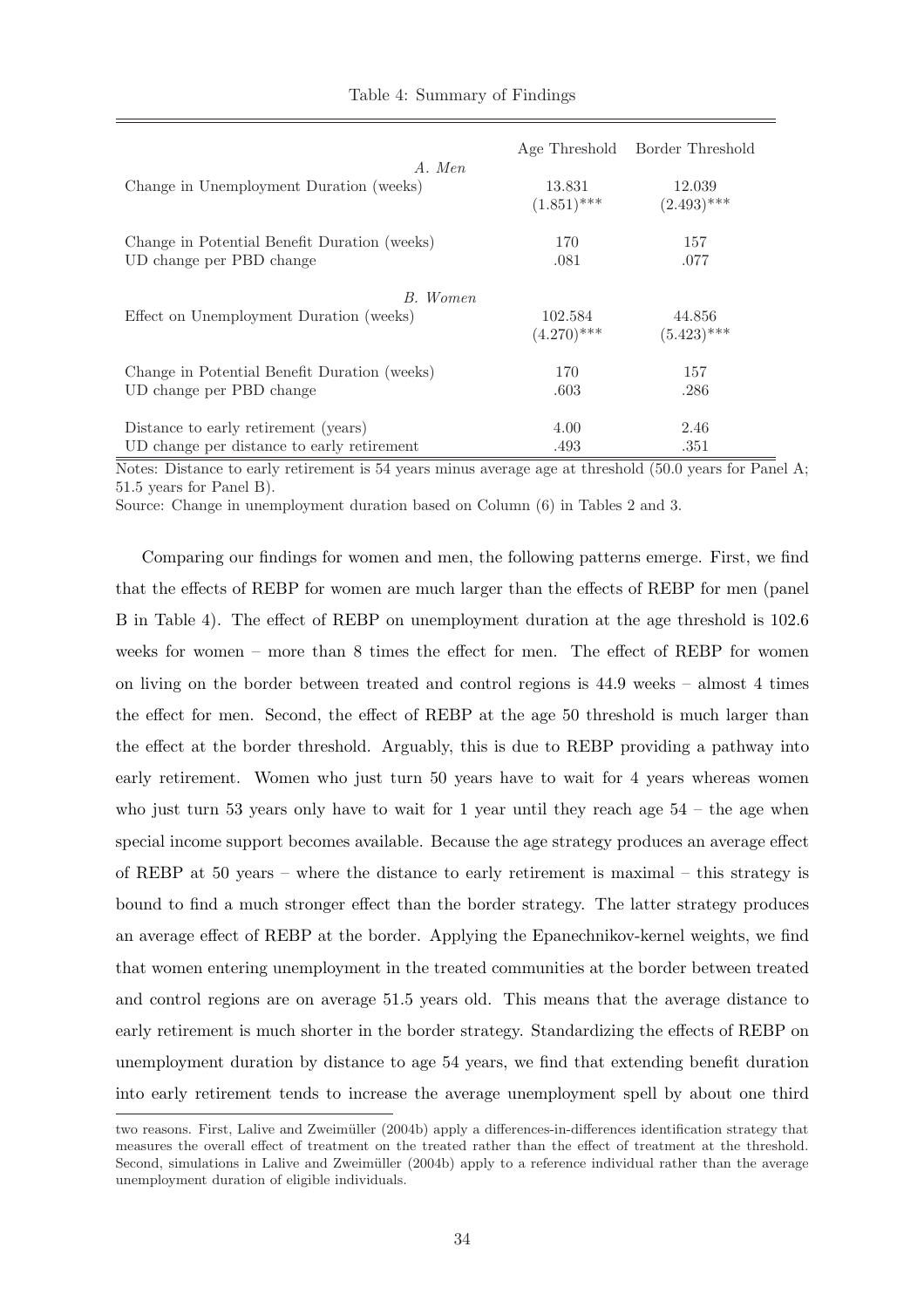Table 4: Summary of Findings

| | Age Threshold | Border Threshold |
|---|---|---|
| *A. Men* | | |
| Change in Unemployment Duration (weeks) | 13.831 | 12.039 |
| | (1.851)*** | (2.493)*** |
| Change in Potential Benefit Duration (weeks) | 170 | 157 |
| UD change per PBD change | .081 | .077 |
| *B. Women* | | |
| Effect on Unemployment Duration (weeks) | 102.584 | 44.856 |
| | (4.270)*** | (5.423)*** |
| Change in Potential Benefit Duration (weeks) | 170 | 157 |
| UD change per PBD change | .603 | .286 |
| Distance to early retirement (years) | 4.00 | 2.46 |
| UD change per distance to early retirement | .493 | .351 |

Notes: Distance to early retirement is 54 years minus average age at threshold (50.0 years for Panel A; 51.5 years for Panel B).

Source: Change in unemployment duration based on Column (6) in Tables 2 and 3.

Comparing our findings for women and men, the following patterns emerge. First, we find that the effects of REBP for women are much larger than the effects of REBP for men (panel B in Table 4). The effect of REBP on unemployment duration at the age threshold is 102.6 weeks for women – more than 8 times the effect for men. The effect of REBP for women on living on the border between treated and control regions is 44.9 weeks – almost 4 times the effect for men. Second, the effect of REBP at the age 50 threshold is much larger than the effect at the border threshold. Arguably, this is due to REBP providing a pathway into early retirement. Women who just turn 50 years have to wait for 4 years whereas women who just turn 53 years only have to wait for 1 year until they reach age 54 – the age when special income support becomes available. Because the age strategy produces an average effect of REBP at 50 years – where the distance to early retirement is maximal – this strategy is bound to find a much stronger effect than the border strategy. The latter strategy produces an average effect of REBP at the border. Applying the Epanechnikov-kernel weights, we find that women entering unemployment in the treated communities at the border between treated and control regions are on average 51.5 years old. This means that the average distance to early retirement is much shorter in the border strategy. Standardizing the effects of REBP on unemployment duration by distance to age 54 years, we find that extending benefit duration into early retirement tends to increase the average unemployment spell by about one third

two reasons. First, Lalive and Zweimüller (2004b) apply a differences-in-differences identification strategy that measures the overall effect of treatment on the treated rather than the effect of treatment at the threshold. Second, simulations in Lalive and Zweimüller (2004b) apply to a reference individual rather than the average unemployment duration of eligible individuals.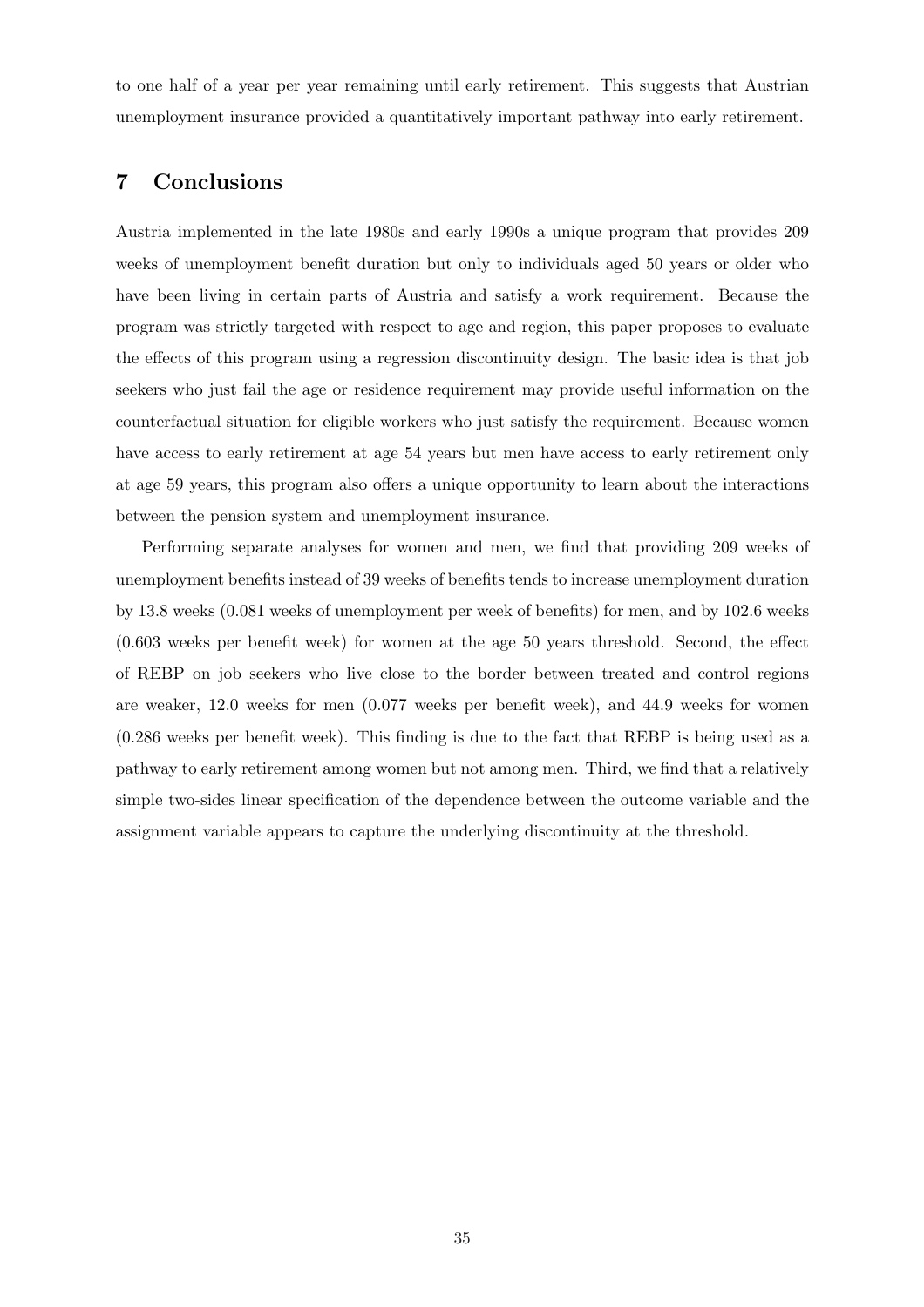to one half of a year per year remaining until early retirement. This suggests that Austrian unemployment insurance provided a quantitatively important pathway into early retirement.

## 7 Conclusions

Austria implemented in the late 1980s and early 1990s a unique program that provides 209 weeks of unemployment benefit duration but only to individuals aged 50 years or older who have been living in certain parts of Austria and satisfy a work requirement. Because the program was strictly targeted with respect to age and region, this paper proposes to evaluate the effects of this program using a regression discontinuity design. The basic idea is that job seekers who just fail the age or residence requirement may provide useful information on the counterfactual situation for eligible workers who just satisfy the requirement. Because women have access to early retirement at age 54 years but men have access to early retirement only at age 59 years, this program also offers a unique opportunity to learn about the interactions between the pension system and unemployment insurance.

Performing separate analyses for women and men, we find that providing 209 weeks of unemployment benefits instead of 39 weeks of benefits tends to increase unemployment duration by 13.8 weeks (0.081 weeks of unemployment per week of benefits) for men, and by 102.6 weeks (0.603 weeks per benefit week) for women at the age 50 years threshold. Second, the effect of REBP on job seekers who live close to the border between treated and control regions are weaker, 12.0 weeks for men (0.077 weeks per benefit week), and 44.9 weeks for women (0.286 weeks per benefit week). This finding is due to the fact that REBP is being used as a pathway to early retirement among women but not among men. Third, we find that a relatively simple two-sides linear specification of the dependence between the outcome variable and the assignment variable appears to capture the underlying discontinuity at the threshold.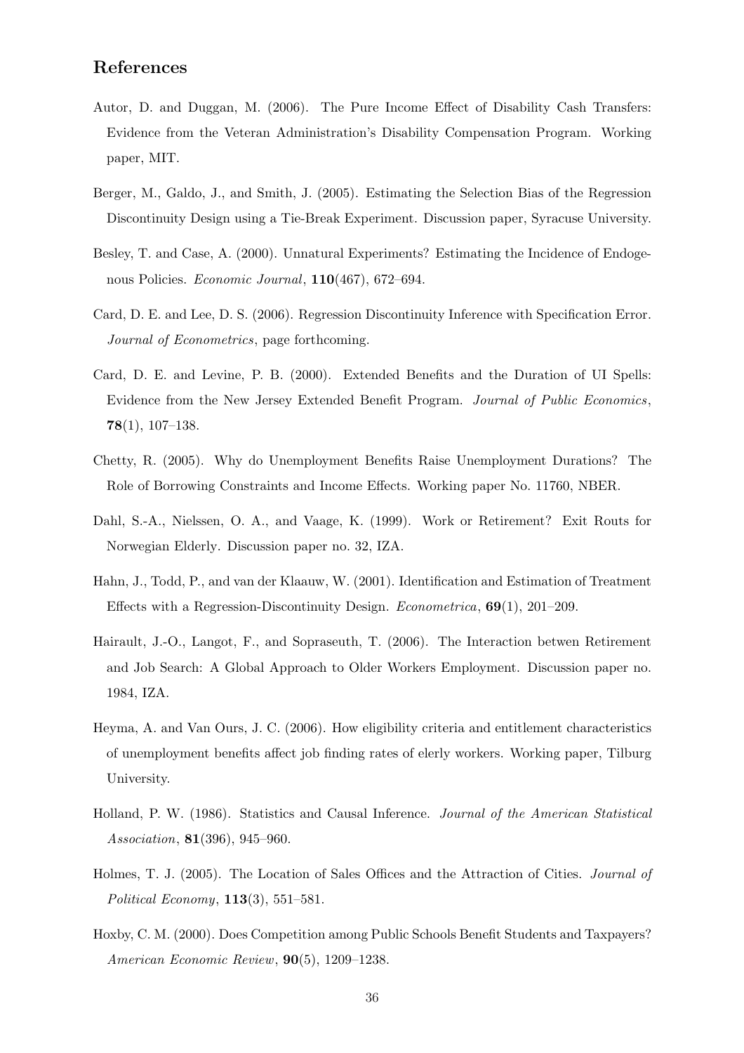## References

Autor, D. and Duggan, M. (2006). The Pure Income Effect of Disability Cash Transfers: Evidence from the Veteran Administration's Disability Compensation Program. Working paper, MIT.

Berger, M., Galdo, J., and Smith, J. (2005). Estimating the Selection Bias of the Regression Discontinuity Design using a Tie-Break Experiment. Discussion paper, Syracuse University.

Besley, T. and Case, A. (2000). Unnatural Experiments? Estimating the Incidence of Endogenous Policies. *Economic Journal*, **110**(467), 672–694.

Card, D. E. and Lee, D. S. (2006). Regression Discontinuity Inference with Specification Error. *Journal of Econometrics*, page forthcoming.

Card, D. E. and Levine, P. B. (2000). Extended Benefits and the Duration of UI Spells: Evidence from the New Jersey Extended Benefit Program. *Journal of Public Economics*, **78**(1), 107–138.

Chetty, R. (2005). Why do Unemployment Benefits Raise Unemployment Durations? The Role of Borrowing Constraints and Income Effects. Working paper No. 11760, NBER.

Dahl, S.-A., Nielssen, O. A., and Vaage, K. (1999). Work or Retirement? Exit Routs for Norwegian Elderly. Discussion paper no. 32, IZA.

Hahn, J., Todd, P., and van der Klaauw, W. (2001). Identification and Estimation of Treatment Effects with a Regression-Discontinuity Design. *Econometrica*, **69**(1), 201–209.

Hairault, J.-O., Langot, F., and Sopraseuth, T. (2006). The Interaction betwen Retirement and Job Search: A Global Approach to Older Workers Employment. Discussion paper no. 1984, IZA.

Heyma, A. and Van Ours, J. C. (2006). How eligibility criteria and entitlement characteristics of unemployment benefits affect job finding rates of elerly workers. Working paper, Tilburg University.

Holland, P. W. (1986). Statistics and Causal Inference. *Journal of the American Statistical Association*, **81**(396), 945–960.

Holmes, T. J. (2005). The Location of Sales Offices and the Attraction of Cities. *Journal of Political Economy*, **113**(3), 551–581.

Hoxby, C. M. (2000). Does Competition among Public Schools Benefit Students and Taxpayers? *American Economic Review*, **90**(5), 1209–1238.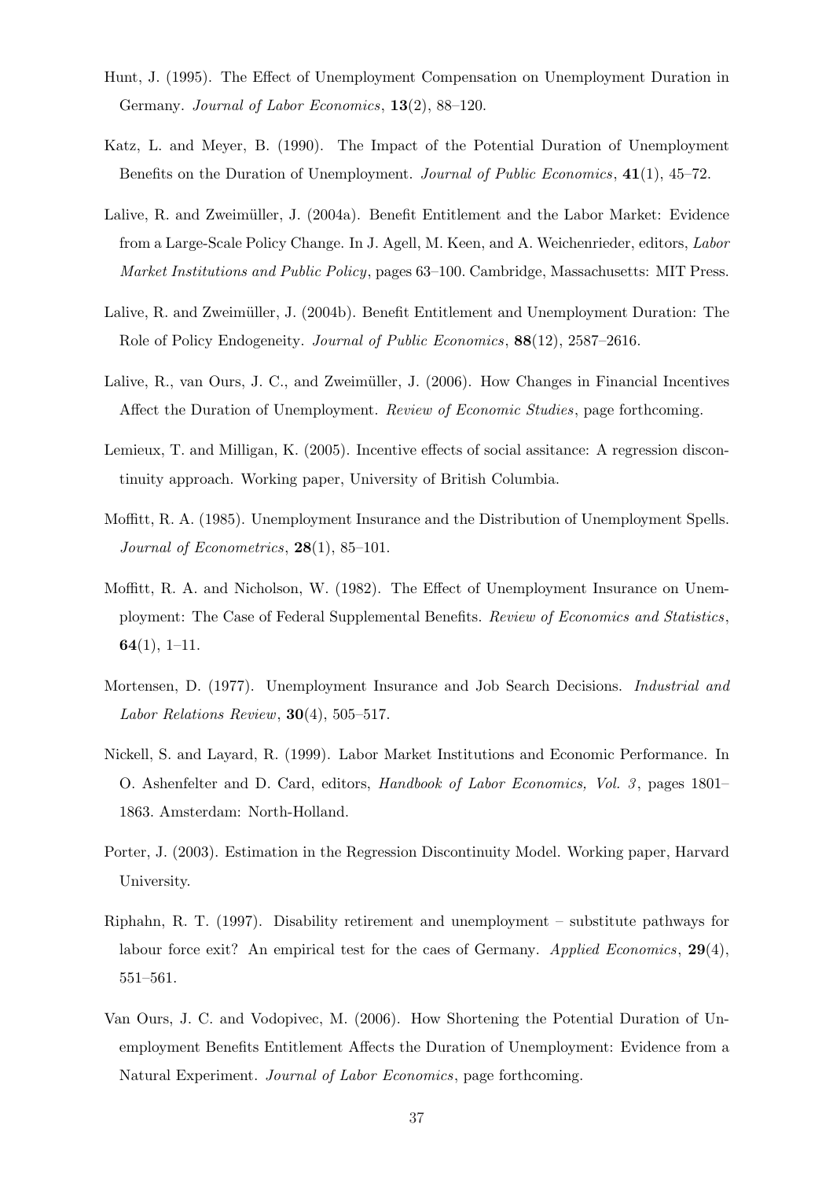Hunt, J. (1995). The Effect of Unemployment Compensation on Unemployment Duration in Germany. *Journal of Labor Economics*, **13**(2), 88–120.

Katz, L. and Meyer, B. (1990). The Impact of the Potential Duration of Unemployment Benefits on the Duration of Unemployment. *Journal of Public Economics*, **41**(1), 45–72.

Lalive, R. and Zweimüller, J. (2004a). Benefit Entitlement and the Labor Market: Evidence from a Large-Scale Policy Change. In J. Agell, M. Keen, and A. Weichenrieder, editors, *Labor Market Institutions and Public Policy*, pages 63–100. Cambridge, Massachusetts: MIT Press.

Lalive, R. and Zweimüller, J. (2004b). Benefit Entitlement and Unemployment Duration: The Role of Policy Endogeneity. *Journal of Public Economics*, **88**(12), 2587–2616.

Lalive, R., van Ours, J. C., and Zweimüller, J. (2006). How Changes in Financial Incentives Affect the Duration of Unemployment. *Review of Economic Studies*, page forthcoming.

Lemieux, T. and Milligan, K. (2005). Incentive effects of social assitance: A regression discontinuity approach. Working paper, University of British Columbia.

Moffitt, R. A. (1985). Unemployment Insurance and the Distribution of Unemployment Spells. *Journal of Econometrics*, **28**(1), 85–101.

Moffitt, R. A. and Nicholson, W. (1982). The Effect of Unemployment Insurance on Unemployment: The Case of Federal Supplemental Benefits. *Review of Economics and Statistics*, **64**(1), 1–11.

Mortensen, D. (1977). Unemployment Insurance and Job Search Decisions. *Industrial and Labor Relations Review*, **30**(4), 505–517.

Nickell, S. and Layard, R. (1999). Labor Market Institutions and Economic Performance. In O. Ashenfelter and D. Card, editors, *Handbook of Labor Economics, Vol. 3*, pages 1801–1863. Amsterdam: North-Holland.

Porter, J. (2003). Estimation in the Regression Discontinuity Model. Working paper, Harvard University.

Riphahn, R. T. (1997). Disability retirement and unemployment – substitute pathways for labour force exit? An empirical test for the caes of Germany. *Applied Economics*, **29**(4), 551–561.

Van Ours, J. C. and Vodopivec, M. (2006). How Shortening the Potential Duration of Unemployment Benefits Entitlement Affects the Duration of Unemployment: Evidence from a Natural Experiment. *Journal of Labor Economics*, page forthcoming.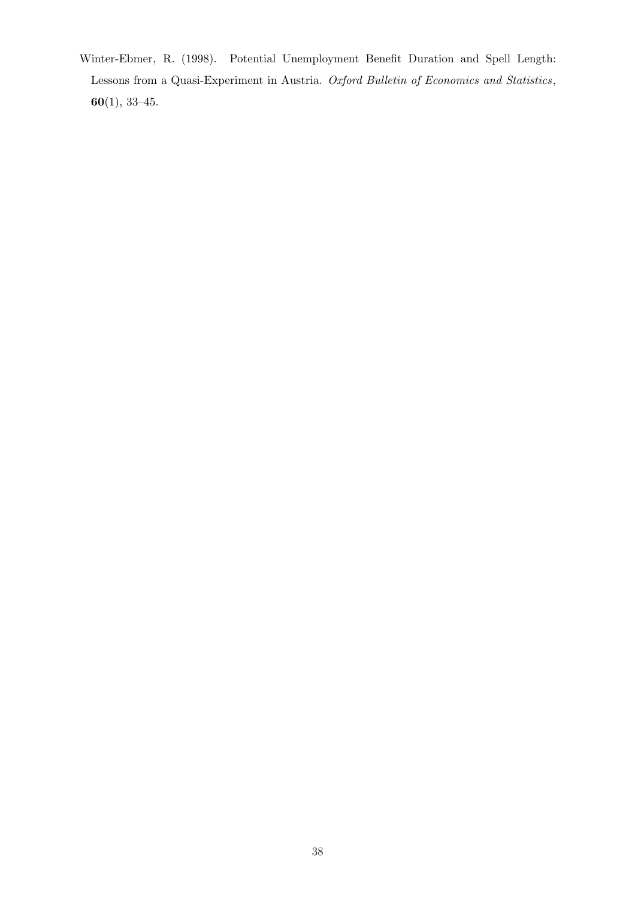Winter-Ebmer, R. (1998). Potential Unemployment Benefit Duration and Spell Length: Lessons from a Quasi-Experiment in Austria. *Oxford Bulletin of Economics and Statistics*, **60**(1), 33–45.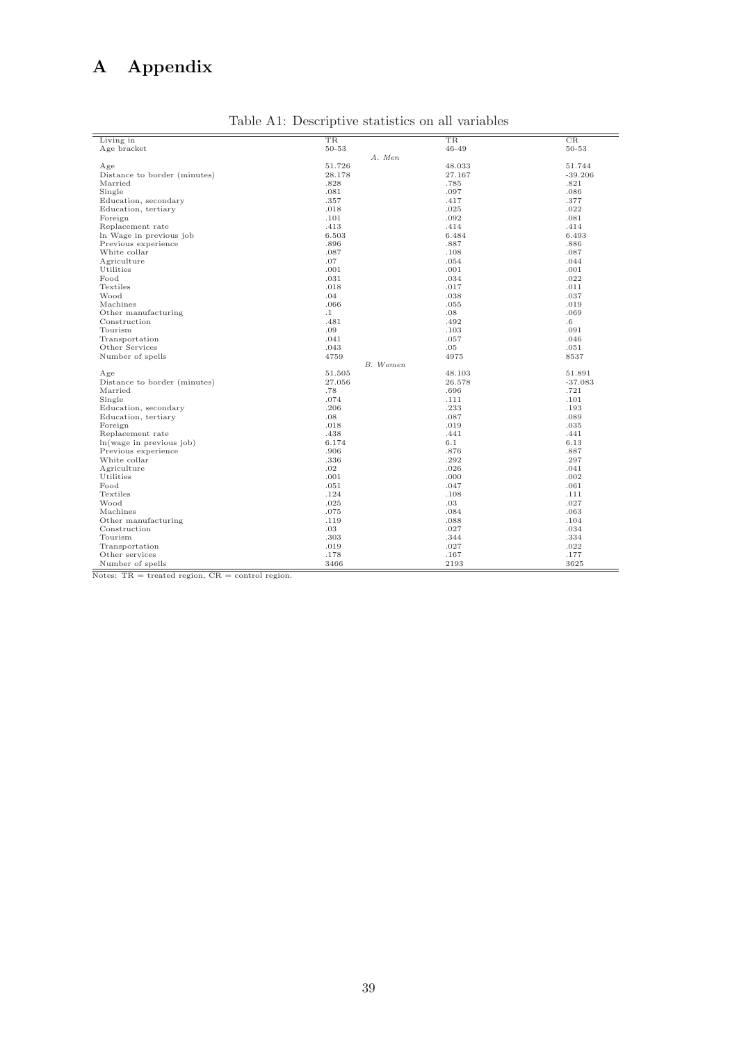# A Appendix

Table A1: Descriptive statistics on all variables

| Living in | TR | TR | CR |
|---|---|---|---|
| Age bracket | 50-53 | 46-49 | 50-53 |
| *A. Men* | | | |
| Age | 51.726 | 48.033 | 51.744 |
| Distance to border (minutes) | 28.178 | 27.167 | -39.206 |
| Married | .828 | .785 | .821 |
| Single | .081 | .097 | .086 |
| Education, secondary | .357 | .417 | .377 |
| Education, tertiary | .018 | .025 | .022 |
| Foreign | .101 | .092 | .081 |
| Replacement rate | .413 | .414 | .414 |
| ln Wage in previous job | 6.503 | 6.484 | 6.493 |
| Previous experience | .896 | .887 | .886 |
| White collar | .087 | .108 | .087 |
| Agriculture | .07 | .054 | .044 |
| Utilities | .001 | .001 | .001 |
| Food | .031 | .034 | .022 |
| Textiles | .018 | .017 | .011 |
| Wood | .04 | .038 | .037 |
| Machines | .066 | .055 | .019 |
| Other manufacturing | .1 | .08 | .069 |
| Construction | .481 | .492 | .6 |
| Tourism | .09 | .103 | .091 |
| Transportation | .041 | .057 | .046 |
| Other Services | .043 | .05 | .051 |
| Number of spells | 4759 | 4975 | 8537 |
| *B. Women* | | | |
| Age | 51.505 | 48.103 | 51.891 |
| Distance to border (minutes) | 27.056 | 26.578 | -37.083 |
| Married | .78 | .696 | .721 |
| Single | .074 | .111 | .101 |
| Education, secondary | .206 | .233 | .193 |
| Education, tertiary | .08 | .087 | .089 |
| Foreign | .018 | .019 | .035 |
| Replacement rate | .438 | .441 | .441 |
| ln(wage in previous job) | 6.174 | 6.1 | 6.13 |
| Previous experience | .906 | .876 | .887 |
| White collar | .336 | .292 | .297 |
| Agriculture | .02 | .026 | .041 |
| Utilities | .001 | .000 | .002 |
| Food | .051 | .047 | .061 |
| Textiles | .124 | .108 | .111 |
| Wood | .025 | .03 | .027 |
| Machines | .075 | .084 | .063 |
| Other manufacturing | .119 | .088 | .104 |
| Construction | .03 | .027 | .034 |
| Tourism | .303 | .344 | .334 |
| Transportation | .019 | .027 | .022 |
| Other services | .178 | .167 | .177 |
| Number of spells | 3466 | 2193 | 3625 |

Notes: TR = treated region, CR = control region.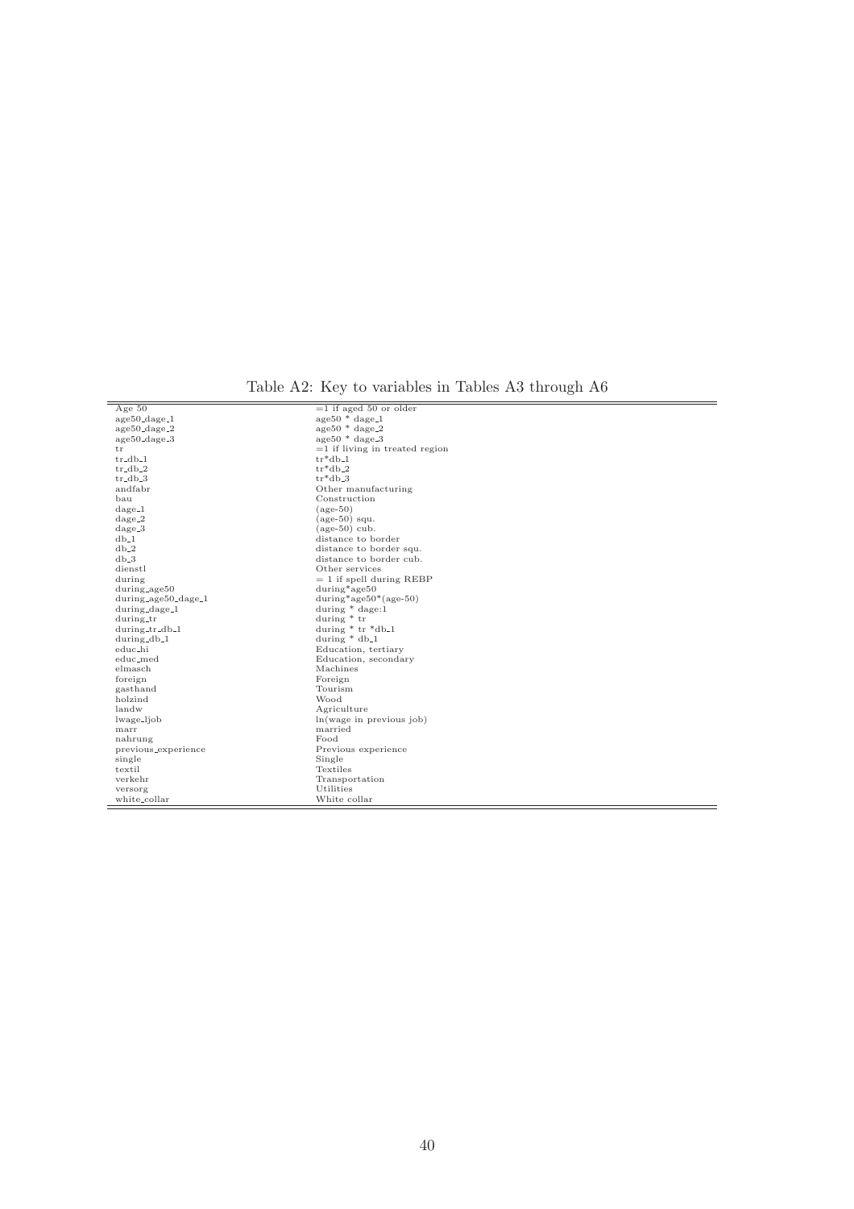Table A2: Key to variables in Tables A3 through A6

| | |
|---|---|
| Age 50 | =1 if aged 50 or older |
| age50_dage_1 | age50 * dage_1 |
| age50_dage_2 | age50 * dage_2 |
| age50_dage_3 | age50 * dage_3 |
| tr | =1 if living in treated region |
| tr_db_1 | tr*db_1 |
| tr_db_2 | tr*db_2 |
| tr_db_3 | tr*db_3 |
| andfabr | Other manufacturing |
| bau | Construction |
| dage_1 | (age-50) |
| dage_2 | (age-50) squ. |
| dage_3 | (age-50) cub. |
| db_1 | distance to border |
| db_2 | distance to border squ. |
| db_3 | distance to border cub. |
| dienstl | Other services |
| during | = 1 if spell during REBP |
| during_age50 | during*age50 |
| during_age50_dage_1 | during*age50*(age-50) |
| during_dage_1 | during * dage:1 |
| during_tr | during * tr |
| during_tr_db_1 | during * tr *db_1 |
| during_db_1 | during * db_1 |
| educ_hi | Education, tertiary |
| educ_med | Education, secondary |
| elmasch | Machines |
| foreign | Foreign |
| gasthand | Tourism |
| holzind | Wood |
| landw | Agriculture |
| lwage_ljob | ln(wage in previous job) |
| marr | married |
| nahrung | Food |
| previous_experience | Previous experience |
| single | Single |
| textil | Textiles |
| verkehr | Transportation |
| versorg | Utilities |
| white_collar | White collar |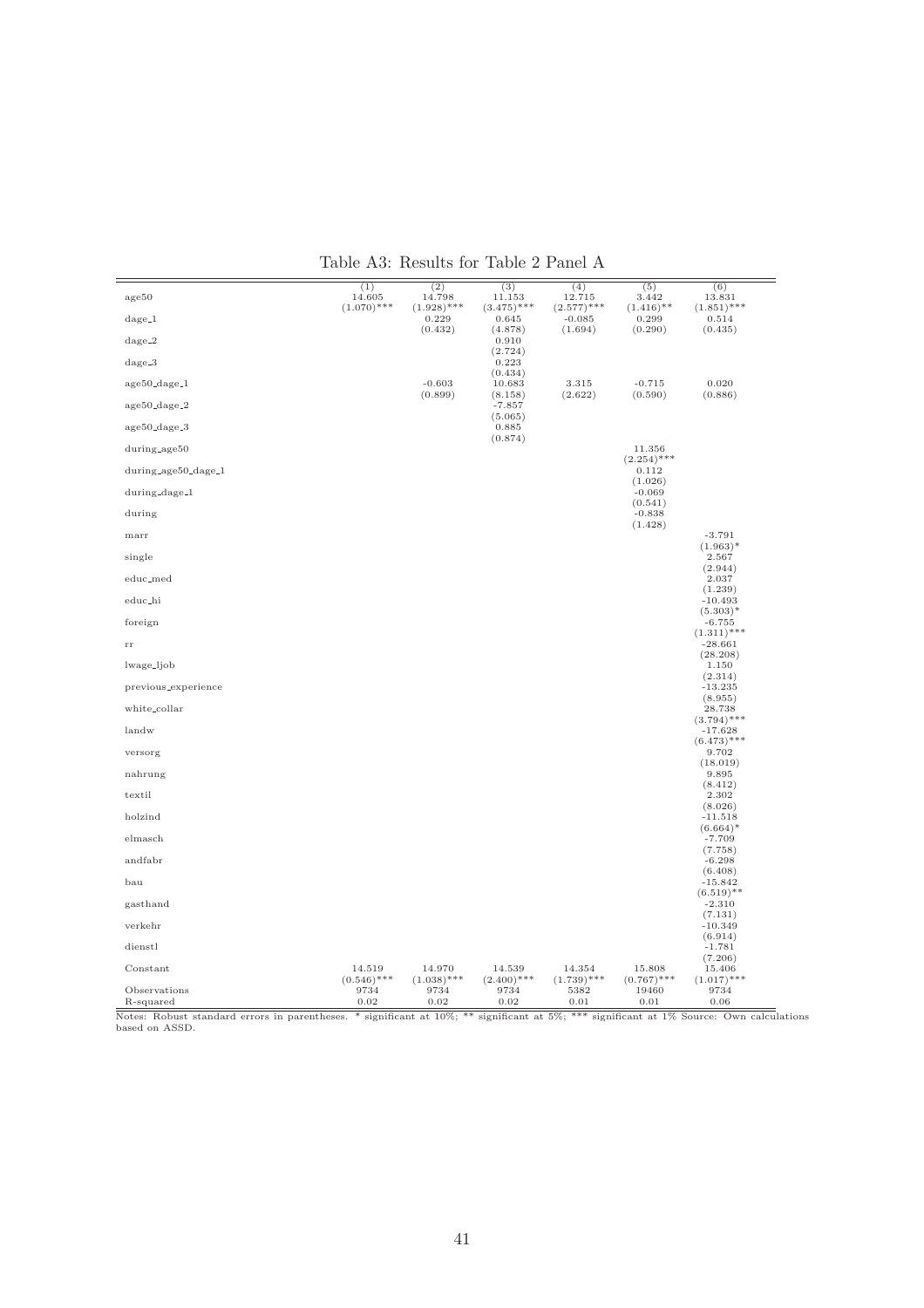Table A3: Results for Table 2 Panel A

| | (1) | (2) | (3) | (4) | (5) | (6) |
|---|---|---|---|---|---|---|
| age50 | 14.605 | 14.798 | 11.153 | 12.715 | 3.442 | 13.831 |
| | (1.070)*** | (1.928)*** | (3.475)*** | (2.577)*** | (1.416)** | (1.851)*** |
| dage_1 | | 0.229 | 0.645 | -0.085 | 0.299 | 0.514 |
| | | (0.432) | (4.878) | (1.694) | (0.290) | (0.435) |
| dage_2 | | | 0.910 | | | |
| | | | (2.724) | | | |
| dage_3 | | | 0.223 | | | |
| | | | (0.434) | | | |
| age50_dage_1 | | -0.603 | 10.683 | 3.315 | -0.715 | 0.020 |
| | | (0.899) | (8.158) | (2.622) | (0.590) | (0.886) |
| age50_dage_2 | | | -7.857 | | | |
| | | | (5.065) | | | |
| age50_dage_3 | | | 0.885 | | | |
| | | | (0.874) | | | |
| during_age50 | | | | | 11.356 | |
| | | | | | (2.254)*** | |
| during_age50_dage_1 | | | | | 0.112 | |
| | | | | | (1.026) | |
| during_dage_1 | | | | | -0.069 | |
| | | | | | (0.541) | |
| during | | | | | -0.838 | |
| | | | | | (1.428) | |
| marr | | | | | | -3.791 |
| | | | | | | (1.963)* |
| single | | | | | | 2.567 |
| | | | | | | (2.944) |
| educ_med | | | | | | 2.037 |
| | | | | | | (1.239) |
| educ_hi | | | | | | -10.493 |
| | | | | | | (5.303)* |
| foreign | | | | | | -6.755 |
| | | | | | | (1.311)*** |
| rr | | | | | | -28.661 |
| | | | | | | (28.208) |
| lwage_ljob | | | | | | 1.150 |
| | | | | | | (2.314) |
| previous_experience | | | | | | -13.235 |
| | | | | | | (8.955) |
| white_collar | | | | | | 28.738 |
| | | | | | | (3.794)*** |
| landw | | | | | | -17.628 |
| | | | | | | (6.473)*** |
| versorg | | | | | | 9.702 |
| | | | | | | (18.019) |
| nahrung | | | | | | 9.895 |
| | | | | | | (8.412) |
| textil | | | | | | 2.302 |
| | | | | | | (8.026) |
| holzind | | | | | | -11.518 |
| | | | | | | (6.664)* |
| elmasch | | | | | | -7.709 |
| | | | | | | (7.758) |
| andfabr | | | | | | -6.298 |
| | | | | | | (6.408) |
| bau | | | | | | -15.842 |
| | | | | | | (6.519)** |
| gasthand | | | | | | -2.310 |
| | | | | | | (7.131) |
| verkehr | | | | | | -10.349 |
| | | | | | | (6.914) |
| dienstl | | | | | | -1.781 |
| | | | | | | (7.206) |
| Constant | 14.519 | 14.970 | 14.539 | 14.354 | 15.808 | 15.406 |
| | (0.546)*** | (1.038)*** | (2.400)*** | (1.739)*** | (0.767)*** | (1.017)*** |
| Observations | 9734 | 9734 | 9734 | 5382 | 19460 | 9734 |
| R-squared | 0.02 | 0.02 | 0.02 | 0.01 | 0.01 | 0.06 |

Notes: Robust standard errors in parentheses. * significant at 10%; ** significant at 5%; *** significant at 1% Source: Own calculations based on ASSD.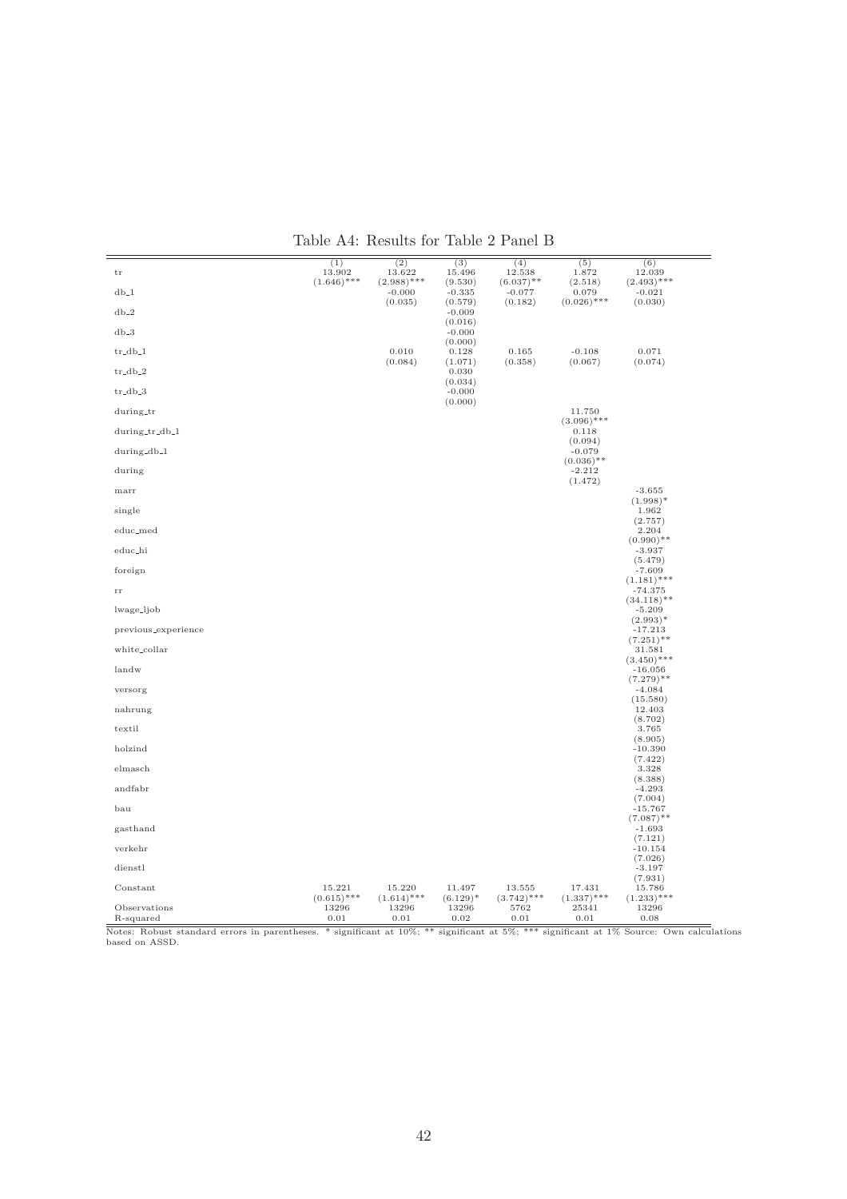Table A4: Results for Table 2 Panel B

| | (1) | (2) | (3) | (4) | (5) | (6) |
|---|---|---|---|---|---|---|
| tr | 13.902 | 13.622 | 15.496 | 12.538 | 1.872 | 12.039 |
| | (1.646)*** | (2.988)*** | (9.530) | (6.037)** | (2.518) | (2.493)*** |
| db_1 | | -0.000 | -0.335 | -0.077 | 0.079 | -0.021 |
| | | (0.035) | (0.579) | (0.182) | (0.026)*** | (0.030) |
| db_2 | | | -0.009 | | | |
| | | | (0.016) | | | |
| db_3 | | | -0.000 | | | |
| | | | (0.000) | | | |
| tr_db_1 | | 0.010 | 0.128 | 0.165 | -0.108 | 0.071 |
| | | (0.084) | (1.071) | (0.358) | (0.067) | (0.074) |
| tr_db_2 | | | 0.030 | | | |
| | | | (0.034) | | | |
| tr_db_3 | | | -0.000 | | | |
| | | | (0.000) | | | |
| during_tr | | | | | 11.750 | |
| | | | | | (3.096)*** | |
| during_tr_db_1 | | | | | 0.118 | |
| | | | | | (0.094) | |
| during_db_1 | | | | | -0.079 | |
| | | | | | (0.036)** | |
| during | | | | | -2.212 | |
| | | | | | (1.472) | |
| marr | | | | | | -3.655 |
| | | | | | | (1.998)* |
| single | | | | | | 1.962 |
| | | | | | | (2.757) |
| educ_med | | | | | | 2.204 |
| | | | | | | (0.990)** |
| educ_hi | | | | | | -3.937 |
| | | | | | | (5.479) |
| foreign | | | | | | -7.609 |
| | | | | | | (1.181)*** |
| rr | | | | | | -74.375 |
| | | | | | | (34.118)** |
| lwage_ljob | | | | | | -5.209 |
| | | | | | | (2.993)* |
| previous_experience | | | | | | -17.213 |
| | | | | | | (7.251)** |
| white_collar | | | | | | 31.581 |
| | | | | | | (3.450)*** |
| landw | | | | | | -16.056 |
| | | | | | | (7.279)** |
| versorg | | | | | | -4.084 |
| | | | | | | (15.580) |
| nahrung | | | | | | 12.403 |
| | | | | | | (8.702) |
| textil | | | | | | 3.765 |
| | | | | | | (8.905) |
| holzind | | | | | | -10.390 |
| | | | | | | (7.422) |
| elmasch | | | | | | 3.328 |
| | | | | | | (8.388) |
| andfabr | | | | | | -4.293 |
| | | | | | | (7.004) |
| bau | | | | | | -15.767 |
| | | | | | | (7.087)** |
| gasthand | | | | | | -1.693 |
| | | | | | | (7.121) |
| verkehr | | | | | | -10.154 |
| | | | | | | (7.026) |
| dienstl | | | | | | -3.197 |
| | | | | | | (7.931) |
| Constant | 15.221 | 15.220 | 11.497 | 13.555 | 17.431 | 15.786 |
| | (0.615)*** | (1.614)*** | (6.129)* | (3.742)*** | (1.337)*** | (1.233)*** |
| Observations | 13296 | 13296 | 13296 | 5762 | 25341 | 13296 |
| R-squared | 0.01 | 0.01 | 0.02 | 0.01 | 0.01 | 0.08 |

Notes: Robust standard errors in parentheses. * significant at 10%; ** significant at 5%; *** significant at 1% Source: Own calculations based on ASSD.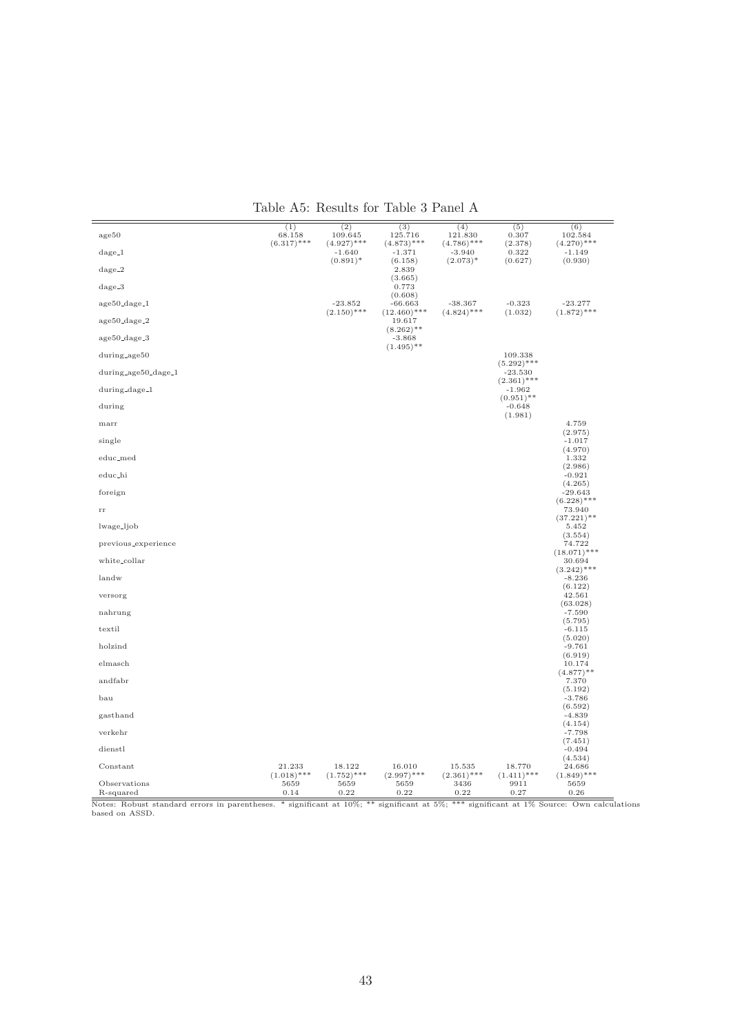Table A5: Results for Table 3 Panel A

| | (1) | (2) | (3) | (4) | (5) | (6) |
|---|---|---|---|---|---|---|
| age50 | 68.158 | 109.645 | 125.716 | 121.830 | 0.307 | 102.584 |
| | (6.317)*** | (4.927)*** | (4.873)*** | (4.786)*** | (2.378) | (4.270)*** |
| dage_1 | | -1.640 | -1.371 | -3.940 | 0.322 | -1.149 |
| | | (0.891)* | (6.158) | (2.073)* | (0.627) | (0.930) |
| dage_2 | | | 2.839 | | | |
| | | | (3.665) | | | |
| dage_3 | | | 0.773 | | | |
| | | | (0.608) | | | |
| age50_dage_1 | | -23.852 | -66.663 | -38.367 | -0.323 | -23.277 |
| | | (2.150)*** | (12.460)*** | (4.824)*** | (1.032) | (1.872)*** |
| age50_dage_2 | | | 19.617 | | | |
| | | | (8.262)** | | | |
| age50_dage_3 | | | -3.868 | | | |
| | | | (1.495)** | | | |
| during_age50 | | | | | 109.338 | |
| | | | | | (5.292)*** | |
| during_age50_dage_1 | | | | | -23.530 | |
| | | | | | (2.361)*** | |
| during_dage_1 | | | | | -1.962 | |
| | | | | | (0.951)** | |
| during | | | | | -0.648 | |
| | | | | | (1.981) | |
| marr | | | | | | 4.759 |
| | | | | | | (2.975) |
| single | | | | | | -1.017 |
| | | | | | | (4.970) |
| educ_med | | | | | | 1.332 |
| | | | | | | (2.986) |
| educ_hi | | | | | | -0.921 |
| | | | | | | (4.265) |
| foreign | | | | | | -29.643 |
| | | | | | | (6.228)*** |
| rr | | | | | | 73.940 |
| | | | | | | (37.221)** |
| lwage_ljob | | | | | | 5.452 |
| | | | | | | (3.554) |
| previous_experience | | | | | | 74.722 |
| | | | | | | (18.071)*** |
| white_collar | | | | | | 30.694 |
| | | | | | | (3.242)*** |
| landw | | | | | | -8.236 |
| | | | | | | (6.122) |
| versorg | | | | | | 42.561 |
| | | | | | | (63.028) |
| nahrung | | | | | | -7.590 |
| | | | | | | (5.795) |
| textil | | | | | | -6.115 |
| | | | | | | (5.020) |
| holzind | | | | | | -9.761 |
| | | | | | | (6.919) |
| elmasch | | | | | | 10.174 |
| | | | | | | (4.877)** |
| andfabr | | | | | | 7.370 |
| | | | | | | (5.192) |
| bau | | | | | | -3.786 |
| | | | | | | (6.592) |
| gasthand | | | | | | -4.839 |
| | | | | | | (4.154) |
| verkehr | | | | | | -7.798 |
| | | | | | | (7.451) |
| dienstl | | | | | | -0.494 |
| | | | | | | (4.534) |
| Constant | 21.233 | 18.122 | 16.010 | 15.535 | 18.770 | 24.686 |
| | (1.018)*** | (1.752)*** | (2.997)*** | (2.361)*** | (1.411)*** | (1.849)*** |
| Observations | 5659 | 5659 | 5659 | 3436 | 9911 | 5659 |
| R-squared | 0.14 | 0.22 | 0.22 | 0.22 | 0.27 | 0.26 |

Notes: Robust standard errors in parentheses. * significant at 10%; ** significant at 5%; *** significant at 1% Source: Own calculations based on ASSD.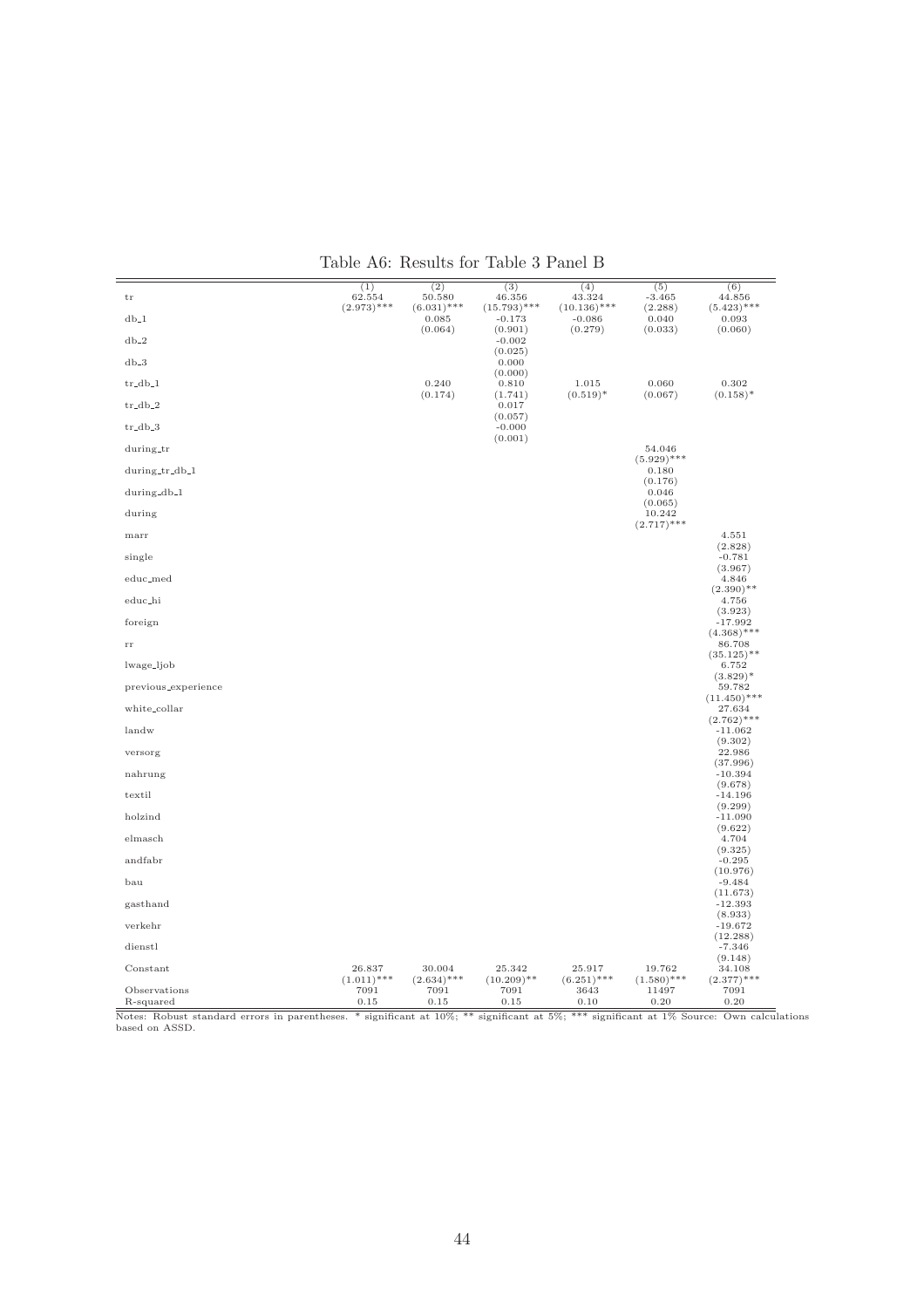Table A6: Results for Table 3 Panel B

| | (1) | (2) | (3) | (4) | (5) | (6) |
|---|---|---|---|---|---|---|
| tr | 62.554 | 50.580 | 46.356 | 43.324 | -3.465 | 44.856 |
| | (2.973)*** | (6.031)*** | (15.793)*** | (10.136)*** | (2.288) | (5.423)*** |
| db_1 | | 0.085 | -0.173 | -0.086 | 0.040 | 0.093 |
| | | (0.064) | (0.901) | (0.279) | (0.033) | (0.060) |
| db_2 | | | -0.002 | | | |
| | | | (0.025) | | | |
| db_3 | | | 0.000 | | | |
| | | | (0.000) | | | |
| tr_db_1 | | 0.240 | 0.810 | 1.015 | 0.060 | 0.302 |
| | | (0.174) | (1.741) | (0.519)* | (0.067) | (0.158)* |
| tr_db_2 | | | 0.017 | | | |
| | | | (0.057) | | | |
| tr_db_3 | | | -0.000 | | | |
| | | | (0.001) | | | |
| during_tr | | | | | 54.046 | |
| | | | | | (5.929)*** | |
| during_tr_db_1 | | | | | 0.180 | |
| | | | | | (0.176) | |
| during_db_1 | | | | | 0.046 | |
| | | | | | (0.065) | |
| during | | | | | 10.242 | |
| | | | | | (2.717)*** | |
| marr | | | | | | 4.551 |
| | | | | | | (2.828) |
| single | | | | | | -0.781 |
| | | | | | | (3.967) |
| educ_med | | | | | | 4.846 |
| | | | | | | (2.390)** |
| educ_hi | | | | | | 4.756 |
| | | | | | | (3.923) |
| foreign | | | | | | -17.992 |
| | | | | | | (4.368)*** |
| rr | | | | | | 86.708 |
| | | | | | | (35.125)** |
| lwage_ljob | | | | | | 6.752 |
| | | | | | | (3.829)* |
| previous_experience | | | | | | 59.782 |
| | | | | | | (11.450)*** |
| white_collar | | | | | | 27.634 |
| | | | | | | (2.762)*** |
| landw | | | | | | -11.062 |
| | | | | | | (9.302) |
| versorg | | | | | | 22.986 |
| | | | | | | (37.996) |
| nahrung | | | | | | -10.394 |
| | | | | | | (9.678) |
| textil | | | | | | -14.196 |
| | | | | | | (9.299) |
| holzind | | | | | | -11.090 |
| | | | | | | (9.622) |
| elmasch | | | | | | 4.704 |
| | | | | | | (9.325) |
| andfabr | | | | | | -0.295 |
| | | | | | | (10.976) |
| bau | | | | | | -9.484 |
| | | | | | | (11.673) |
| gasthand | | | | | | -12.393 |
| | | | | | | (8.933) |
| verkehr | | | | | | -19.672 |
| | | | | | | (12.288) |
| dienstl | | | | | | -7.346 |
| | | | | | | (9.148) |
| Constant | 26.837 | 30.004 | 25.342 | 25.917 | 19.762 | 34.108 |
| | (1.011)*** | (2.634)*** | (10.209)** | (6.251)*** | (1.580)*** | (2.377)*** |
| Observations | 7091 | 7091 | 7091 | 3643 | 11497 | 7091 |
| R-squared | 0.15 | 0.15 | 0.15 | 0.10 | 0.20 | 0.20 |

Notes: Robust standard errors in parentheses. * significant at 10%; ** significant at 5%; *** significant at 1% Source: Own calculations based on ASSD.